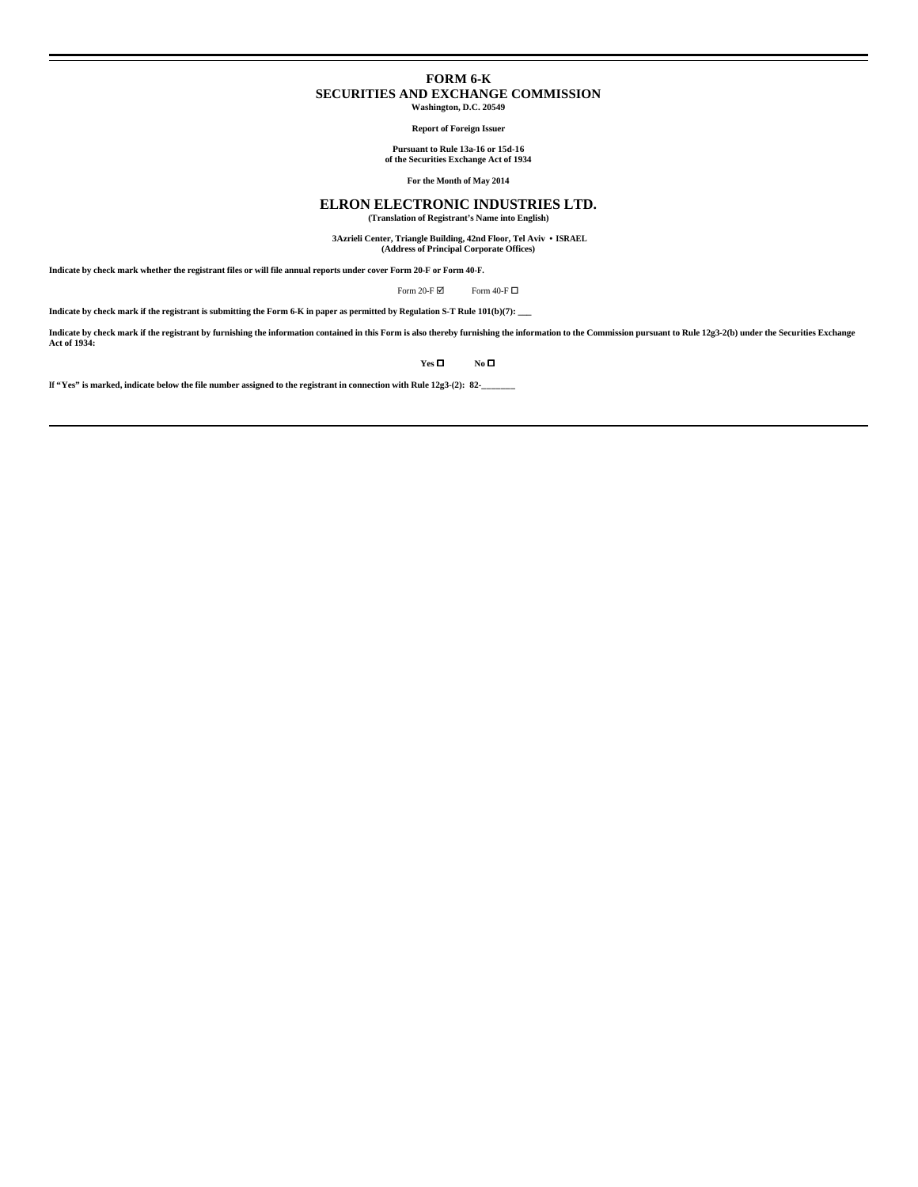# FORM 6-K

## SECURITIES AND EXCHANGE COMMISSION

**Washington, D.C. 20549**

**Report of Foreign Issuer**

**Pursuant to Rule 13a-16 or 15d-16**
**of the Securities Exchange Act of 1934**

**For the Month of May 2014**

## ELRON ELECTRONIC INDUSTRIES LTD.

**(Translation of Registrant's Name into English)**

**3Azrieli Center, Triangle Building, 42nd Floor, Tel Aviv • ISRAEL**
**(Address of Principal Corporate Offices)**

**Indicate by check mark whether the registrant files or will file annual reports under cover Form 20-F or Form 40-F.**

Form 20-F ☑ Form 40-F ☐

**Indicate by check mark if the registrant is submitting the Form 6-K in paper as permitted by Regulation S-T Rule 101(b)(7): ___**

**Indicate by check mark if the registrant by furnishing the information contained in this Form is also thereby furnishing the information to the Commission pursuant to Rule 12g3-2(b) under the Securities Exchange Act of 1934:**

**Yes** ☐ **No** ☐

**If "Yes" is marked, indicate below the file number assigned to the registrant in connection with Rule 12g3-(2): 82-_______**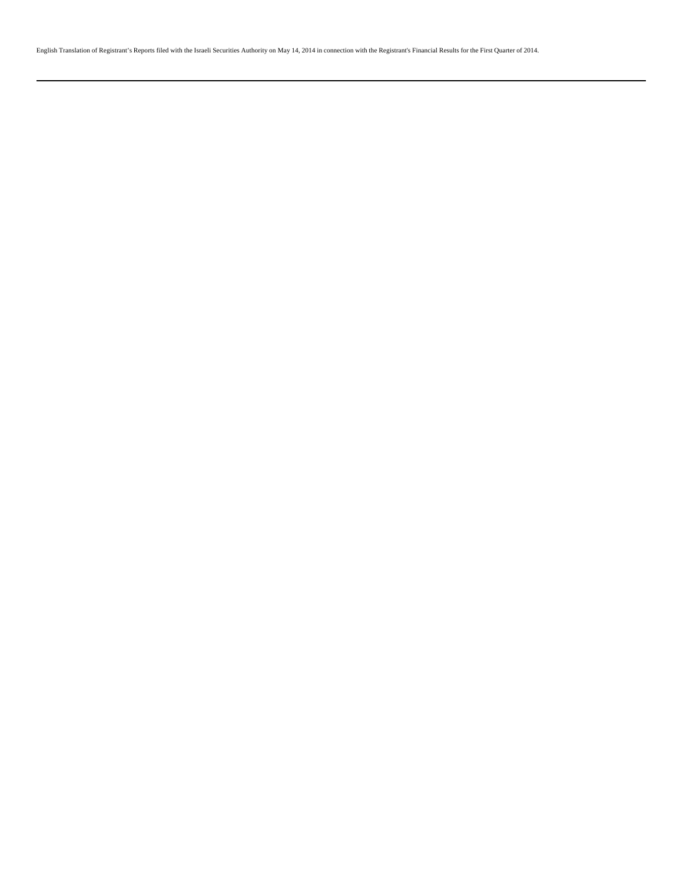English Translation of Registrant's Reports filed with the Israeli Securities Authority on May 14, 2014 in connection with the Registrant's Financial Results for the First Quarter of 2014.

---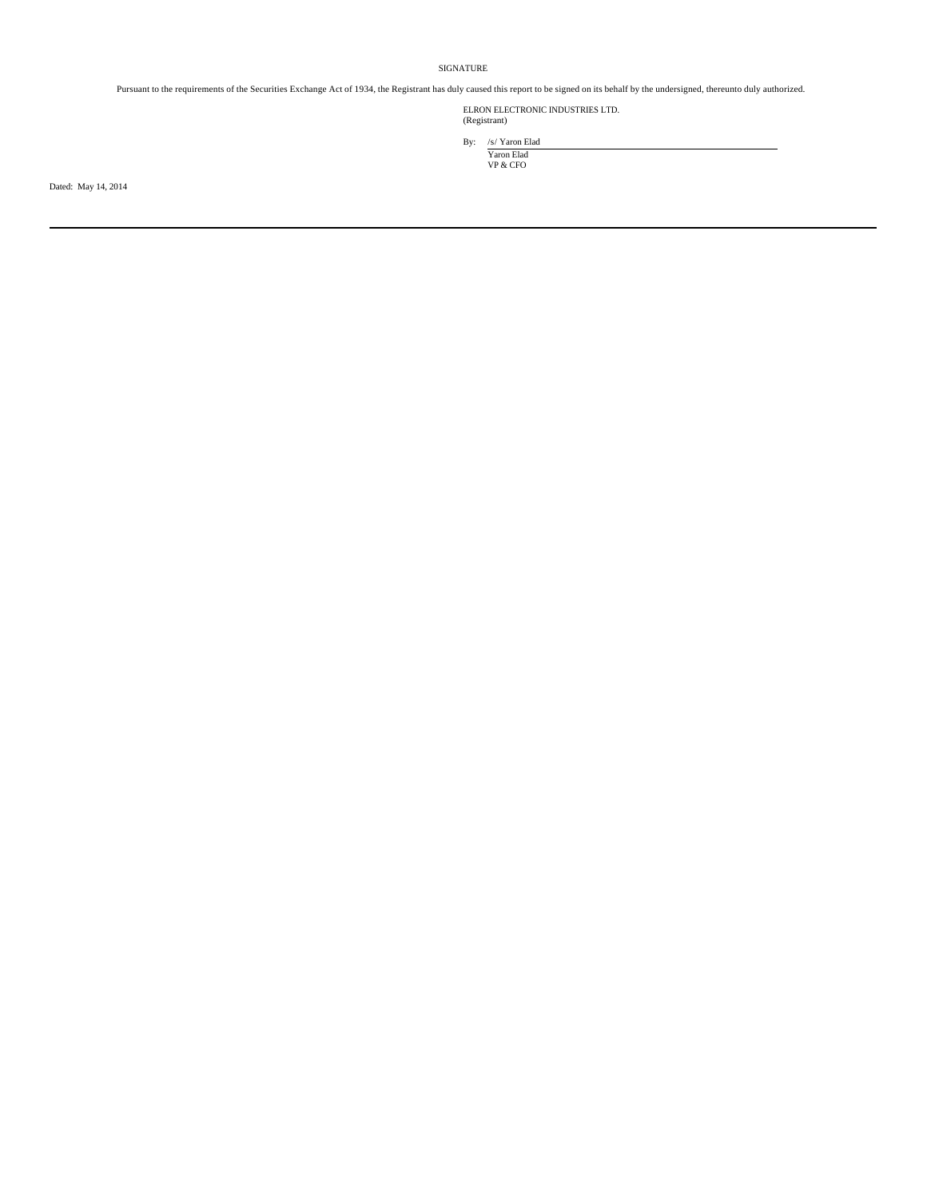SIGNATURE

Pursuant to the requirements of the Securities Exchange Act of 1934, the Registrant has duly caused this report to be signed on its behalf by the undersigned, thereunto duly authorized.

ELRON ELECTRONIC INDUSTRIES LTD.
(Registrant)

By: /s/ Yaron Elad
Yaron Elad
VP & CFO

Dated: May 14, 2014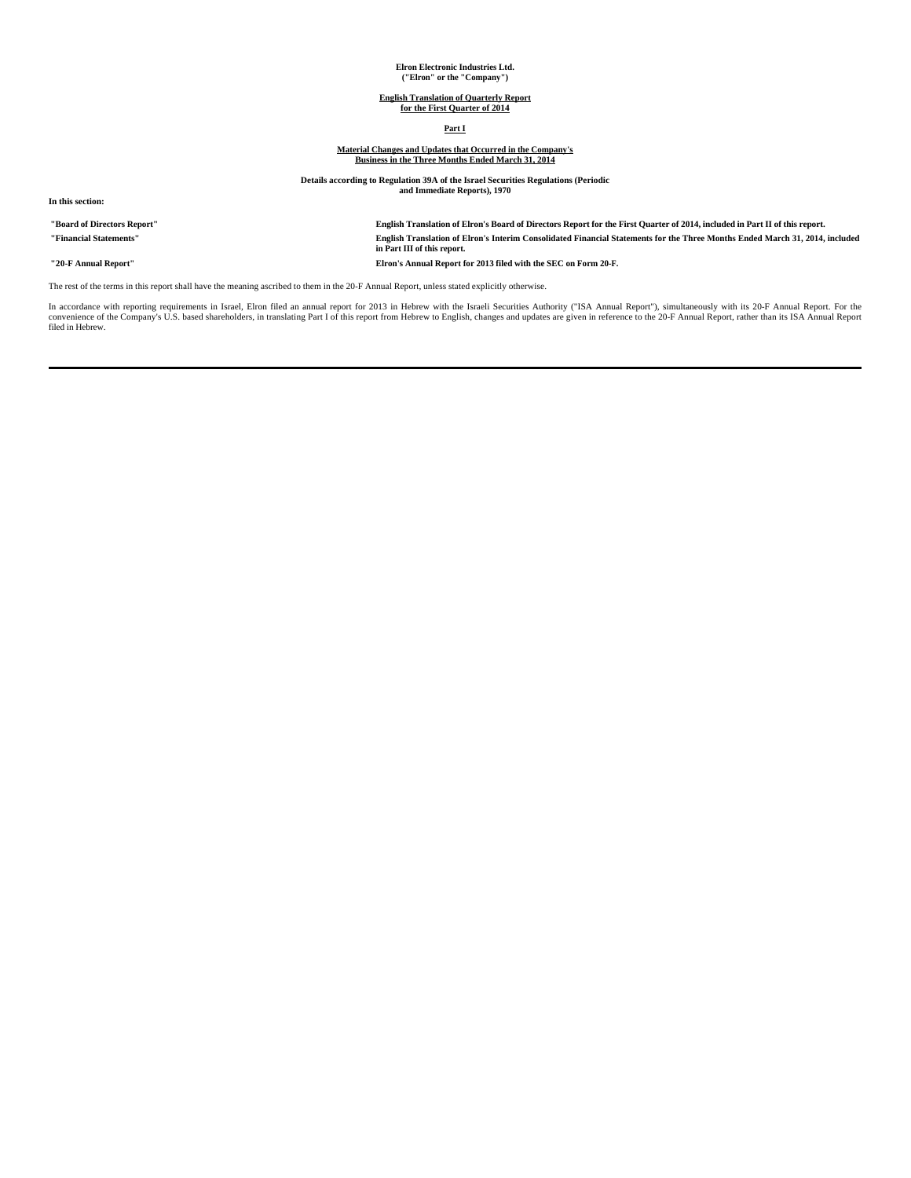**Elron Electronic Industries Ltd.**
**("Elron" or the "Company")**

**English Translation of Quarterly Report**
**for the First Quarter of 2014**

**Part I**

**Material Changes and Updates that Occurred in the Company's**
**Business in the Three Months Ended March 31, 2014**

**Details according to Regulation 39A of the Israel Securities Regulations (Periodic**
**and Immediate Reports), 1970**

**In this section:**

| | |
|---|---|
| **"Board of Directors Report"** | **English Translation of Elron's Board of Directors Report for the First Quarter of 2014, included in Part II of this report.** |
| **"Financial Statements"** | **English Translation of Elron's Interim Consolidated Financial Statements for the Three Months Ended March 31, 2014, included in Part III of this report.** |
| **"20-F Annual Report"** | **Elron's Annual Report for 2013 filed with the SEC on Form 20-F.** |

The rest of the terms in this report shall have the meaning ascribed to them in the 20-F Annual Report, unless stated explicitly otherwise.

In accordance with reporting requirements in Israel, Elron filed an annual report for 2013 in Hebrew with the Israeli Securities Authority ("ISA Annual Report"), simultaneously with its 20-F Annual Report. For the convenience of the Company's U.S. based shareholders, in translating Part I of this report from Hebrew to English, changes and updates are given in reference to the 20-F Annual Report, rather than its ISA Annual Report filed in Hebrew.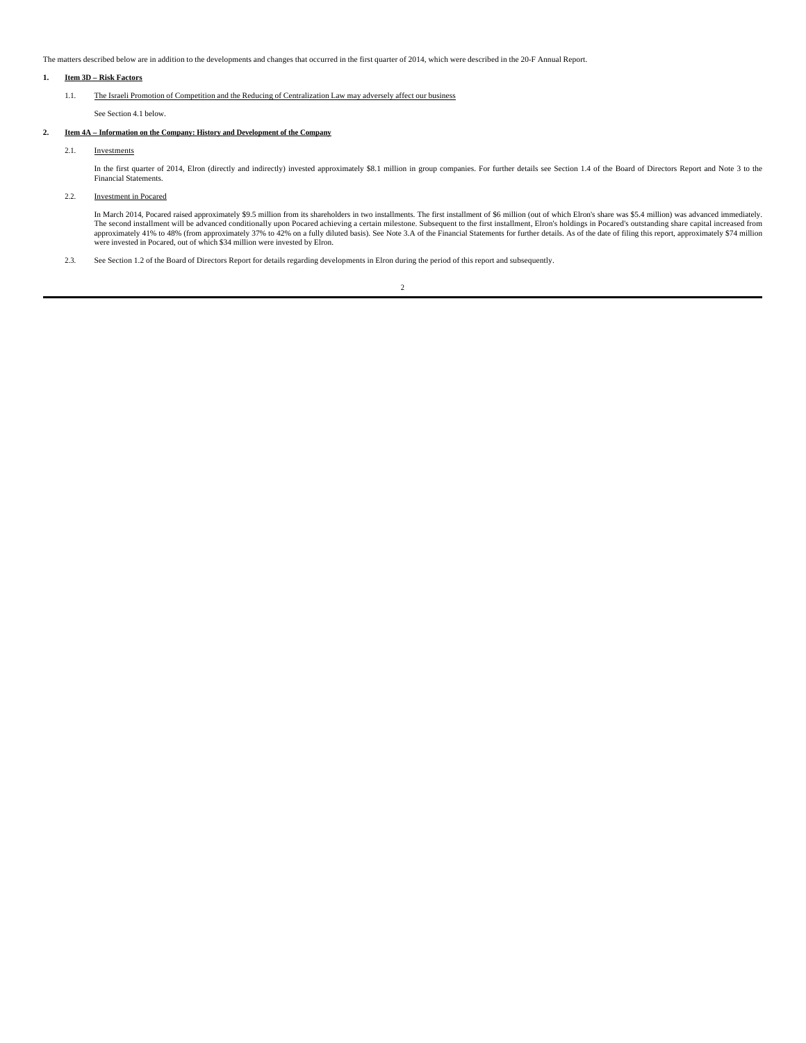The matters described below are in addition to the developments and changes that occurred in the first quarter of 2014, which were described in the 20-F Annual Report.

**1. Item 3D – Risk Factors**

1.1. The Israeli Promotion of Competition and the Reducing of Centralization Law may adversely affect our business

See Section 4.1 below.

**2. Item 4A – Information on the Company: History and Development of the Company**

2.1. Investments

In the first quarter of 2014, Elron (directly and indirectly) invested approximately $8.1 million in group companies. For further details see Section 1.4 of the Board of Directors Report and Note 3 to the Financial Statements.

2.2. Investment in Pocared

In March 2014, Pocared raised approximately $9.5 million from its shareholders in two installments. The first installment of $6 million (out of which Elron's share was $5.4 million) was advanced immediately. The second installment will be advanced conditionally upon Pocared achieving a certain milestone. Subsequent to the first installment, Elron's holdings in Pocared's outstanding share capital increased from approximately 41% to 48% (from approximately 37% to 42% on a fully diluted basis). See Note 3.A of the Financial Statements for further details. As of the date of filing this report, approximately $74 million were invested in Pocared, out of which $34 million were invested by Elron.

2.3. See Section 1.2 of the Board of Directors Report for details regarding developments in Elron during the period of this report and subsequently.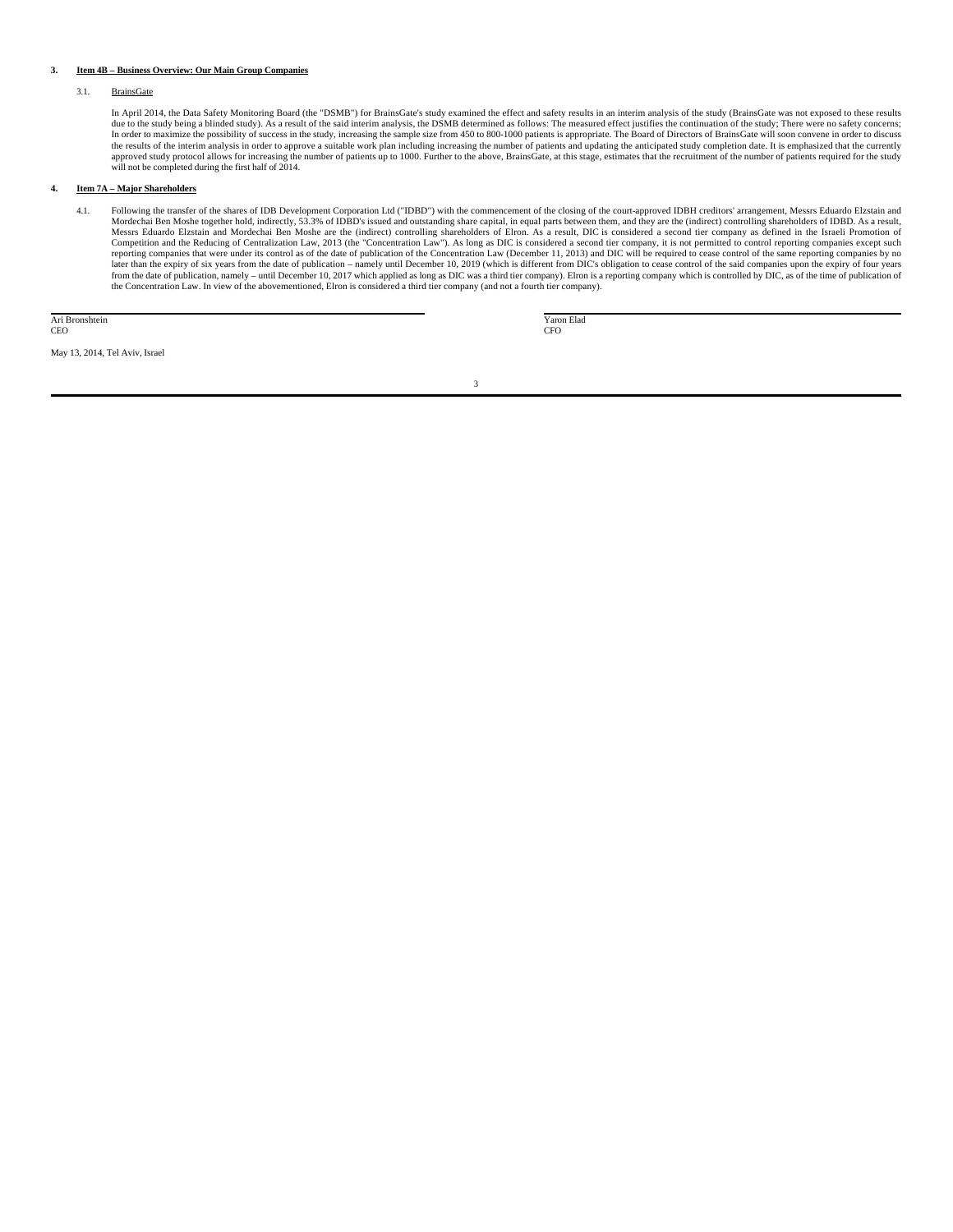### 3. Item 4B – Business Overview: Our Main Group Companies

3.1. BrainsGate

In April 2014, the Data Safety Monitoring Board (the "DSMB") for BrainsGate's study examined the effect and safety results in an interim analysis of the study (BrainsGate was not exposed to these results due to the study being a blinded study). As a result of the said interim analysis, the DSMB determined as follows: The measured effect justifies the continuation of the study; There were no safety concerns; In order to maximize the possibility of success in the study, increasing the sample size from 450 to 800-1000 patients is appropriate. The Board of Directors of BrainsGate will soon convene in order to discuss the results of the interim analysis in order to approve a suitable work plan including increasing the number of patients and updating the anticipated study completion date. It is emphasized that the currently approved study protocol allows for increasing the number of patients up to 1000. Further to the above, BrainsGate, at this stage, estimates that the recruitment of the number of patients required for the study will not be completed during the first half of 2014.

### 4. Item 7A – Major Shareholders

4.1. Following the transfer of the shares of IDB Development Corporation Ltd ("IDBD") with the commencement of the closing of the court-approved IDBH creditors' arrangement, Messrs Eduardo Elzstain and Mordechai Ben Moshe together hold, indirectly, 53.3% of IDBD's issued and outstanding share capital, in equal parts between them, and they are the (indirect) controlling shareholders of IDBD. As a result, Messrs Eduardo Elzstain and Mordechai Ben Moshe are the (indirect) controlling shareholders of Elron. As a result, DIC is considered a second tier company as defined in the Israeli Promotion of Competition and the Reducing of Centralization Law, 2013 (the "Concentration Law"). As long as DIC is considered a second tier company, it is not permitted to control reporting companies except such reporting companies that were under its control as of the date of publication of the Concentration Law (December 11, 2013) and DIC will be required to cease control of the same reporting companies by no later than the expiry of six years from the date of publication – namely until December 10, 2019 (which is different from DIC's obligation to cease control of the said companies upon the expiry of four years from the date of publication, namely – until December 10, 2017 which applied as long as DIC was a third tier company). Elron is a reporting company which is controlled by DIC, as of the time of publication of the Concentration Law. In view of the abovementioned, Elron is considered a third tier company (and not a fourth tier company).

Ari Bronshtein
CEO

Yaron Elad
CFO

May 13, 2014, Tel Aviv, Israel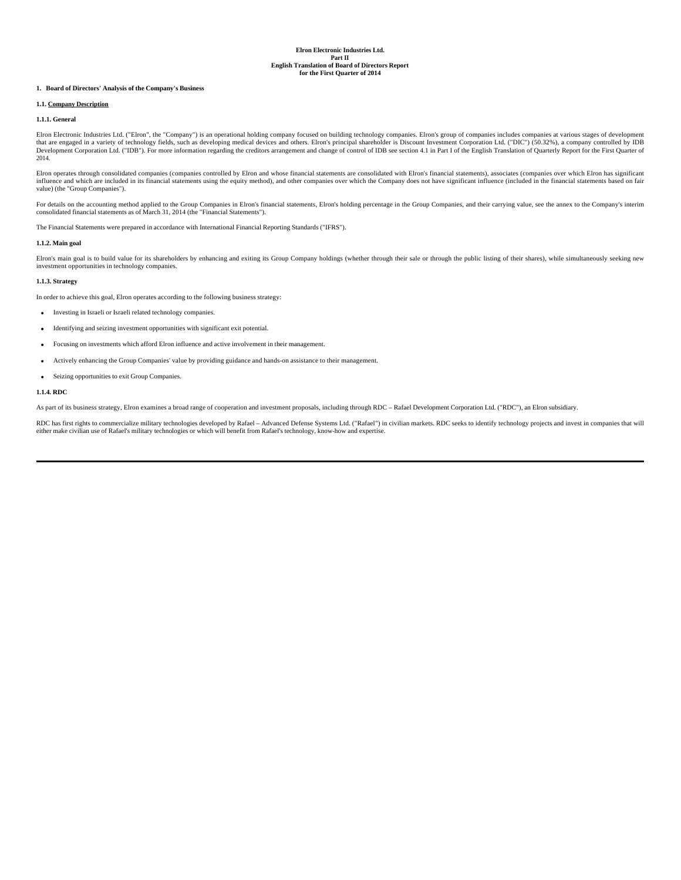**Elron Electronic Industries Ltd.**
**Part II**
**English Translation of Board of Directors Report**
**for the First Quarter of 2014**

## 1. Board of Directors' Analysis of the Company's Business

### 1.1. Company Description

#### 1.1.1. General

Elron Electronic Industries Ltd. ("Elron", the "Company") is an operational holding company focused on building technology companies. Elron's group of companies includes companies at various stages of development that are engaged in a variety of technology fields, such as developing medical devices and others. Elron's principal shareholder is Discount Investment Corporation Ltd. ("DIC") (50.32%), a company controlled by IDB Development Corporation Ltd. ("IDB"). For more information regarding the creditors arrangement and change of control of IDB see section 4.1 in Part I of the English Translation of Quarterly Report for the First Quarter of 2014.

Elron operates through consolidated companies (companies controlled by Elron and whose financial statements are consolidated with Elron's financial statements), associates (companies over which Elron has significant influence and which are included in its financial statements using the equity method), and other companies over which the Company does not have significant influence (included in the financial statements based on fair value) (the "Group Companies").

For details on the accounting method applied to the Group Companies in Elron's financial statements, Elron's holding percentage in the Group Companies, and their carrying value, see the annex to the Company's interim consolidated financial statements as of March 31, 2014 (the "Financial Statements").

The Financial Statements were prepared in accordance with International Financial Reporting Standards ("IFRS").

#### 1.1.2. Main goal

Elron's main goal is to build value for its shareholders by enhancing and exiting its Group Company holdings (whether through their sale or through the public listing of their shares), while simultaneously seeking new investment opportunities in technology companies.

#### 1.1.3. Strategy

In order to achieve this goal, Elron operates according to the following business strategy:

- Investing in Israeli or Israeli related technology companies.
- Identifying and seizing investment opportunities with significant exit potential.
- Focusing on investments which afford Elron influence and active involvement in their management.
- Actively enhancing the Group Companies' value by providing guidance and hands-on assistance to their management.
- Seizing opportunities to exit Group Companies.

#### 1.1.4. RDC

As part of its business strategy, Elron examines a broad range of cooperation and investment proposals, including through RDC – Rafael Development Corporation Ltd. ("RDC"), an Elron subsidiary.

RDC has first rights to commercialize military technologies developed by Rafael – Advanced Defense Systems Ltd. ("Rafael") in civilian markets. RDC seeks to identify technology projects and invest in companies that will either make civilian use of Rafael's military technologies or which will benefit from Rafael's technology, know-how and expertise.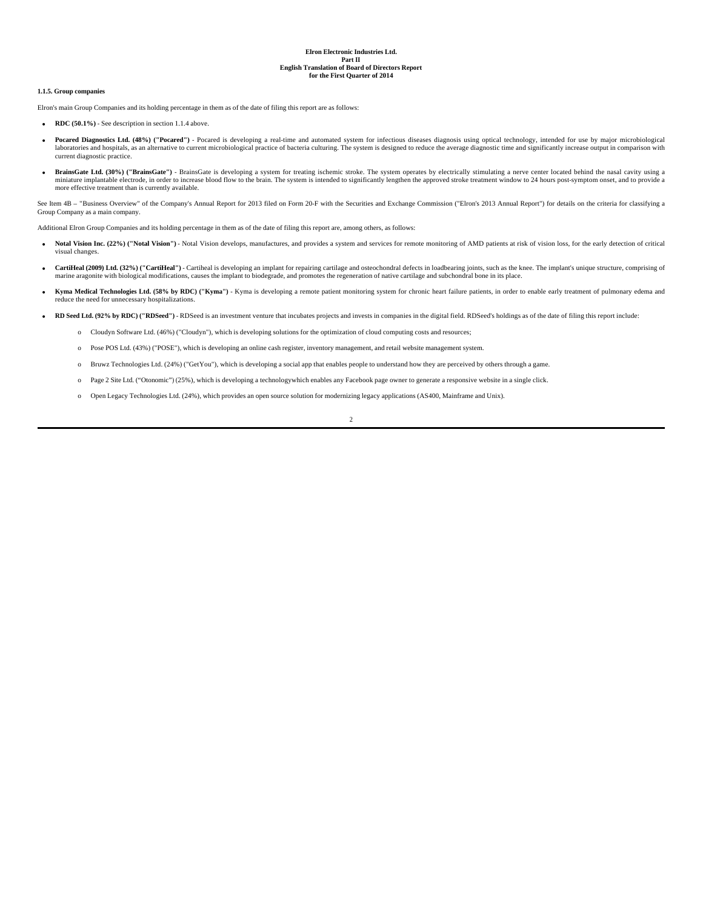Elron Electronic Industries Ltd.
Part II
English Translation of Board of Directors Report
for the First Quarter of 2014

**1.1.5. Group companies**

Elron's main Group Companies and its holding percentage in them as of the date of filing this report are as follows:

- **RDC (50.1%)** - See description in section 1.1.4 above.
- **Pocared Diagnostics Ltd. (48%) ("Pocared")** - Pocared is developing a real-time and automated system for infectious diseases diagnosis using optical technology, intended for use by major microbiological laboratories and hospitals, as an alternative to current microbiological practice of bacteria culturing. The system is designed to reduce the average diagnostic time and significantly increase output in comparison with current diagnostic practice.
- **BrainsGate Ltd. (30%) ("BrainsGate")** - BrainsGate is developing a system for treating ischemic stroke. The system operates by electrically stimulating a nerve center located behind the nasal cavity using a miniature implantable electrode, in order to increase blood flow to the brain. The system is intended to significantly lengthen the approved stroke treatment window to 24 hours post-symptom onset, and to provide a more effective treatment than is currently available.

See Item 4B – "Business Overview" of the Company's Annual Report for 2013 filed on Form 20-F with the Securities and Exchange Commission ("Elron's 2013 Annual Report") for details on the criteria for classifying a Group Company as a main company.

Additional Elron Group Companies and its holding percentage in them as of the date of filing this report are, among others, as follows:

- **Notal Vision Inc. (22%) ("Notal Vision")** - Notal Vision develops, manufactures, and provides a system and services for remote monitoring of AMD patients at risk of vision loss, for the early detection of critical visual changes.
- **CartiHeal (2009) Ltd. (32%) ("CartiHeal")** - Cartiheal is developing an implant for repairing cartilage and osteochondral defects in loadbearing joints, such as the knee. The implant's unique structure, comprising of marine aragonite with biological modifications, causes the implant to biodegrade, and promotes the regeneration of native cartilage and subchondral bone in its place.
- **Kyma Medical Technologies Ltd. (58% by RDC) ("Kyma")** - Kyma is developing a remote patient monitoring system for chronic heart failure patients, in order to enable early treatment of pulmonary edema and reduce the need for unnecessary hospitalizations.
- **RD Seed Ltd. (92% by RDC) ("RDSeed")** - RDSeed is an investment venture that incubates projects and invests in companies in the digital field. RDSeed's holdings as of the date of filing this report include:
    - Cloudyn Software Ltd. (46%) ("Cloudyn"), which is developing solutions for the optimization of cloud computing costs and resources;
    - Pose POS Ltd. (43%) ("POSE"), which is developing an online cash register, inventory management, and retail website management system.
    - Bruwz Technologies Ltd. (24%) ("GetYou"), which is developing a social app that enables people to understand how they are perceived by others through a game.
    - Page 2 Site Ltd. ("Otonomic") (25%), which is developing a technologywhich enables any Facebook page owner to generate a responsive website in a single click.
    - Open Legacy Technologies Ltd. (24%), which provides an open source solution for modernizing legacy applications (AS400, Mainframe and Unix).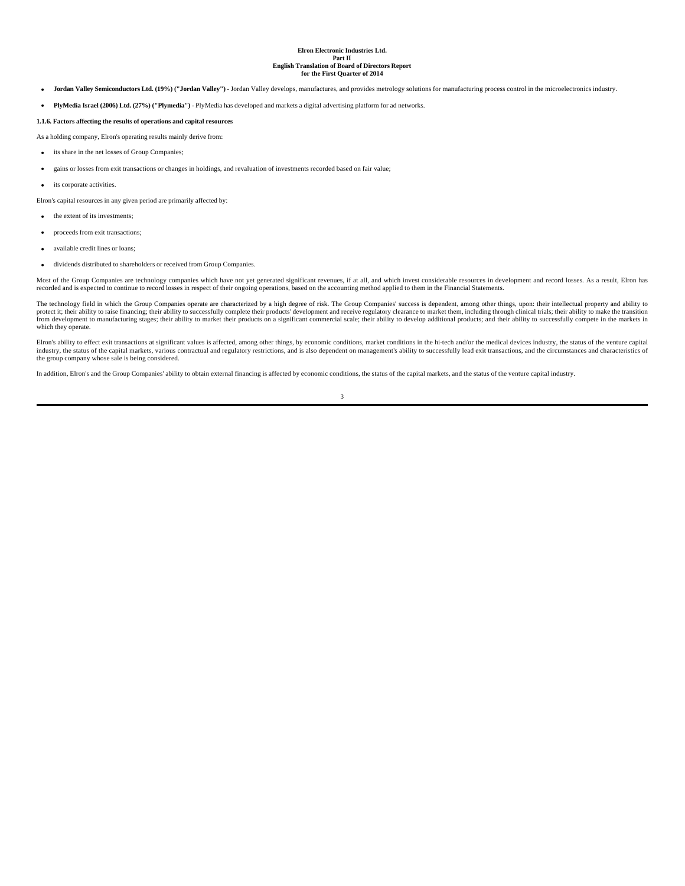- **Jordan Valley Semiconductors Ltd. (19%) ("Jordan Valley")** - Jordan Valley develops, manufactures, and provides metrology solutions for manufacturing process control in the microelectronics industry.

- **PlyMedia Israel (2006) Ltd. (27%) ("Plymedia")** - PlyMedia has developed and markets a digital advertising platform for ad networks.

**1.1.6. Factors affecting the results of operations and capital resources**

As a holding company, Elron's operating results mainly derive from:

- its share in the net losses of Group Companies;

- gains or losses from exit transactions or changes in holdings, and revaluation of investments recorded based on fair value;

- its corporate activities.

Elron's capital resources in any given period are primarily affected by:

- the extent of its investments;

- proceeds from exit transactions;

- available credit lines or loans;

- dividends distributed to shareholders or received from Group Companies.

Most of the Group Companies are technology companies which have not yet generated significant revenues, if at all, and which invest considerable resources in development and record losses. As a result, Elron has recorded and is expected to continue to record losses in respect of their ongoing operations, based on the accounting method applied to them in the Financial Statements.

The technology field in which the Group Companies operate are characterized by a high degree of risk. The Group Companies' success is dependent, among other things, upon: their intellectual property and ability to protect it; their ability to raise financing; their ability to successfully complete their products' development and receive regulatory clearance to market them, including through clinical trials; their ability to make the transition from development to manufacturing stages; their ability to market their products on a significant commercial scale; their ability to develop additional products; and their ability to successfully compete in the markets in which they operate.

Elron's ability to effect exit transactions at significant values is affected, among other things, by economic conditions, market conditions in the hi-tech and/or the medical devices industry, the status of the venture capital industry, the status of the capital markets, various contractual and regulatory restrictions, and is also dependent on management's ability to successfully lead exit transactions, and the circumstances and characteristics of the group company whose sale is being considered.

In addition, Elron's and the Group Companies' ability to obtain external financing is affected by economic conditions, the status of the capital markets, and the status of the venture capital industry.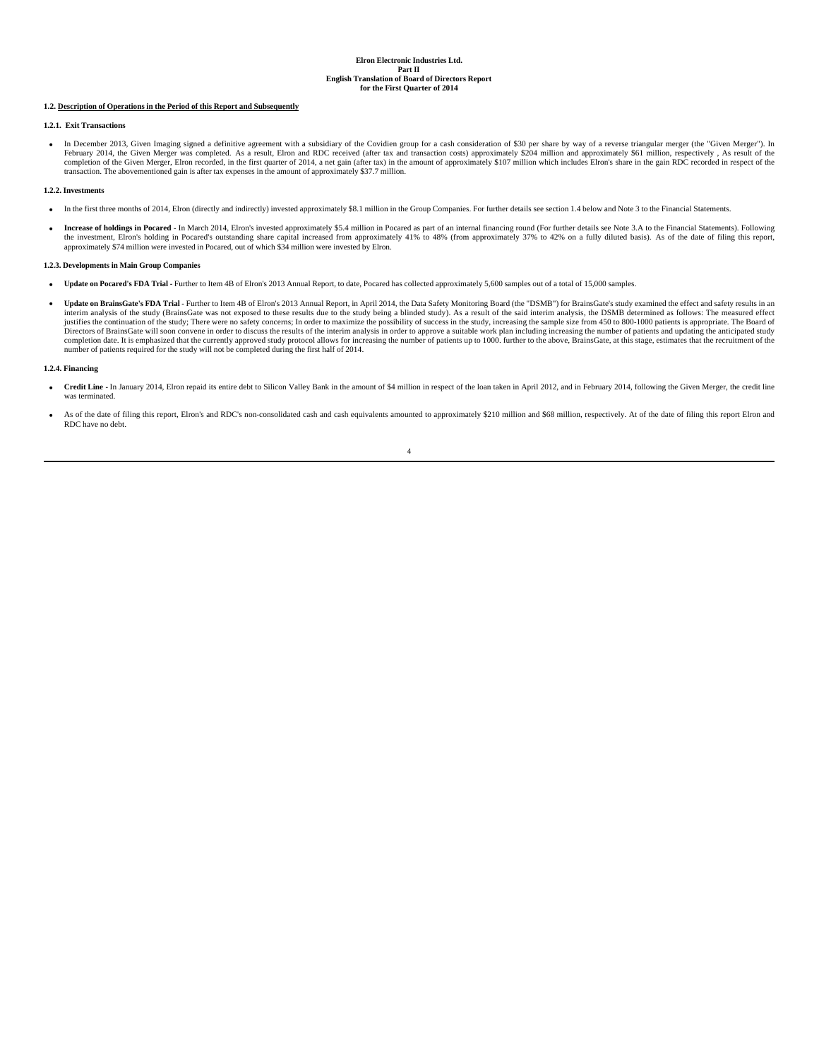**Elron Electronic Industries Ltd.**
**Part II**
**English Translation of Board of Directors Report**
**for the First Quarter of 2014**

**1.2. Description of Operations in the Period of this Report and Subsequently**

**1.2.1. Exit Transactions**

- In December 2013, Given Imaging signed a definitive agreement with a subsidiary of the Covidien group for a cash consideration of $30 per share by way of a reverse triangular merger (the "Given Merger"). In February 2014, the Given Merger was completed. As a result, Elron and RDC received (after tax and transaction costs) approximately $204 million and approximately $61 million, respectively , As result of the completion of the Given Merger, Elron recorded, in the first quarter of 2014, a net gain (after tax) in the amount of approximately $107 million which includes Elron's share in the gain RDC recorded in respect of the transaction. The abovementioned gain is after tax expenses in the amount of approximately $37.7 million.

**1.2.2. Investments**

- In the first three months of 2014, Elron (directly and indirectly) invested approximately $8.1 million in the Group Companies. For further details see section 1.4 below and Note 3 to the Financial Statements.

- **Increase of holdings in Pocared** - In March 2014, Elron's invested approximately $5.4 million in Pocared as part of an internal financing round (For further details see Note 3.A to the Financial Statements). Following the investment, Elron's holding in Pocared's outstanding share capital increased from approximately 41% to 48% (from approximately 37% to 42% on a fully diluted basis). As of the date of filing this report, approximately $74 million were invested in Pocared, out of which $34 million were invested by Elron.

**1.2.3. Developments in Main Group Companies**

- **Update on Pocared's FDA Trial -** Further to Item 4B of Elron's 2013 Annual Report, to date, Pocared has collected approximately 5,600 samples out of a total of 15,000 samples.

- **Update on BrainsGate's FDA Trial** - Further to Item 4B of Elron's 2013 Annual Report, in April 2014, the Data Safety Monitoring Board (the "DSMB") for BrainsGate's study examined the effect and safety results in an interim analysis of the study (BrainsGate was not exposed to these results due to the study being a blinded study). As a result of the said interim analysis, the DSMB determined as follows: The measured effect justifies the continuation of the study; There were no safety concerns; In order to maximize the possibility of success in the study, increasing the sample size from 450 to 800-1000 patients is appropriate. The Board of Directors of BrainsGate will soon convene in order to discuss the results of the interim analysis in order to approve a suitable work plan including increasing the number of patients and updating the anticipated study completion date. It is emphasized that the currently approved study protocol allows for increasing the number of patients up to 1000. further to the above, BrainsGate, at this stage, estimates that the recruitment of the number of patients required for the study will not be completed during the first half of 2014.

**1.2.4. Financing**

- **Credit Line** - In January 2014, Elron repaid its entire debt to Silicon Valley Bank in the amount of $4 million in respect of the loan taken in April 2012, and in February 2014, following the Given Merger, the credit line was terminated.

- As of the date of filing this report, Elron's and RDC's non-consolidated cash and cash equivalents amounted to approximately $210 million and $68 million, respectively. At of the date of filing this report Elron and RDC have no debt.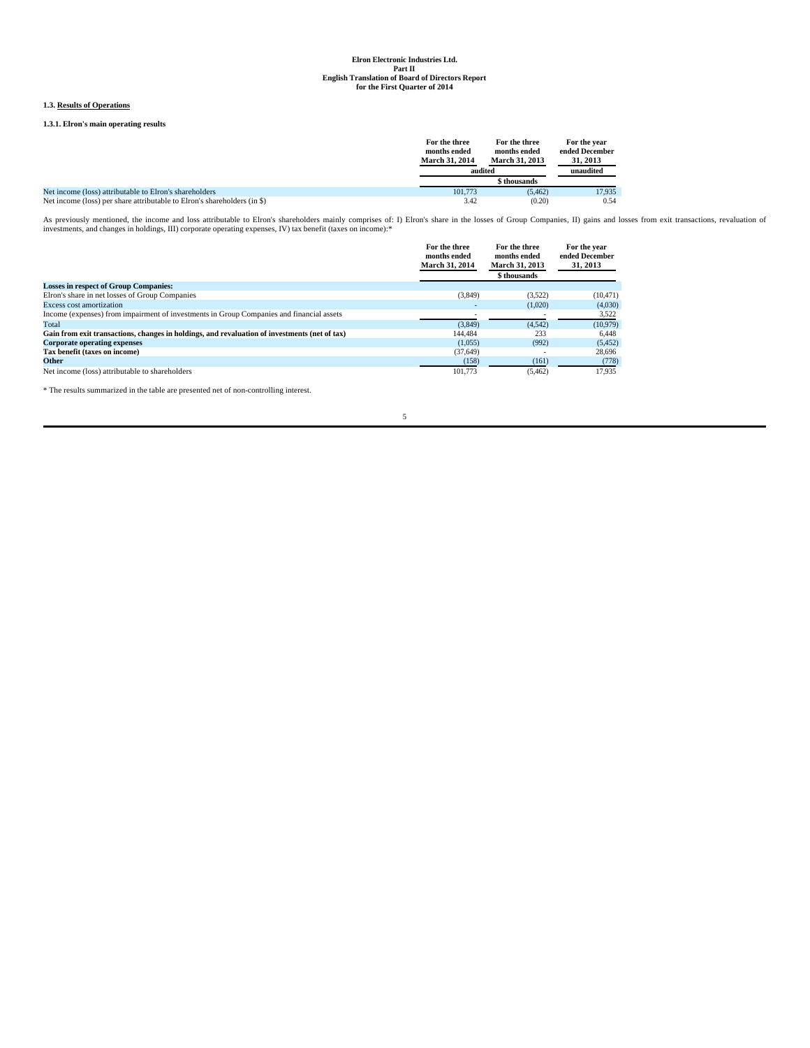**Elron Electronic Industries Ltd.**
**Part II**
**English Translation of Board of Directors Report**
**for the First Quarter of 2014**

### 1.3. Results of Operations

#### 1.3.1. Elron's main operating results

| | For the three months ended March 31, 2014 | For the three months ended March 31, 2013 | For the year ended December 31, 2013 |
|---|---|---|---|
| | audited | | unaudited |
| | | $ thousands | |
| Net income (loss) attributable to Elron's shareholders | 101,773 | (5,462) | 17,935 |
| Net income (loss) per share attributable to Elron's shareholders (in $) | 3.42 | (0.20) | 0.54 |

As previously mentioned, the income and loss attributable to Elron's shareholders mainly comprises of: I) Elron's share in the losses of Group Companies, II) gains and losses from exit transactions, revaluation of investments, and changes in holdings, III) corporate operating expenses, IV) tax benefit (taxes on income):*

| | For the three months ended March 31, 2014 | For the three months ended March 31, 2013 | For the year ended December 31, 2013 |
|---|---|---|---|
| | | $ thousands | |
| **Losses in respect of Group Companies:** | | | |
| Elron's share in net losses of Group Companies | (3,849) | (3,522) | (10,471) |
| Excess cost amortization | - | (1,020) | (4,030) |
| Income (expenses) from impairment of investments in Group Companies and financial assets | - | - | 3,522 |
| Total | (3,849) | (4,542) | (10,979) |
| **Gain from exit transactions, changes in holdings, and revaluation of investments (net of tax)** | 144,484 | 233 | 6,448 |
| **Corporate operating expenses** | (1,055) | (992) | (5,452) |
| **Tax benefit (taxes on income)** | (37,649) | - | 28,696 |
| **Other** | (158) | (161) | (778) |
| Net income (loss) attributable to shareholders | 101,773 | (5,462) | 17,935 |

\* The results summarized in the table are presented net of non-controlling interest.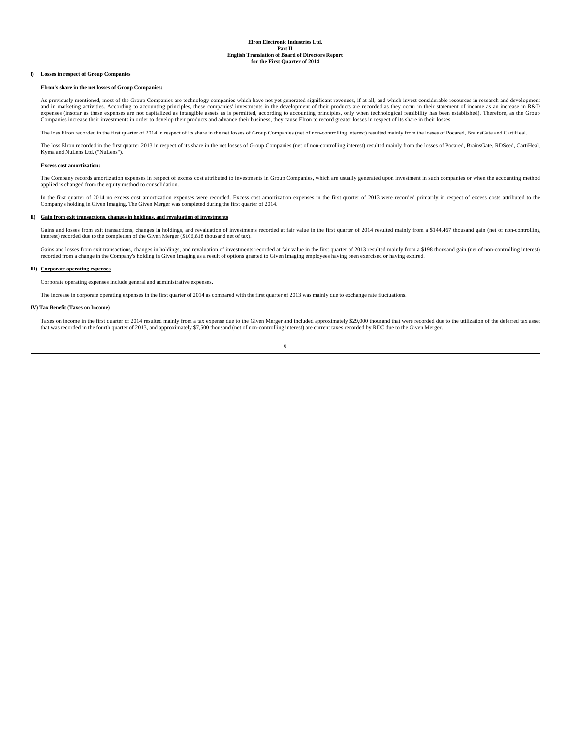**Elron Electronic Industries Ltd.**
**Part II**
**English Translation of Board of Directors Report**
**for the First Quarter of 2014**

**I) Losses in respect of Group Companies**

**Elron's share in the net losses of Group Companies:**

As previously mentioned, most of the Group Companies are technology companies which have not yet generated significant revenues, if at all, and which invest considerable resources in research and development and in marketing activities. According to accounting principles, these companies' investments in the development of their products are recorded as they occur in their statement of income as an increase in R&D expenses (insofar as these expenses are not capitalized as intangible assets as is permitted, according to accounting principles, only when technological feasibility has been established). Therefore, as the Group Companies increase their investments in order to develop their products and advance their business, they cause Elron to record greater losses in respect of its share in their losses.

The loss Elron recorded in the first quarter of 2014 in respect of its share in the net losses of Group Companies (net of non-controlling interest) resulted mainly from the losses of Pocared, BrainsGate and CartiHeal.

The loss Elron recorded in the first quarter 2013 in respect of its share in the net losses of Group Companies (net of non-controlling interest) resulted mainly from the losses of Pocared, BrainsGate, RDSeed, CartiHeal, Kyma and NuLens Ltd. ("NuLens").

**Excess cost amortization:**

The Company records amortization expenses in respect of excess cost attributed to investments in Group Companies, which are usually generated upon investment in such companies or when the accounting method applied is changed from the equity method to consolidation.

In the first quarter of 2014 no excess cost amortization expenses were recorded. Excess cost amortization expenses in the first quarter of 2013 were recorded primarily in respect of excess costs attributed to the Company's holding in Given Imaging. The Given Merger was completed during the first quarter of 2014.

**II) Gain from exit transactions, changes in holdings, and revaluation of investments**

Gains and losses from exit transactions, changes in holdings, and revaluation of investments recorded at fair value in the first quarter of 2014 resulted mainly from a $144,467 thousand gain (net of non-controlling interest) recorded due to the completion of the Given Merger ($106,818 thousand net of tax).

Gains and losses from exit transactions, changes in holdings, and revaluation of investments recorded at fair value in the first quarter of 2013 resulted mainly from a $198 thousand gain (net of non-controlling interest) recorded from a change in the Company's holding in Given Imaging as a result of options granted to Given Imaging employees having been exercised or having expired.

**III) Corporate operating expenses**

Corporate operating expenses include general and administrative expenses.

The increase in corporate operating expenses in the first quarter of 2014 as compared with the first quarter of 2013 was mainly due to exchange rate fluctuations.

**IV) Tax Benefit (Taxes on Income)**

Taxes on income in the first quarter of 2014 resulted mainly from a tax expense due to the Given Merger and included approximately $29,000 thousand that were recorded due to the utilization of the deferred tax asset that was recorded in the fourth quarter of 2013, and approximately $7,500 thousand (net of non-controlling interest) are current taxes recorded by RDC due to the Given Merger.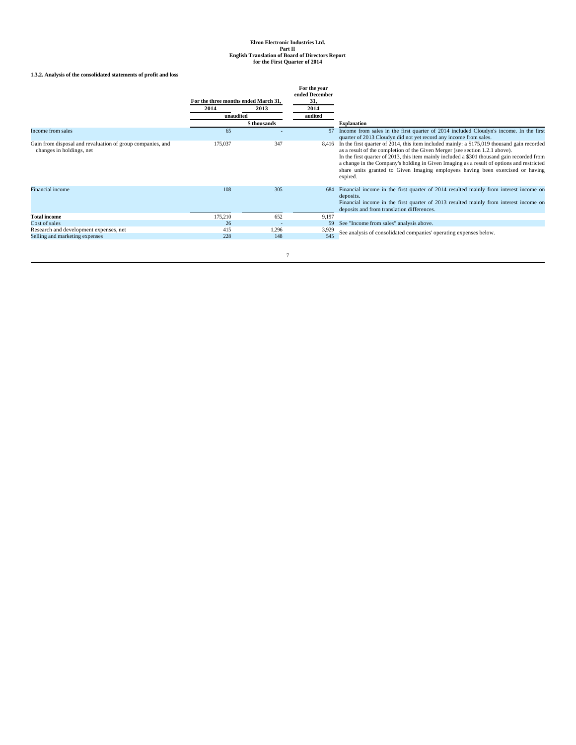### 1.3.2. Analysis of the consolidated statements of profit and loss

| | For the three months ended March 31, | | For the year ended December 31, | |
|---|---|---|---|---|
| | 2014 | 2013 | 2014 | |
| | unaudited | | audited | |
| | $ thousands | | | Explanation |
| Income from sales | 65 | - | 97 | Income from sales in the first quarter of 2014 included Cloudyn's income. In the first quarter of 2013 Cloudyn did not yet record any income from sales. |
| Gain from disposal and revaluation of group companies, and changes in holdings, net | 175,037 | 347 | 8,416 | In the first quarter of 2014, this item included mainly: a $175,019 thousand gain recorded as a result of the completion of the Given Merger (see section 1.2.1 above). In the first quarter of 2013, this item mainly included a $301 thousand gain recorded from a change in the Company's holding in Given Imaging as a result of options and restricted share units granted to Given Imaging employees having been exercised or having expired. |
| Financial income | 108 | 305 | 684 | Financial income in the first quarter of 2014 resulted mainly from interest income on deposits. Financial income in the first quarter of 2013 resulted mainly from interest income on deposits and from translation differences. |
| **Total income** | 175,210 | 652 | 9,197 | |
| Cost of sales | 26 | - | 59 | See "Income from sales" analysis above. |
| Research and development expenses, net | 415 | 1,296 | 3,929 | See analysis of consolidated companies' operating expenses below. |
| Selling and marketing expenses | 228 | 148 | 545 | |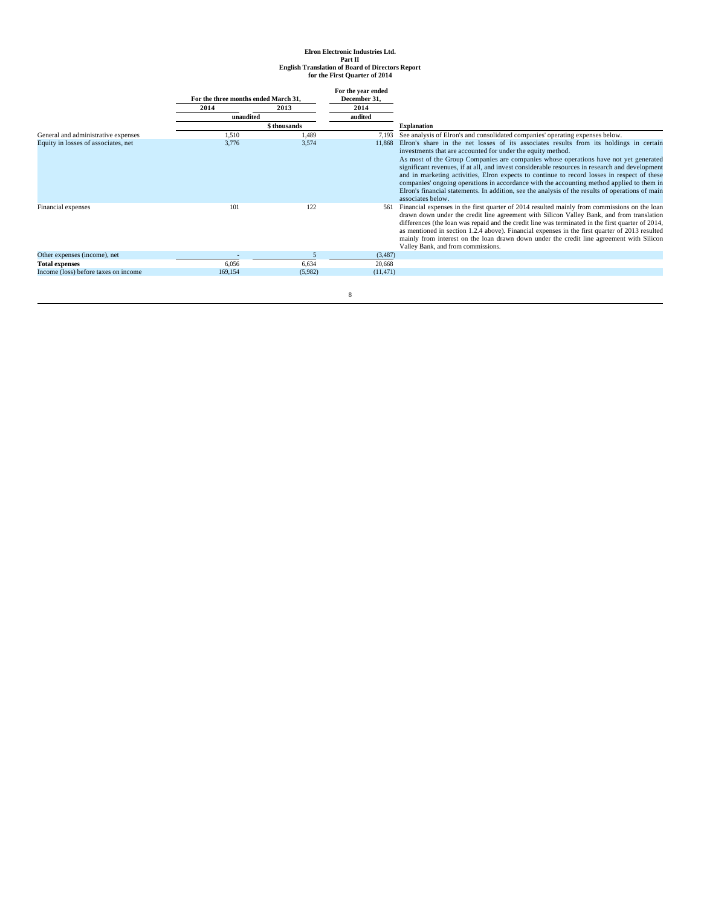| | For the three months ended March 31, | | For the year ended December 31, | |
|---|---|---|---|---|
| | 2014 | 2013 | 2014 | |
| | unaudited | | audited | |
| | $ thousands | | | Explanation |
| General and administrative expenses | 1,510 | 1,489 | 7,193 | See analysis of Elron's and consolidated companies' operating expenses below. |
| Equity in losses of associates, net | 3,776 | 3,574 | 11,868 | Elron's share in the net losses of its associates results from its holdings in certain investments that are accounted for under the equity method. As most of the Group Companies are companies whose operations have not yet generated significant revenues, if at all, and invest considerable resources in research and development and in marketing activities, Elron expects to continue to record losses in respect of these companies' ongoing operations in accordance with the accounting method applied to them in Elron's financial statements. In addition, see the analysis of the results of operations of main associates below. |
| Financial expenses | 101 | 122 | 561 | Financial expenses in the first quarter of 2014 resulted mainly from commissions on the loan drawn down under the credit line agreement with Silicon Valley Bank, and from translation differences (the loan was repaid and the credit line was terminated in the first quarter of 2014, as mentioned in section 1.2.4 above). Financial expenses in the first quarter of 2013 resulted mainly from interest on the loan drawn down under the credit line agreement with Silicon Valley Bank, and from commissions. |
| Other expenses (income), net | - | 5 | (3,487) | |
| **Total expenses** | 6,056 | 6,634 | 20,668 | |
| Income (loss) before taxes on income | 169,154 | (5,982) | (11,471) | |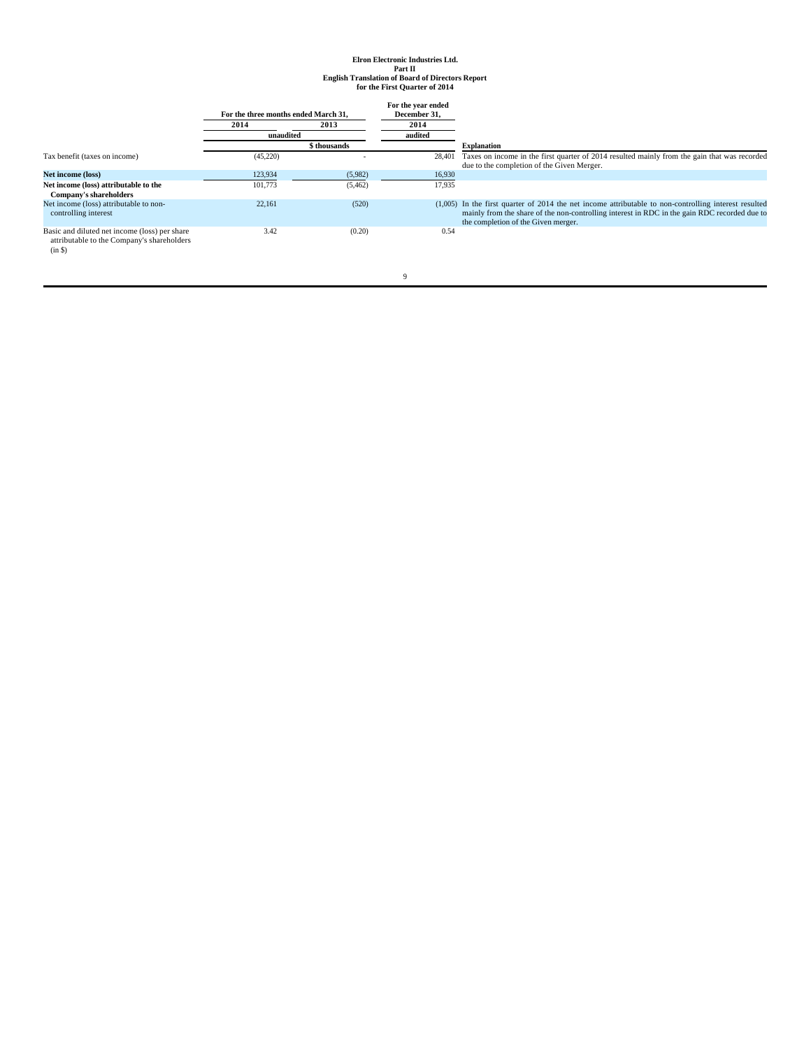**Elron Electronic Industries Ltd.**
**Part II**
**English Translation of Board of Directors Report**
**for the First Quarter of 2014**

| | For the three months ended March 31, | | For the year ended December 31, | |
|---|---|---|---|---|
| | 2014 | 2013 | 2014 | |
| | unaudited | | audited | |
| | $ thousands | | | Explanation |
| Tax benefit (taxes on income) | (45,220) | - | 28,401 | Taxes on income in the first quarter of 2014 resulted mainly from the gain that was recorded due to the completion of the Given Merger. |
| **Net income (loss)** | 123,934 | (5,982) | 16,930 | |
| **Net income (loss) attributable to the Company's shareholders** | 101,773 | (5,462) | 17,935 | |
| Net income (loss) attributable to non-controlling interest | 22,161 | (520) | (1,005) | In the first quarter of 2014 the net income attributable to non-controlling interest resulted mainly from the share of the non-controlling interest in RDC in the gain RDC recorded due to the completion of the Given merger. |
| Basic and diluted net income (loss) per share attributable to the Company's shareholders (in $) | 3.42 | (0.20) | 0.54 | |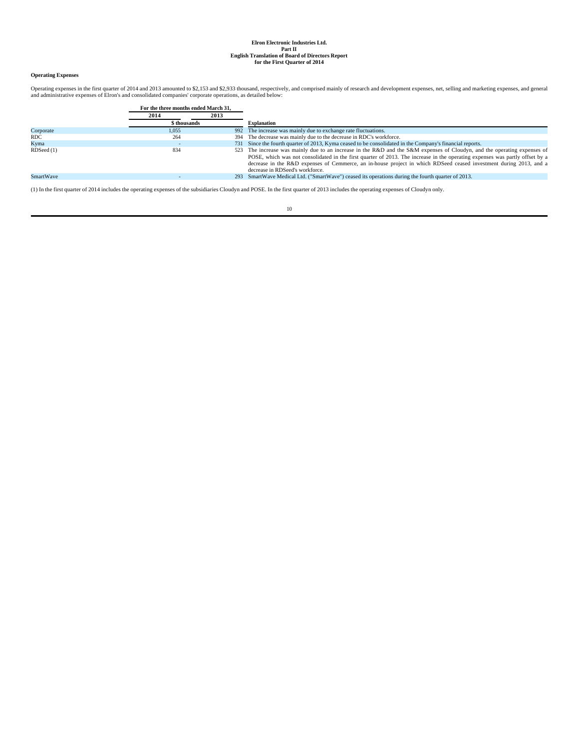**Operating Expenses**

Operating expenses in the first quarter of 2014 and 2013 amounted to $2,153 and $2,933 thousand, respectively, and comprised mainly of research and development expenses, net, selling and marketing expenses, and general and administrative expenses of Elron's and consolidated companies' corporate operations, as detailed below:

| | For the three months ended March 31, | | |
|---|---|---|---|
| | 2014 | 2013 | |
| | $ thousands | | Explanation |
| Corporate | 1,055 | 992 | The increase was mainly due to exchange rate fluctuations. |
| RDC | 264 | 394 | The decrease was mainly due to the decrease in RDC's workforce. |
| Kyma | - | 731 | Since the fourth quarter of 2013, Kyma ceased to be consolidated in the Company's financial reports. |
| RDSeed (1) | 834 | 523 | The increase was mainly due to an increase in the R&D and the S&M expenses of Cloudyn, and the operating expenses of POSE, which was not consolidated in the first quarter of 2013. The increase in the operating expenses was partly offset by a decrease in the R&D expenses of Cemmerce, an in-house project in which RDSeed ceased investment during 2013, and a decrease in RDSeed's workforce. |
| SmartWave | - | 293 | SmartWave Medical Ltd. ("SmartWave") ceased its operations during the fourth quarter of 2013. |

(1) In the first quarter of 2014 includes the operating expenses of the subsidiaries Cloudyn and POSE. In the first quarter of 2013 includes the operating expenses of Cloudyn only.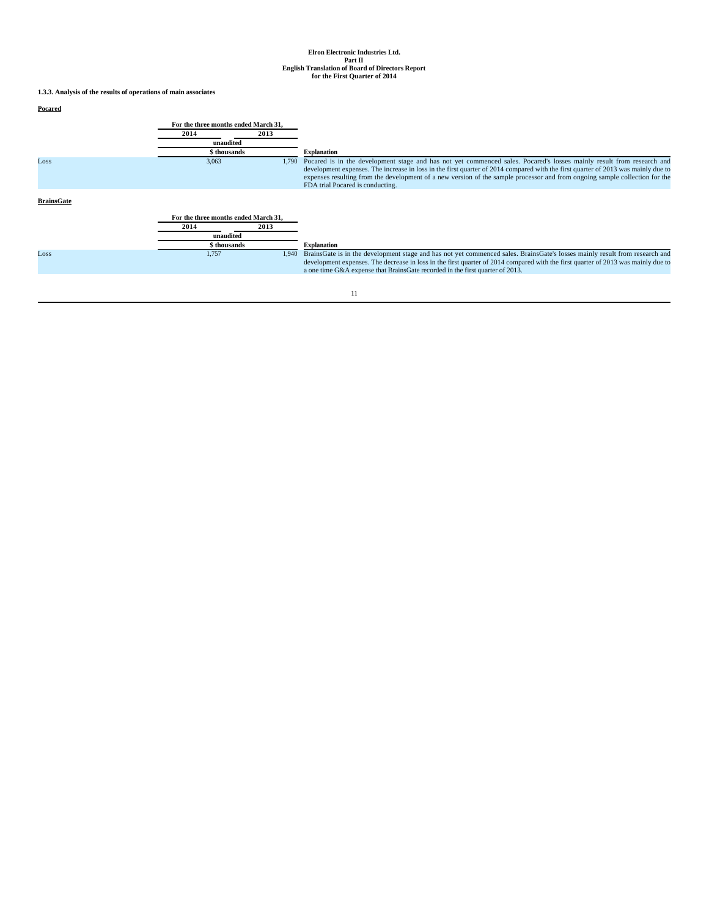### 1.3.3. Analysis of the results of operations of main associates

**Pocared**

| | For the three months ended March 31, | | |
|---|---|---|---|
| | 2014 | 2013 | |
| | unaudited | | |
| | $ thousands | | Explanation |
| Loss | 3,063 | 1,790 | Pocared is in the development stage and has not yet commenced sales. Pocared's losses mainly result from research and development expenses. The increase in loss in the first quarter of 2014 compared with the first quarter of 2013 was mainly due to expenses resulting from the development of a new version of the sample processor and from ongoing sample collection for the FDA trial Pocared is conducting. |

**BrainsGate**

| | For the three months ended March 31, | | |
|---|---|---|---|
| | 2014 | 2013 | |
| | unaudited | | |
| | $ thousands | | Explanation |
| Loss | 1,757 | 1,940 | BrainsGate is in the development stage and has not yet commenced sales. BrainsGate's losses mainly result from research and development expenses. The decrease in loss in the first quarter of 2014 compared with the first quarter of 2013 was mainly due to a one time G&A expense that BrainsGate recorded in the first quarter of 2013. |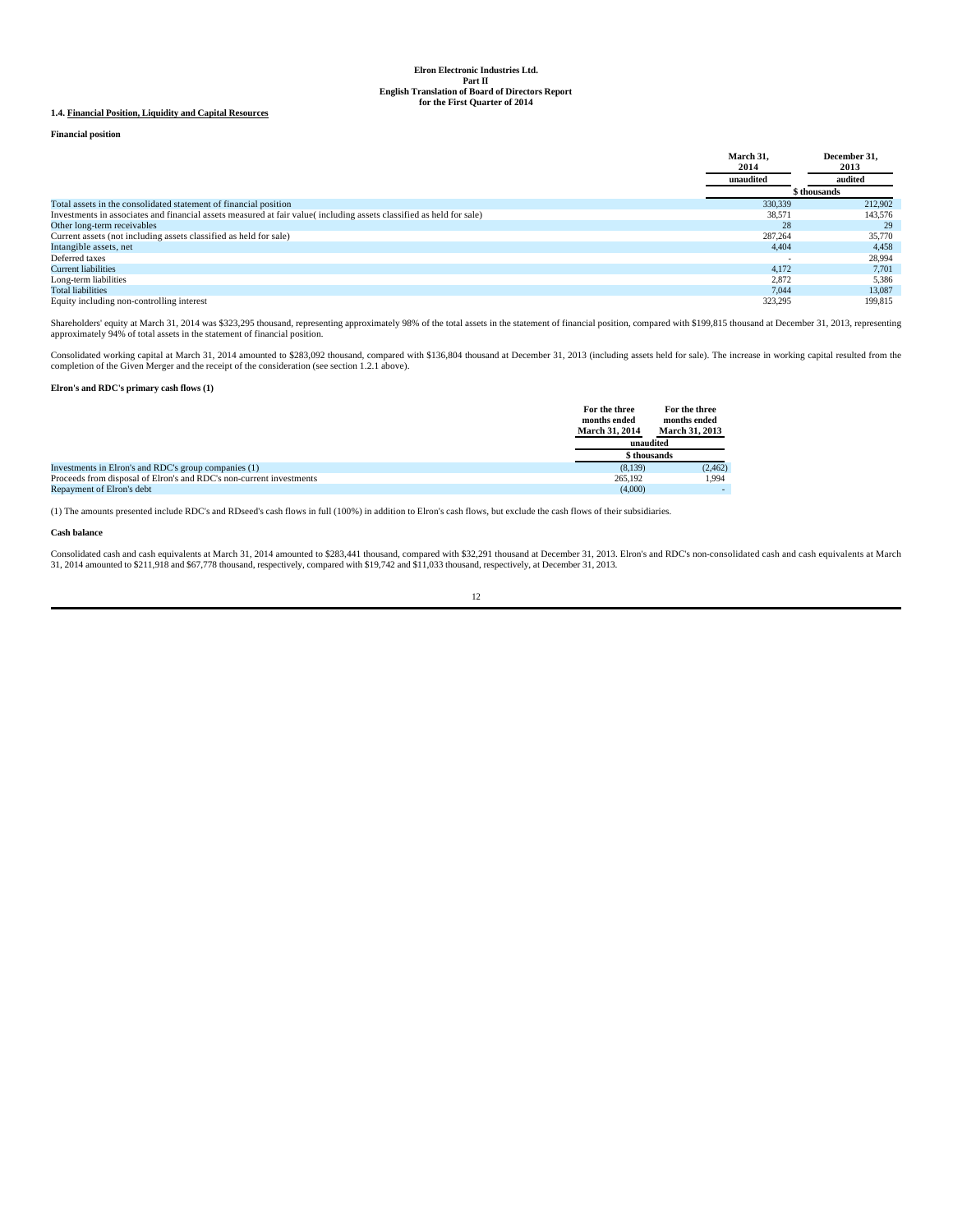Elron Electronic Industries Ltd.
Part II
English Translation of Board of Directors Report
for the First Quarter of 2014

### 1.4. Financial Position, Liquidity and Capital Resources

**Financial position**

| | March 31, 2014 | December 31, 2013 |
|---|---|---|
| | unaudited | audited |
| | $ thousands | |
| Total assets in the consolidated statement of financial position | 330,339 | 212,902 |
| Investments in associates and financial assets measured at fair value( including assets classified as held for sale) | 38,571 | 143,576 |
| Other long-term receivables | 28 | 29 |
| Current assets (not including assets classified as held for sale) | 287,264 | 35,770 |
| Intangible assets, net | 4,404 | 4,458 |
| Deferred taxes | - | 28,994 |
| Current liabilities | 4,172 | 7,701 |
| Long-term liabilities | 2,872 | 5,386 |
| Total liabilities | 7,044 | 13,087 |
| Equity including non-controlling interest | 323,295 | 199,815 |

Shareholders' equity at March 31, 2014 was $323,295 thousand, representing approximately 98% of the total assets in the statement of financial position, compared with $199,815 thousand at December 31, 2013, representing approximately 94% of total assets in the statement of financial position.

Consolidated working capital at March 31, 2014 amounted to $283,092 thousand, compared with $136,804 thousand at December 31, 2013 (including assets held for sale). The increase in working capital resulted from the completion of the Given Merger and the receipt of the consideration (see section 1.2.1 above).

**Elron's and RDC's primary cash flows (1)**

| | For the three months ended March 31, 2014 | For the three months ended March 31, 2013 |
|---|---|---|
| | unaudited | |
| | $ thousands | |
| Investments in Elron's and RDC's group companies (1) | (8,139) | (2,462) |
| Proceeds from disposal of Elron's and RDC's non-current investments | 265,192 | 1,994 |
| Repayment of Elron's debt | (4,000) | - |

(1) The amounts presented include RDC's and RDseed's cash flows in full (100%) in addition to Elron's cash flows, but exclude the cash flows of their subsidiaries.

**Cash balance**

Consolidated cash and cash equivalents at March 31, 2014 amounted to $283,441 thousand, compared with $32,291 thousand at December 31, 2013. Elron's and RDC's non-consolidated cash and cash equivalents at March 31, 2014 amounted to $211,918 and $67,778 thousand, respectively, compared with $19,742 and $11,033 thousand, respectively, at December 31, 2013.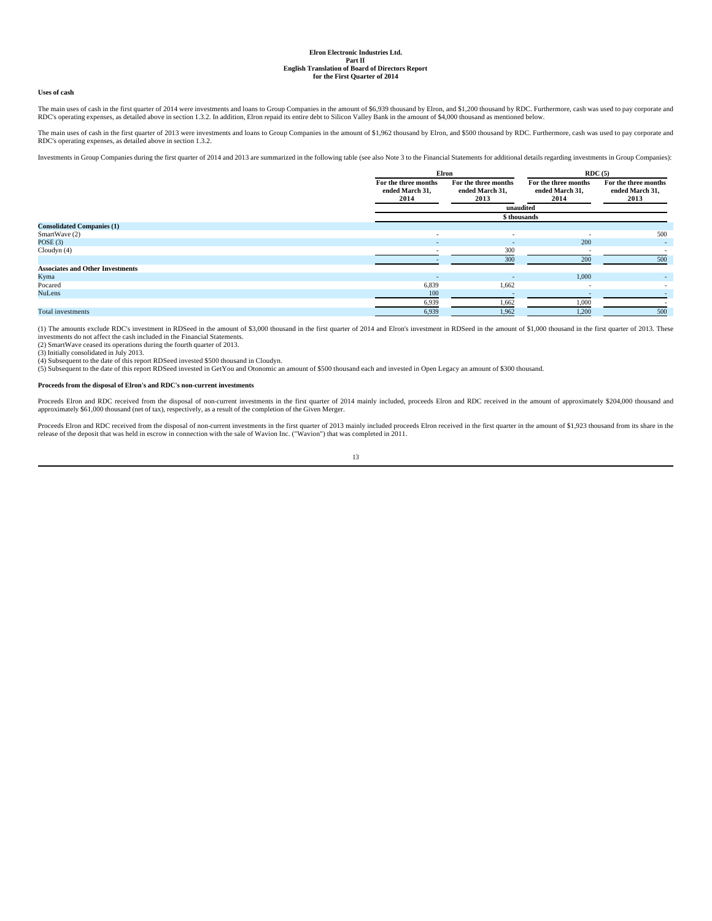**Elron Electronic Industries Ltd.**
**Part II**
**English Translation of Board of Directors Report**
**for the First Quarter of 2014**

**Uses of cash**

The main uses of cash in the first quarter of 2014 were investments and loans to Group Companies in the amount of $6,939 thousand by Elron, and $1,200 thousand by RDC. Furthermore, cash was used to pay corporate and RDC's operating expenses, as detailed above in section 1.3.2. In addition, Elron repaid its entire debt to Silicon Valley Bank in the amount of $4,000 thousand as mentioned below.

The main uses of cash in the first quarter of 2013 were investments and loans to Group Companies in the amount of $1,962 thousand by Elron, and $500 thousand by RDC. Furthermore, cash was used to pay corporate and RDC's operating expenses, as detailed above in section 1.3.2.

Investments in Group Companies during the first quarter of 2014 and 2013 are summarized in the following table (see also Note 3 to the Financial Statements for additional details regarding investments in Group Companies):

| | Elron | | RDC (5) | |
|---|---|---|---|---|
| | For the three months ended March 31, 2014 | For the three months ended March 31, 2013 | For the three months ended March 31, 2014 | For the three months ended March 31, 2013 |
| | unaudited | | | |
| | $ thousands | | | |
| **Consolidated Companies (1)** | | | | |
| SmartWave (2) | - | - | - | 500 |
| POSE (3) | - | - | 200 | - |
| Cloudyn (4) | - | 300 | - | - |
| | - | 300 | 200 | 500 |
| **Associates and Other Investments** | | | | |
| Kyma | - | - | 1,000 | - |
| Pocared | 6,839 | 1,662 | - | - |
| NuLens | 100 | - | - | - |
| | 6,939 | 1,662 | 1,000 | - |
| Total investments | 6,939 | 1,962 | 1,200 | 500 |

(1) The amounts exclude RDC's investment in RDSeed in the amount of $3,000 thousand in the first quarter of 2014 and Elron's investment in RDSeed in the amount of $1,000 thousand in the first quarter of 2013. These investments do not affect the cash included in the Financial Statements.
(2) SmartWave ceased its operations during the fourth quarter of 2013.
(3) Initially consolidated in July 2013.
(4) Subsequent to the date of this report RDSeed invested $500 thousand in Cloudyn.
(5) Subsequent to the date of this report RDSeed invested in GetYou and Otonomic an amount of $500 thousand each and invested in Open Legacy an amount of $300 thousand.

**Proceeds from the disposal of Elron's and RDC's non-current investments**

Proceeds Elron and RDC received from the disposal of non-current investments in the first quarter of 2014 mainly included, proceeds Elron and RDC received in the amount of approximately $204,000 thousand and approximately $61,000 thousand (net of tax), respectively, as a result of the completion of the Given Merger.

Proceeds Elron and RDC received from the disposal of non-current investments in the first quarter of 2013 mainly included proceeds Elron received in the first quarter in the amount of $1,923 thousand from its share in the release of the deposit that was held in escrow in connection with the sale of Wavion Inc. ("Wavion") that was completed in 2011.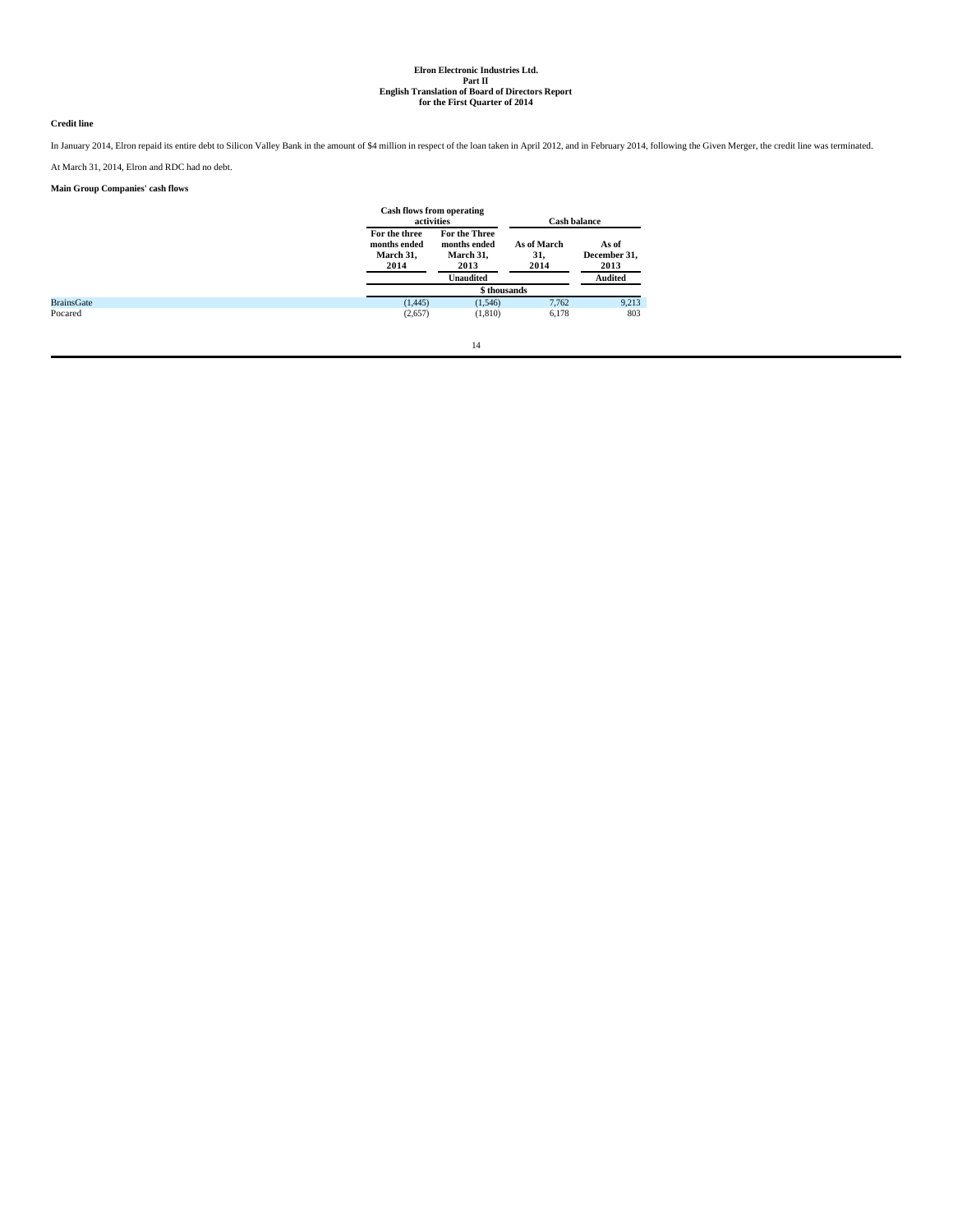### Credit line

In January 2014, Elron repaid its entire debt to Silicon Valley Bank in the amount of $4 million in respect of the loan taken in April 2012, and in February 2014, following the Given Merger, the credit line was terminated.

At March 31, 2014, Elron and RDC had no debt.

### Main Group Companies' cash flows

| | Cash flows from operating activities | | Cash balance | |
|---|---|---|---|---|
| | For the three months ended March 31, 2014 | For the Three months ended March 31, 2013 | As of March 31, 2014 | As of December 31, 2013 |
| | Unaudited | | | Audited |
| | $ thousands | | | |
| BrainsGate | (1,445) | (1,546) | 7,762 | 9,213 |
| Pocared | (2,657) | (1,810) | 6,178 | 803 |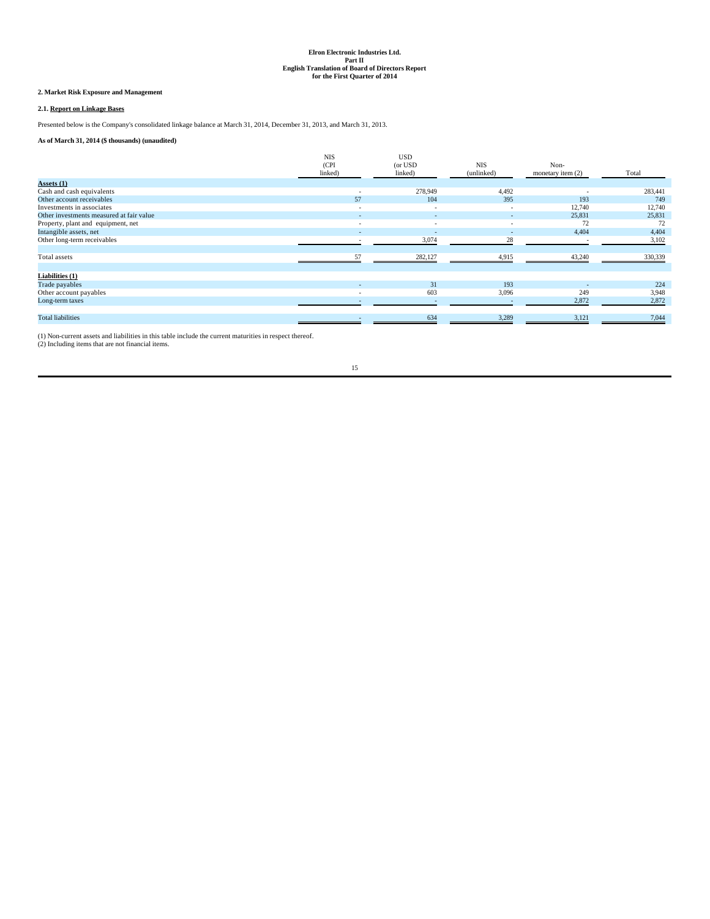**Elron Electronic Industries Ltd.**
**Part II**
**English Translation of Board of Directors Report**
**for the First Quarter of 2014**

## 2. Market Risk Exposure and Management

### 2.1. Report on Linkage Bases

Presented below is the Company's consolidated linkage balance at March 31, 2014, December 31, 2013, and March 31, 2013.

**As of March 31, 2014 ($ thousands) (unaudited)**

| | NIS (CPI linked) | USD (or USD linked) | NIS (unlinked) | Non-monetary item (2) | Total |
|---|---|---|---|---|---|
| **Assets (1)** | | | | | |
| Cash and cash equivalents | - | 278,949 | 4,492 | - | 283,441 |
| Other account receivables | 57 | 104 | 395 | 193 | 749 |
| Investments in associates | - | - | - | 12,740 | 12,740 |
| Other investments measured at fair value | - | - | - | 25,831 | 25,831 |
| Property, plant and equipment, net | - | - | - | 72 | 72 |
| Intangible assets, net | - | - | - | 4,404 | 4,404 |
| Other long-term receivables | - | 3,074 | 28 | - | 3,102 |
| Total assets | 57 | 282,127 | 4,915 | 43,240 | 330,339 |
| **Liabilities (1)** | | | | | |
| Trade payables | - | 31 | 193 | - | 224 |
| Other account payables | - | 603 | 3,096 | 249 | 3,948 |
| Long-term taxes | - | - | - | 2,872 | 2,872 |
| Total liabilities | - | 634 | 3,289 | 3,121 | 7,044 |

(1) Non-current assets and liabilities in this table include the current maturities in respect thereof.
(2) Including items that are not financial items.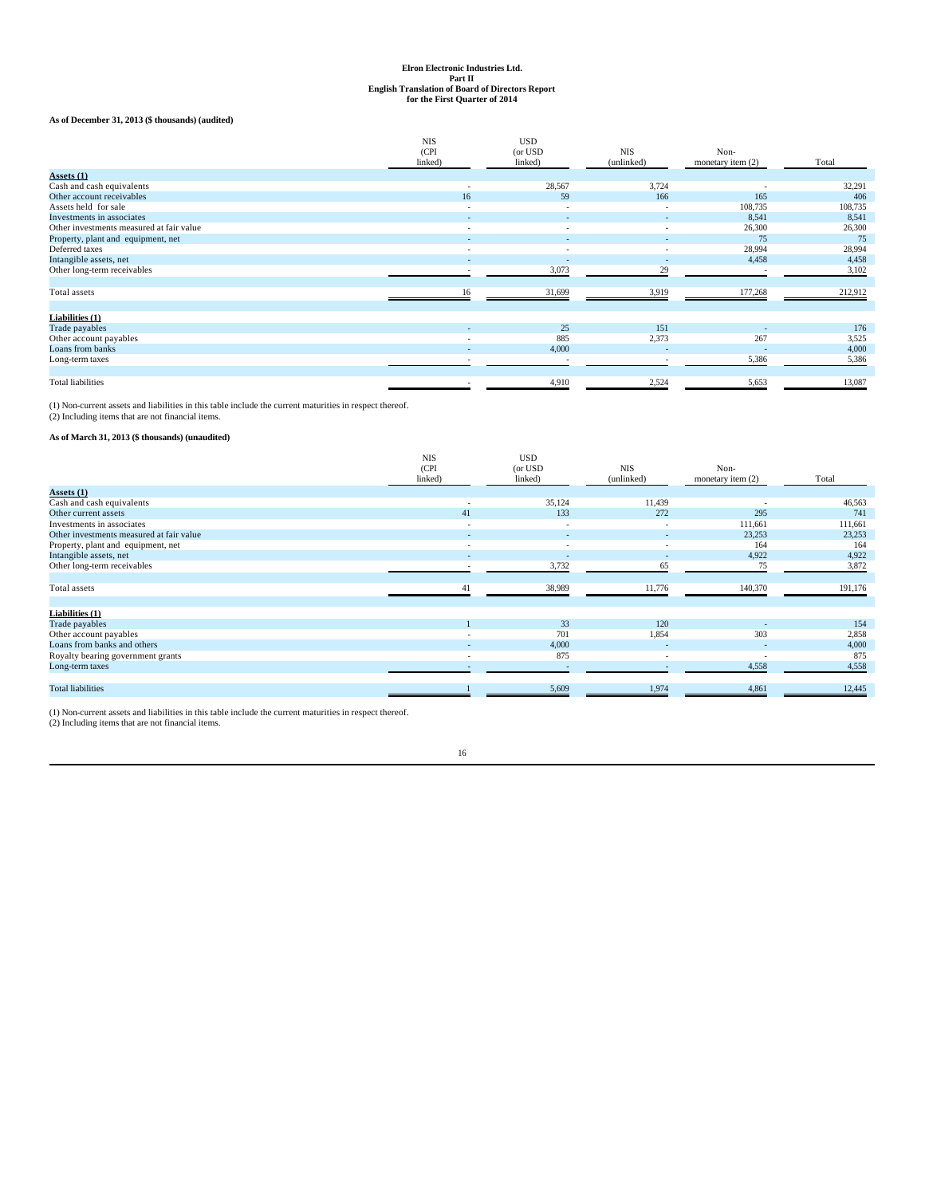**Elron Electronic Industries Ltd.**
**Part II**
**English Translation of Board of Directors Report**
**for the First Quarter of 2014**

**As of December 31, 2013 ($ thousands) (audited)**

| | NIS (CPI linked) | USD (or USD linked) | NIS (unlinked) | Non-monetary item (2) | Total |
|---|---|---|---|---|---|
| **Assets (1)** | | | | | |
| Cash and cash equivalents | - | 28,567 | 3,724 | - | 32,291 |
| Other account receivables | 16 | 59 | 166 | 165 | 406 |
| Assets held for sale | - | - | - | 108,735 | 108,735 |
| Investments in associates | - | - | - | 8,541 | 8,541 |
| Other investments measured at fair value | - | - | - | 26,300 | 26,300 |
| Property, plant and equipment, net | - | - | - | 75 | 75 |
| Deferred taxes | - | - | - | 28,994 | 28,994 |
| Intangible assets, net | - | - | - | 4,458 | 4,458 |
| Other long-term receivables | - | 3,073 | 29 | - | 3,102 |
| Total assets | 16 | 31,699 | 3,919 | 177,268 | 212,912 |
| **Liabilities (1)** | | | | | |
| Trade payables | - | 25 | 151 | - | 176 |
| Other account payables | - | 885 | 2,373 | 267 | 3,525 |
| Loans from banks | - | 4,000 | - | - | 4,000 |
| Long-term taxes | - | - | - | 5,386 | 5,386 |
| Total liabilities | - | 4,910 | 2,524 | 5,653 | 13,087 |

(1) Non-current assets and liabilities in this table include the current maturities in respect thereof.
(2) Including items that are not financial items.

**As of March 31, 2013 ($ thousands) (unaudited)**

| | NIS (CPI linked) | USD (or USD linked) | NIS (unlinked) | Non-monetary item (2) | Total |
|---|---|---|---|---|---|
| **Assets (1)** | | | | | |
| Cash and cash equivalents | - | 35,124 | 11,439 | - | 46,563 |
| Other current assets | 41 | 133 | 272 | 295 | 741 |
| Investments in associates | - | - | - | 111,661 | 111,661 |
| Other investments measured at fair value | - | - | - | 23,253 | 23,253 |
| Property, plant and equipment, net | - | - | - | 164 | 164 |
| Intangible assets, net | - | - | - | 4,922 | 4,922 |
| Other long-term receivables | - | 3,732 | 65 | 75 | 3,872 |
| Total assets | 41 | 38,989 | 11,776 | 140,370 | 191,176 |
| **Liabilities (1)** | | | | | |
| Trade payables | 1 | 33 | 120 | - | 154 |
| Other account payables | - | 701 | 1,854 | 303 | 2,858 |
| Loans from banks and others | - | 4,000 | - | - | 4,000 |
| Royalty bearing government grants | - | 875 | - | - | 875 |
| Long-term taxes | - | - | - | 4,558 | 4,558 |
| Total liabilities | 1 | 5,609 | 1,974 | 4,861 | 12,445 |

(1) Non-current assets and liabilities in this table include the current maturities in respect thereof.
(2) Including items that are not financial items.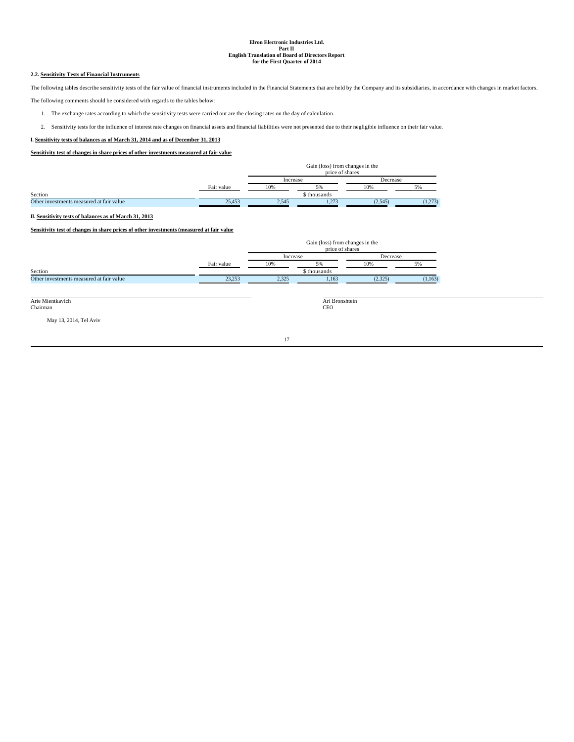**Elron Electronic Industries Ltd.**
**Part II**
**English Translation of Board of Directors Report**
**for the First Quarter of 2014**

**2.2. Sensitivity Tests of Financial Instruments**

The following tables describe sensitivity tests of the fair value of financial instruments included in the Financial Statements that are held by the Company and its subsidiaries, in accordance with changes in market factors.

The following comments should be considered with regards to the tables below:

1. The exchange rates according to which the sensitivity tests were carried out are the closing rates on the day of calculation.

2. Sensitivity tests for the influence of interest rate changes on financial assets and financial liabilities were not presented due to their negligible influence on their fair value.

**I. Sensitivity tests of balances as of March 31, 2014 and as of December 31, 2013**

**Sensitivity test of changes in share prices of other investments measured at fair value**

| | | Gain (loss) from changes in the price of shares | | | |
|---|---|---|---|---|---|
| | | Increase | | Decrease | |
| | Fair value | 10% | 5% | 10% | 5% |
| Section | | | $ thousands | | |
| Other investments measured at fair value | 25,453 | 2,545 | 1,273 | (2,545) | (1,273) |

**II. Sensitivity tests of balances as of March 31, 2013**

**Sensitivity test of changes in share prices of other investments (measured at fair value**

| | | Gain (loss) from changes in the price of shares | | | |
|---|---|---|---|---|---|
| | | Increase | | Decrease | |
| | Fair value | 10% | 5% | 10% | 5% |
| Section | | | $ thousands | | |
| Other investments measured at fair value | 23,253 | 2,325 | 1,163 | (2,325) | (1,163) |

Arie Mientkavich
Chairman

Ari Bronshtein
CEO

May 13, 2014, Tel Aviv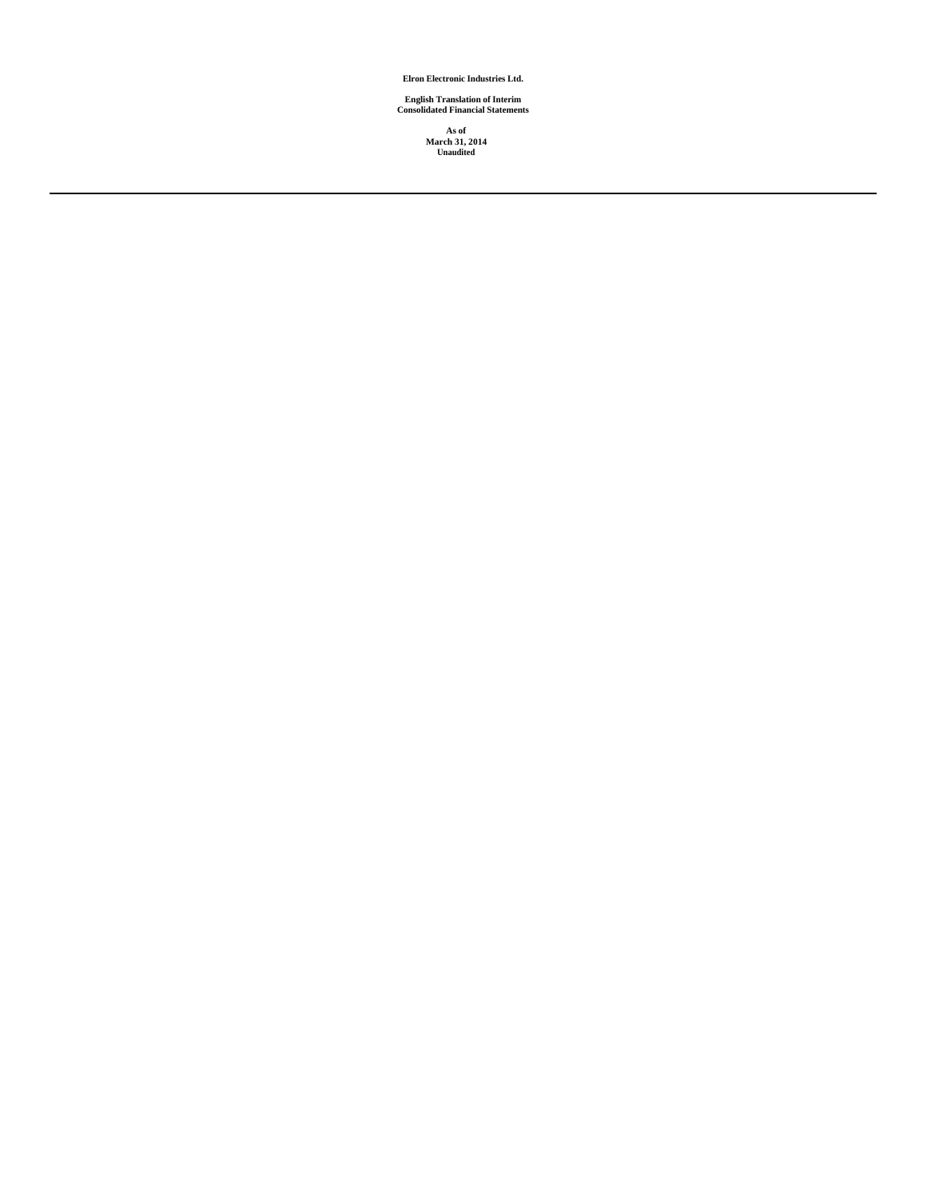**Elron Electronic Industries Ltd.**

**English Translation of Interim Consolidated Financial Statements**

**As of March 31, 2014 Unaudited**

---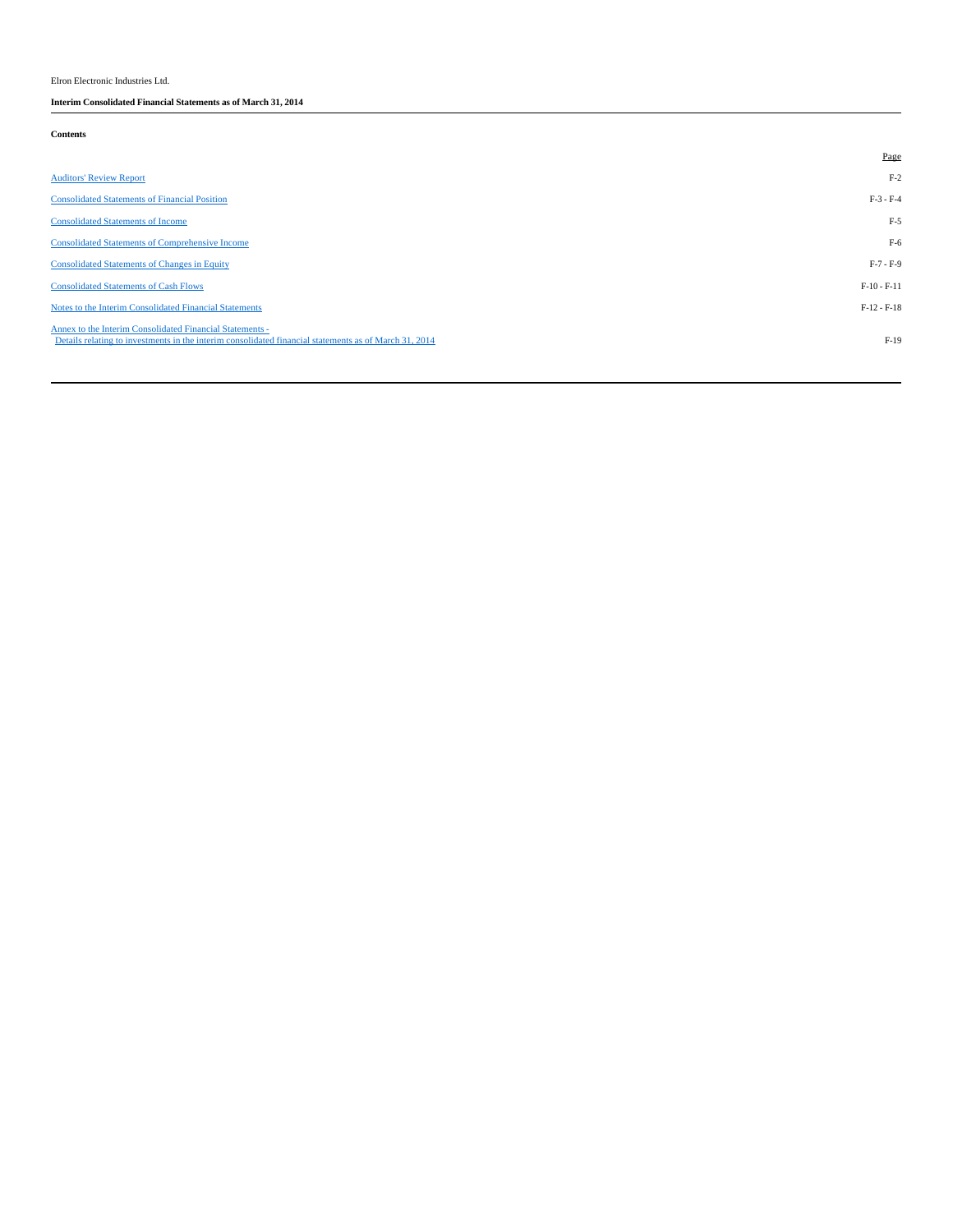Elron Electronic Industries Ltd.

**Interim Consolidated Financial Statements as of March 31, 2014**

**Contents**

| | Page |
|---|---|
| Auditors' Review Report | F-2 |
| Consolidated Statements of Financial Position | F-3 - F-4 |
| Consolidated Statements of Income | F-5 |
| Consolidated Statements of Comprehensive Income | F-6 |
| Consolidated Statements of Changes in Equity | F-7 - F-9 |
| Consolidated Statements of Cash Flows | F-10 - F-11 |
| Notes to the Interim Consolidated Financial Statements | F-12 - F-18 |
| Annex to the Interim Consolidated Financial Statements - Details relating to investments in the interim consolidated financial statements as of March 31, 2014 | F-19 |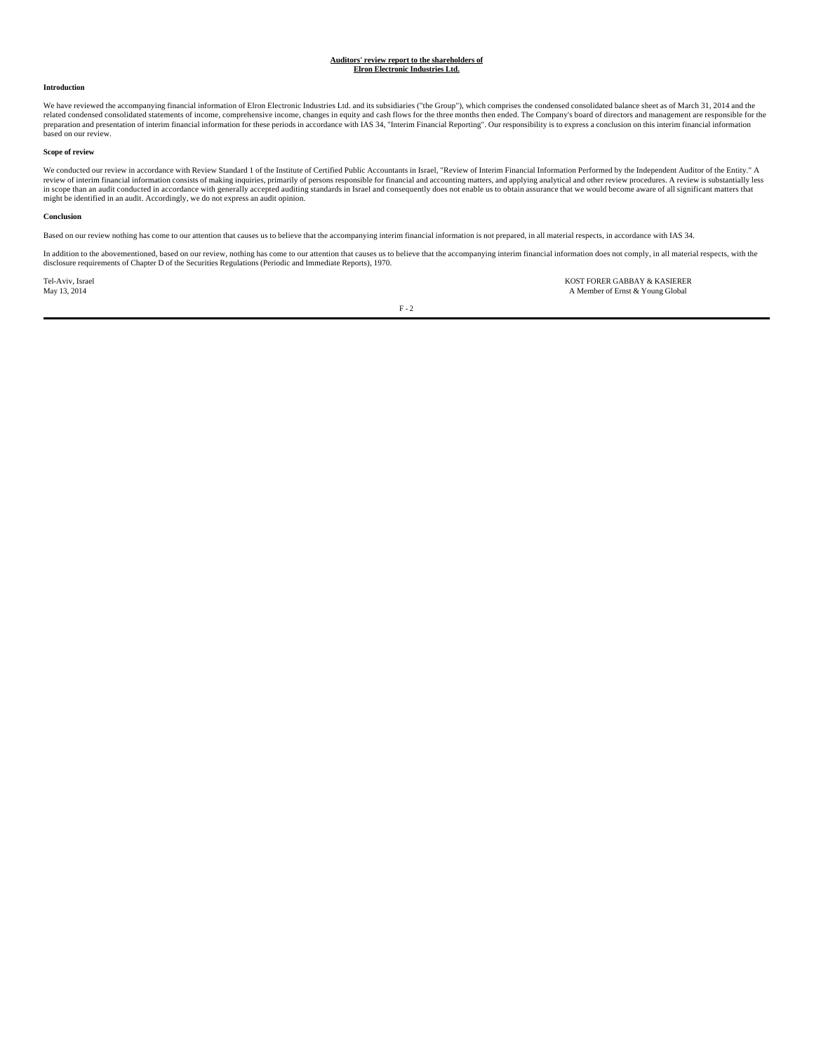**Auditors' review report to the shareholders of**
**Elron Electronic Industries Ltd.**

**Introduction**

We have reviewed the accompanying financial information of Elron Electronic Industries Ltd. and its subsidiaries ("the Group"), which comprises the condensed consolidated balance sheet as of March 31, 2014 and the related condensed consolidated statements of income, comprehensive income, changes in equity and cash flows for the three months then ended. The Company's board of directors and management are responsible for the preparation and presentation of interim financial information for these periods in accordance with IAS 34, "Interim Financial Reporting". Our responsibility is to express a conclusion on this interim financial information based on our review.

**Scope of review**

We conducted our review in accordance with Review Standard 1 of the Institute of Certified Public Accountants in Israel, "Review of Interim Financial Information Performed by the Independent Auditor of the Entity." A review of interim financial information consists of making inquiries, primarily of persons responsible for financial and accounting matters, and applying analytical and other review procedures. A review is substantially less in scope than an audit conducted in accordance with generally accepted auditing standards in Israel and consequently does not enable us to obtain assurance that we would become aware of all significant matters that might be identified in an audit. Accordingly, we do not express an audit opinion.

**Conclusion**

Based on our review nothing has come to our attention that causes us to believe that the accompanying interim financial information is not prepared, in all material respects, in accordance with IAS 34.

In addition to the abovementioned, based on our review, nothing has come to our attention that causes us to believe that the accompanying interim financial information does not comply, in all material respects, with the disclosure requirements of Chapter D of the Securities Regulations (Periodic and Immediate Reports), 1970.

Tel-Aviv, Israel
May 13, 2014

KOST FORER GABBAY & KASIERER
A Member of Ernst & Young Global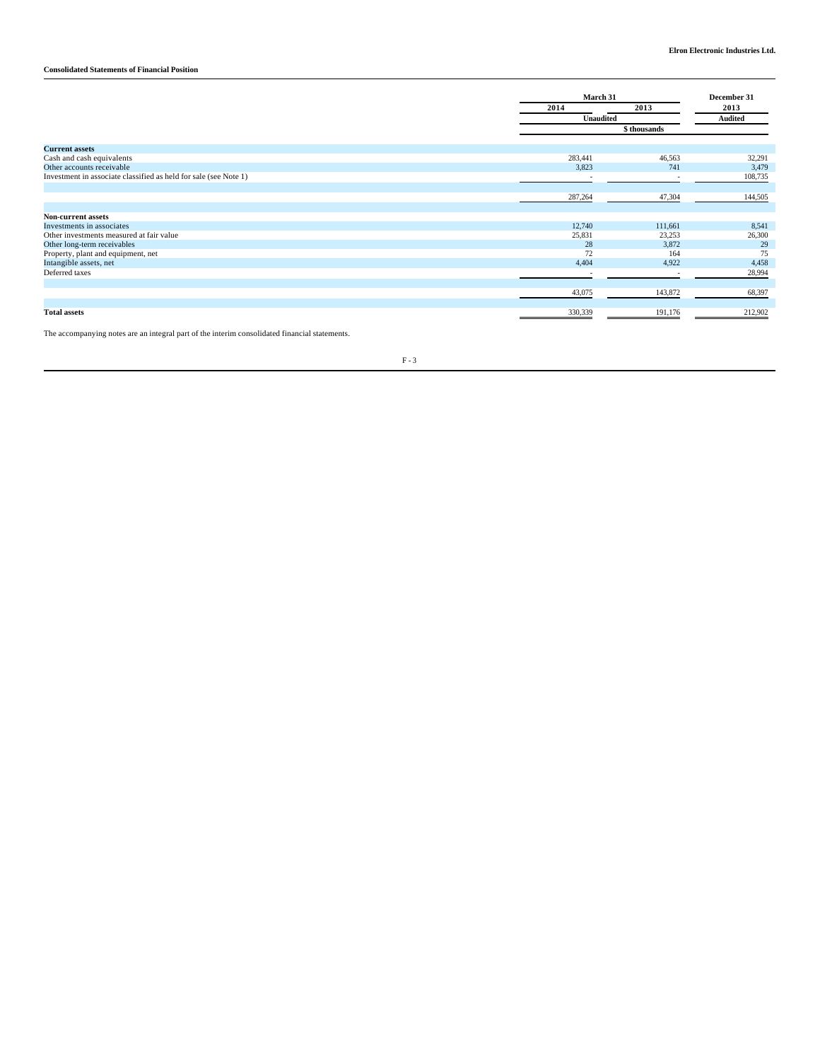**Consolidated Statements of Financial Position**

| | March 31 | | December 31 |
|---|---|---|---|
| | 2014 | 2013 | 2013 |
| | Unaudited | | Audited |
| | $ thousands | | |
| **Current assets** | | | |
| Cash and cash equivalents | 283,441 | 46,563 | 32,291 |
| Other accounts receivable | 3,823 | 741 | 3,479 |
| Investment in associate classified as held for sale (see Note 1) | - | - | 108,735 |
| | 287,264 | 47,304 | 144,505 |
| **Non-current assets** | | | |
| Investments in associates | 12,740 | 111,661 | 8,541 |
| Other investments measured at fair value | 25,831 | 23,253 | 26,300 |
| Other long-term receivables | 28 | 3,872 | 29 |
| Property, plant and equipment, net | 72 | 164 | 75 |
| Intangible assets, net | 4,404 | 4,922 | 4,458 |
| Deferred taxes | - | - | 28,994 |
| | 43,075 | 143,872 | 68,397 |
| **Total assets** | 330,339 | 191,176 | 212,902 |

The accompanying notes are an integral part of the interim consolidated financial statements.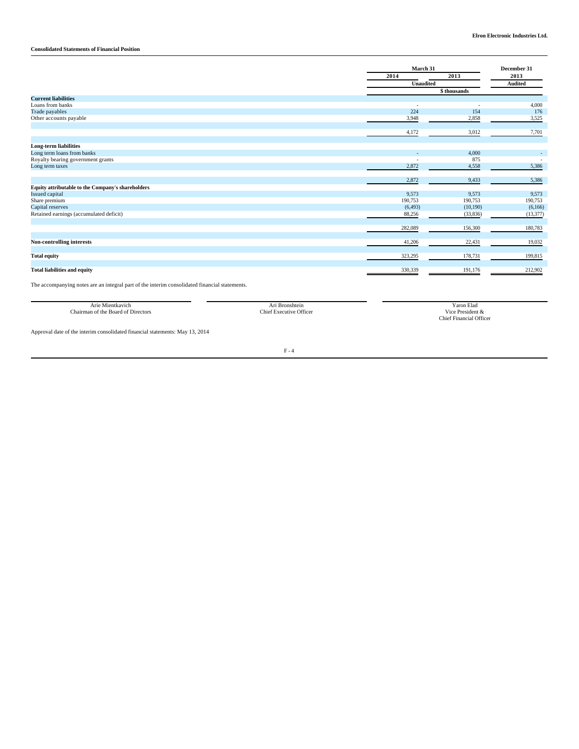Elron Electronic Industries Ltd.

**Consolidated Statements of Financial Position**

| | March 31 | | December 31 |
|---|---|---|---|
| | 2014 | 2013 | 2013 |
| | Unaudited | | Audited |
| | $ thousands | | |
| **Current liabilities** | | | |
| Loans from banks | - | - | 4,000 |
| Trade payables | 224 | 154 | 176 |
| Other accounts payable | 3,948 | 2,858 | 3,525 |
| | 4,172 | 3,012 | 7,701 |
| **Long-term liabilities** | | | |
| Long term loans from banks | - | 4,000 | - |
| Royalty bearing government grants | - | 875 | - |
| Long term taxes | 2,872 | 4,558 | 5,386 |
| | 2,872 | 9,433 | 5,386 |
| **Equity attributable to the Company's shareholders** | | | |
| Issued capital | 9,573 | 9,573 | 9,573 |
| Share premium | 190,753 | 190,753 | 190,753 |
| Capital reserves | (6,493) | (10,190) | (6,166) |
| Retained earnings (accumulated deficit) | 88,256 | (33,836) | (13,377) |
| | 282,089 | 156,300 | 180,783 |
| **Non-controlling interests** | 41,206 | 22,431 | 19,032 |
| **Total equity** | 323,295 | 178,731 | 199,815 |
| **Total liabilities and equity** | 330,339 | 191,176 | 212,902 |

The accompanying notes are an integral part of the interim consolidated financial statements.

| | | |
|---|---|---|
| Arie Mientkavich<br>Chairman of the Board of Directors | Ari Bronshtein<br>Chief Executive Officer | Yaron Elad<br>Vice President &<br>Chief Financial Officer |

Approval date of the interim consolidated financial statements: May 13, 2014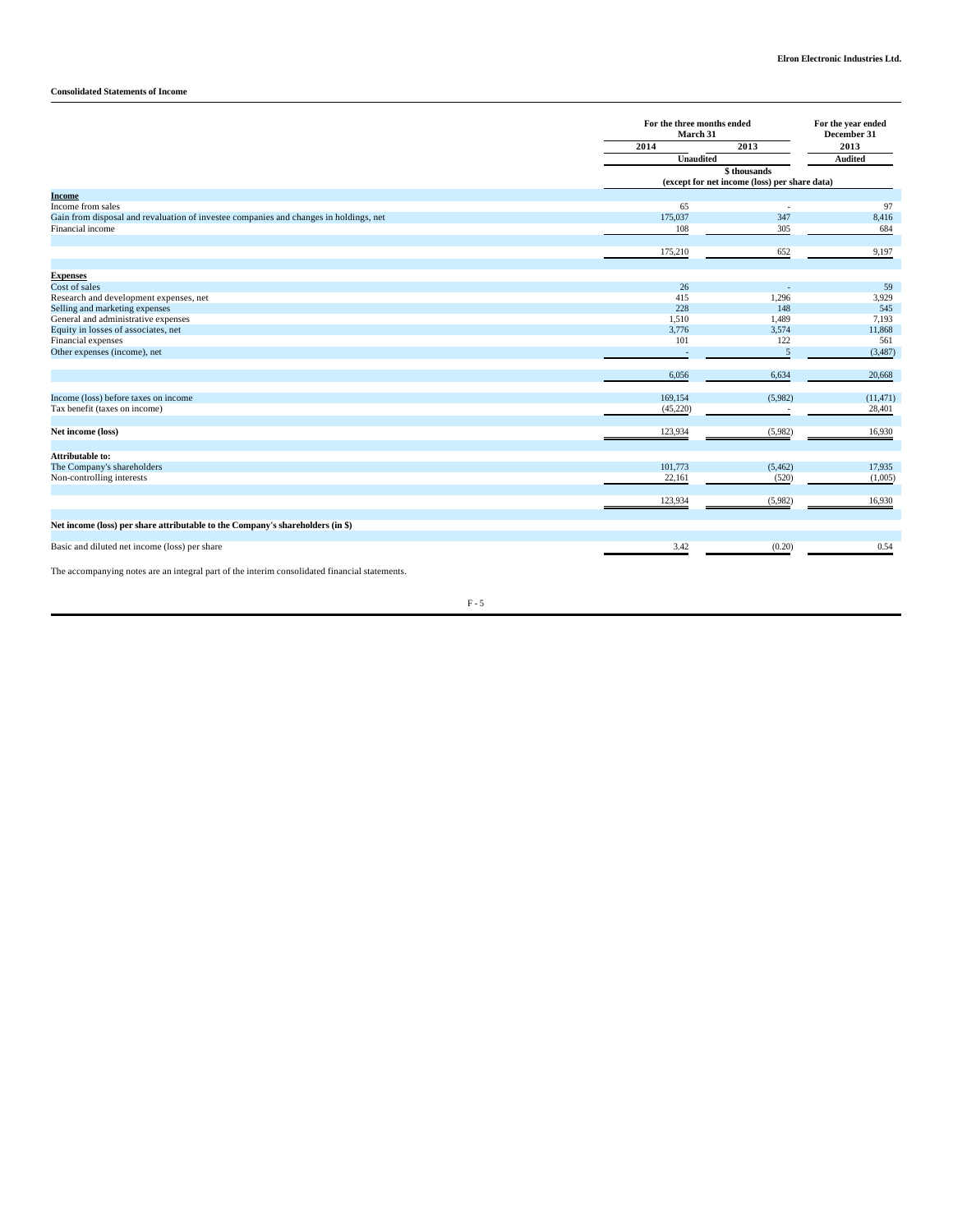**Elron Electronic Industries Ltd.**

**Consolidated Statements of Income**

| | For the three months ended March 31 | | For the year ended December 31 |
|---|---|---|---|
| | 2014 | 2013 | 2013 |
| | Unaudited | | Audited |
| | $ thousands (except for net income (loss) per share data) | | |
| **Income** | | | |
| Income from sales | 65 | - | 97 |
| Gain from disposal and revaluation of investee companies and changes in holdings, net | 175,037 | 347 | 8,416 |
| Financial income | 108 | 305 | 684 |
| | 175,210 | 652 | 9,197 |
| **Expenses** | | | |
| Cost of sales | 26 | - | 59 |
| Research and development expenses, net | 415 | 1,296 | 3,929 |
| Selling and marketing expenses | 228 | 148 | 545 |
| General and administrative expenses | 1,510 | 1,489 | 7,193 |
| Equity in losses of associates, net | 3,776 | 3,574 | 11,868 |
| Financial expenses | 101 | 122 | 561 |
| Other expenses (income), net | - | 5 | (3,487) |
| | 6,056 | 6,634 | 20,668 |
| Income (loss) before taxes on income | 169,154 | (5,982) | (11,471) |
| Tax benefit (taxes on income) | (45,220) | - | 28,401 |
| **Net income (loss)** | 123,934 | (5,982) | 16,930 |
| **Attributable to:** | | | |
| The Company's shareholders | 101,773 | (5,462) | 17,935 |
| Non-controlling interests | 22,161 | (520) | (1,005) |
| | 123,934 | (5,982) | 16,930 |
| **Net income (loss) per share attributable to the Company's shareholders (in $)** | | | |
| Basic and diluted net income (loss) per share | 3.42 | (0.20) | 0.54 |

The accompanying notes are an integral part of the interim consolidated financial statements.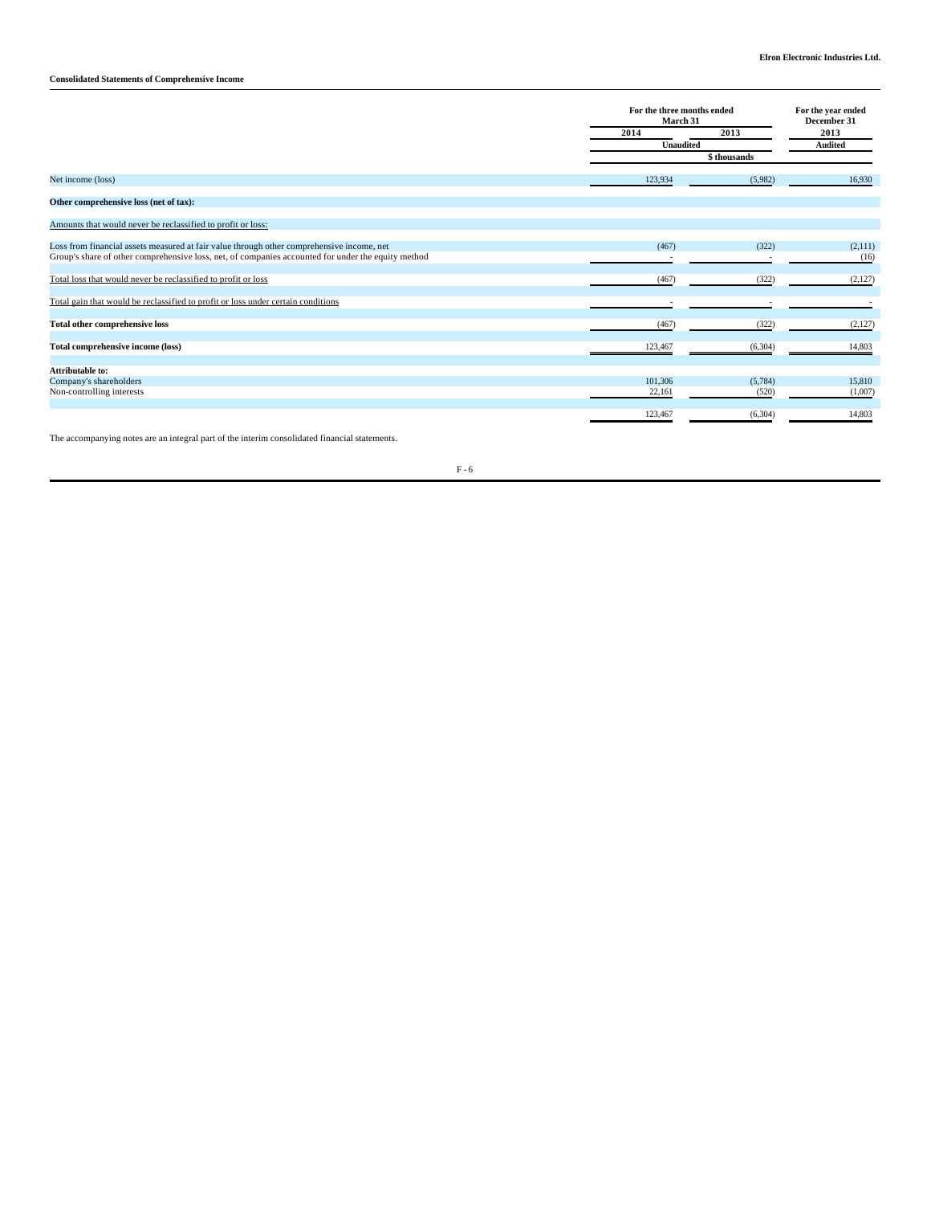**Elron Electronic Industries Ltd.**

**Consolidated Statements of Comprehensive Income**

| | For the three months ended March 31 | | For the year ended December 31 |
|---|---|---|---|
| | 2014 | 2013 | 2013 |
| | Unaudited | | Audited |
| | $ thousands | | |
| Net income (loss) | 123,934 | (5,982) | 16,930 |
| **Other comprehensive loss (net of tax):** | | | |
| Amounts that would never be reclassified to profit or loss: | | | |
| Loss from financial assets measured at fair value through other comprehensive income, net | (467) | (322) | (2,111) |
| Group's share of other comprehensive loss, net, of companies accounted for under the equity method | - | - | (16) |
| Total loss that would never be reclassified to profit or loss | (467) | (322) | (2,127) |
| Total gain that would be reclassified to profit or loss under certain conditions | - | - | - |
| **Total other comprehensive loss** | (467) | (322) | (2,127) |
| **Total comprehensive income (loss)** | 123,467 | (6,304) | 14,803 |
| **Attributable to:** | | | |
| Company's shareholders | 101,306 | (5,784) | 15,810 |
| Non-controlling interests | 22,161 | (520) | (1,007) |
| | 123,467 | (6,304) | 14,803 |

The accompanying notes are an integral part of the interim consolidated financial statements.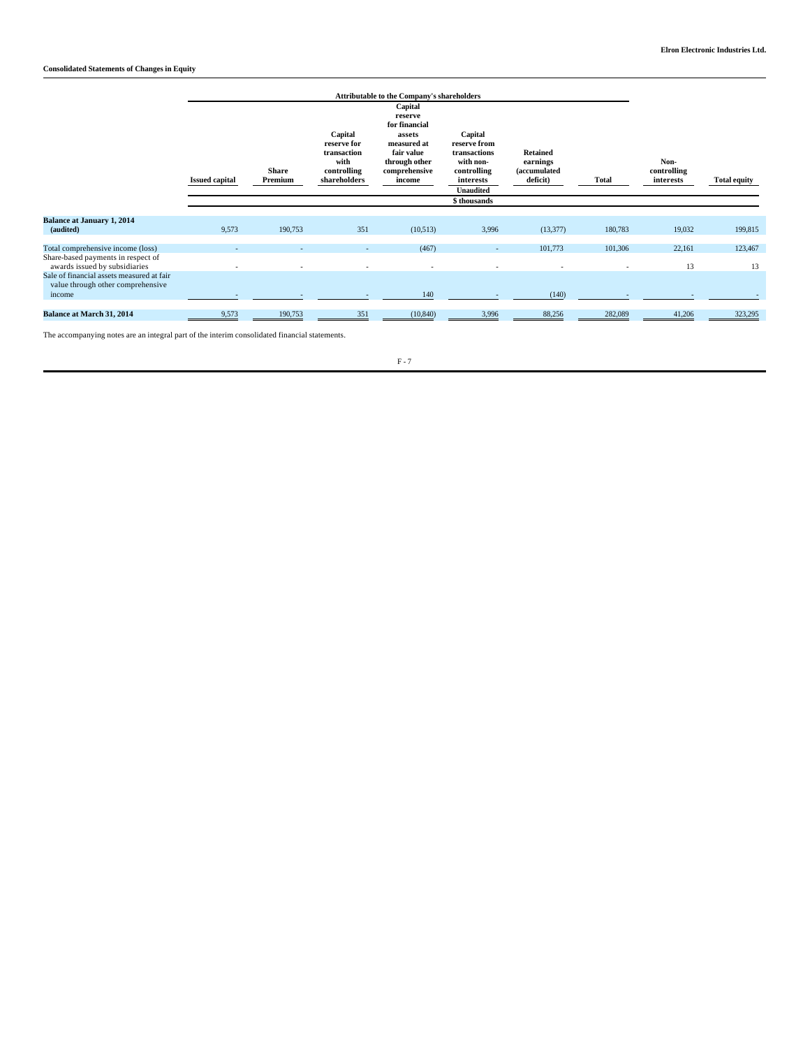**Consolidated Statements of Changes in Equity**

| | Attributable to the Company's shareholders | | | | | | | | |
|---|---|---|---|---|---|---|---|---|---|
| | Issued capital | Share Premium | Capital reserve for transaction with controlling shareholders | Capital reserve for financial assets measured at fair value through other comprehensive income | Capital reserve from transactions with non-controlling interests | Retained earnings (accumulated deficit) | Total | Non-controlling interests | Total equity |
| | Unaudited | | | | | | | | |
| | $ thousands | | | | | | | | |
| **Balance at January 1, 2014 (audited)** | 9,573 | 190,753 | 351 | (10,513) | 3,996 | (13,377) | 180,783 | 19,032 | 199,815 |
| Total comprehensive income (loss) | - | - | - | (467) | - | 101,773 | 101,306 | 22,161 | 123,467 |
| Share-based payments in respect of awards issued by subsidiaries | - | - | - | - | - | - | - | 13 | 13 |
| Sale of financial assets measured at fair value through other comprehensive income | - | - | - | 140 | - | (140) | - | - | - |
| **Balance at March 31, 2014** | 9,573 | 190,753 | 351 | (10,840) | 3,996 | 88,256 | 282,089 | 41,206 | 323,295 |

The accompanying notes are an integral part of the interim consolidated financial statements.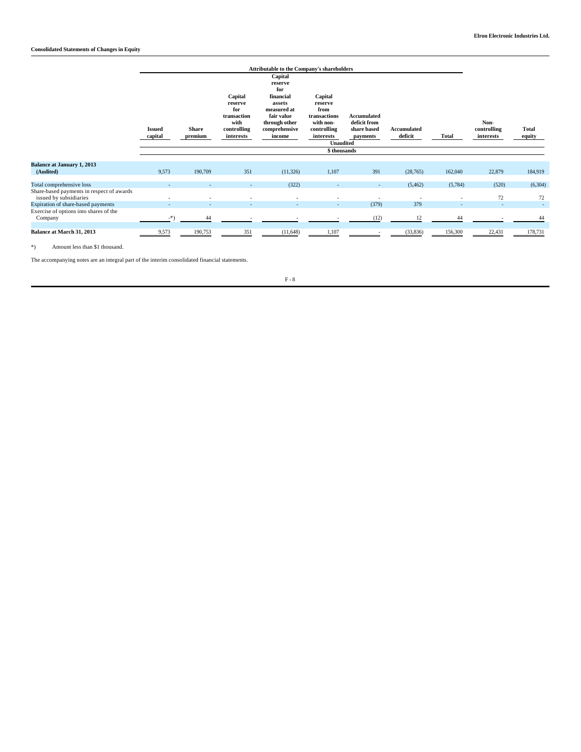**Elron Electronic Industries Ltd.**

**Consolidated Statements of Changes in Equity**

| | Attributable to the Company's shareholders | | | | | | | | | |
|---|---|---|---|---|---|---|---|---|---|---|
| | Issued capital | Share premium | Capital reserve for transaction with controlling interests | Capital reserve for financial assets measured at fair value through other comprehensive income | Capital reserve from transactions with non-controlling interests | Accumulated deficit from share based payments | Accumulated deficit | Total | Non-controlling interests | Total equity |
| | Unaudited | | | | | | | | | |
| | $ thousands | | | | | | | | | |
| **Balance at January 1, 2013 (Audited)** | 9,573 | 190,709 | 351 | (11,326) | 1,107 | 391 | (28,765) | 162,040 | 22,879 | 184,919 |
| Total comprehensive loss | - | - | - | (322) | - | - | (5,462) | (5,784) | (520) | (6,304) |
| Share-based payments in respect of awards issued by subsidiaries | - | - | - | - | - | - | - | - | 72 | 72 |
| Expiration of share-based payments | - | - | - | - | - | (379) | 379 | - | - | - |
| Exercise of options into shares of the Company | -*) | 44 | - | - | - | (12) | 12 | 44 | - | 44 |
| **Balance at March 31, 2013** | 9,573 | 190,753 | 351 | (11,648) | 1,107 | - | (33,836) | 156,300 | 22,431 | 178,731 |

*) Amount less than $1 thousand.

The accompanying notes are an integral part of the interim consolidated financial statements.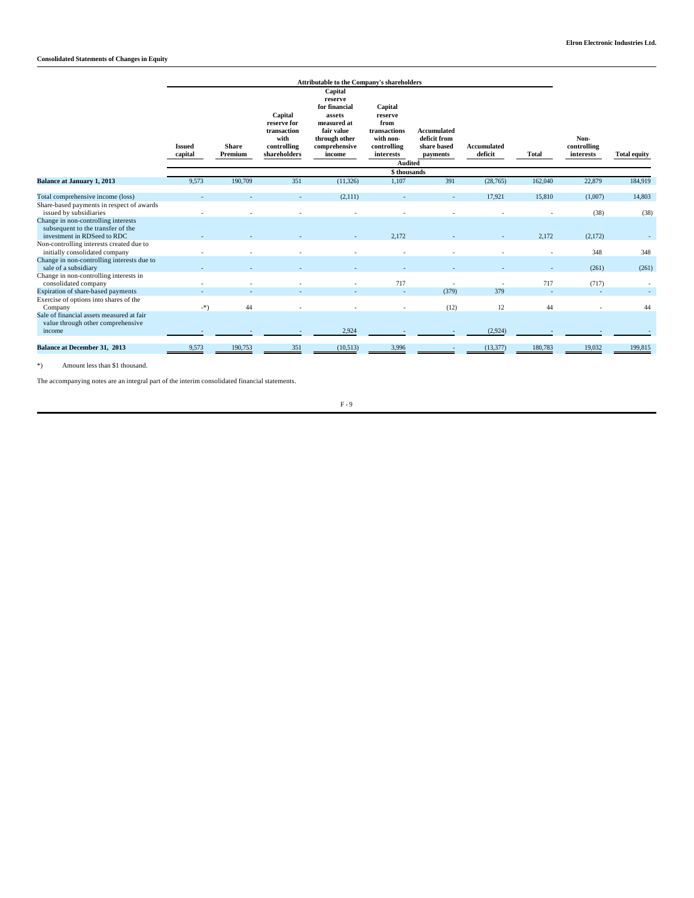**Elron Electronic Industries Ltd.**

**Consolidated Statements of Changes in Equity**

| | Attributable to the Company's shareholders | | | | | | | | | |
|---|---|---|---|---|---|---|---|---|---|---|
| | Issued capital | Share Premium | Capital reserve for transaction with controlling shareholders | Capital reserve for financial assets measured at fair value through other comprehensive income | Capital reserve from transactions with non-controlling interests | Accumulated deficit from share based payments | Accumulated deficit | Total | Non-controlling interests | Total equity |
| | Audited | | | | | | | | | |
| | $ thousands | | | | | | | | | |
| **Balance at January 1, 2013** | 9,573 | 190,709 | 351 | (11,326) | 1,107 | 391 | (28,765) | 162,040 | 22,879 | 184,919 |
| Total comprehensive income (loss) | - | - | - | (2,111) | - | - | 17,921 | 15,810 | (1,007) | 14,803 |
| Share-based payments in respect of awards issued by subsidiaries | - | - | - | - | - | - | - | - | (38) | (38) |
| Change in non-controlling interests subsequent to the transfer of the investment in RDSeed to RDC | - | - | - | - | 2,172 | - | - | 2,172 | (2,172) | - |
| Non-controlling interests created due to initially consolidated company | - | - | - | - | - | - | - | - | 348 | 348 |
| Change in non-controlling interests due to sale of a subsidiary | - | - | - | - | - | - | - | - | (261) | (261) |
| Change in non-controlling interests in consolidated company | - | - | - | - | 717 | - | - | 717 | (717) | - |
| Expiration of share-based payments | - | - | - | - | - | (379) | 379 | - | - | - |
| Exercise of options into shares of the Company | -*) | 44 | - | - | - | (12) | 12 | 44 | - | 44 |
| Sale of financial assets measured at fair value through other comprehensive income | - | - | - | 2,924 | - | - | (2,924) | - | - | - |
| **Balance at December 31, 2013** | 9,573 | 190,753 | 351 | (10,513) | 3,996 | - | (13,377) | 180,783 | 19,032 | 199,815 |

*) Amount less than $1 thousand.

The accompanying notes are an integral part of the interim consolidated financial statements.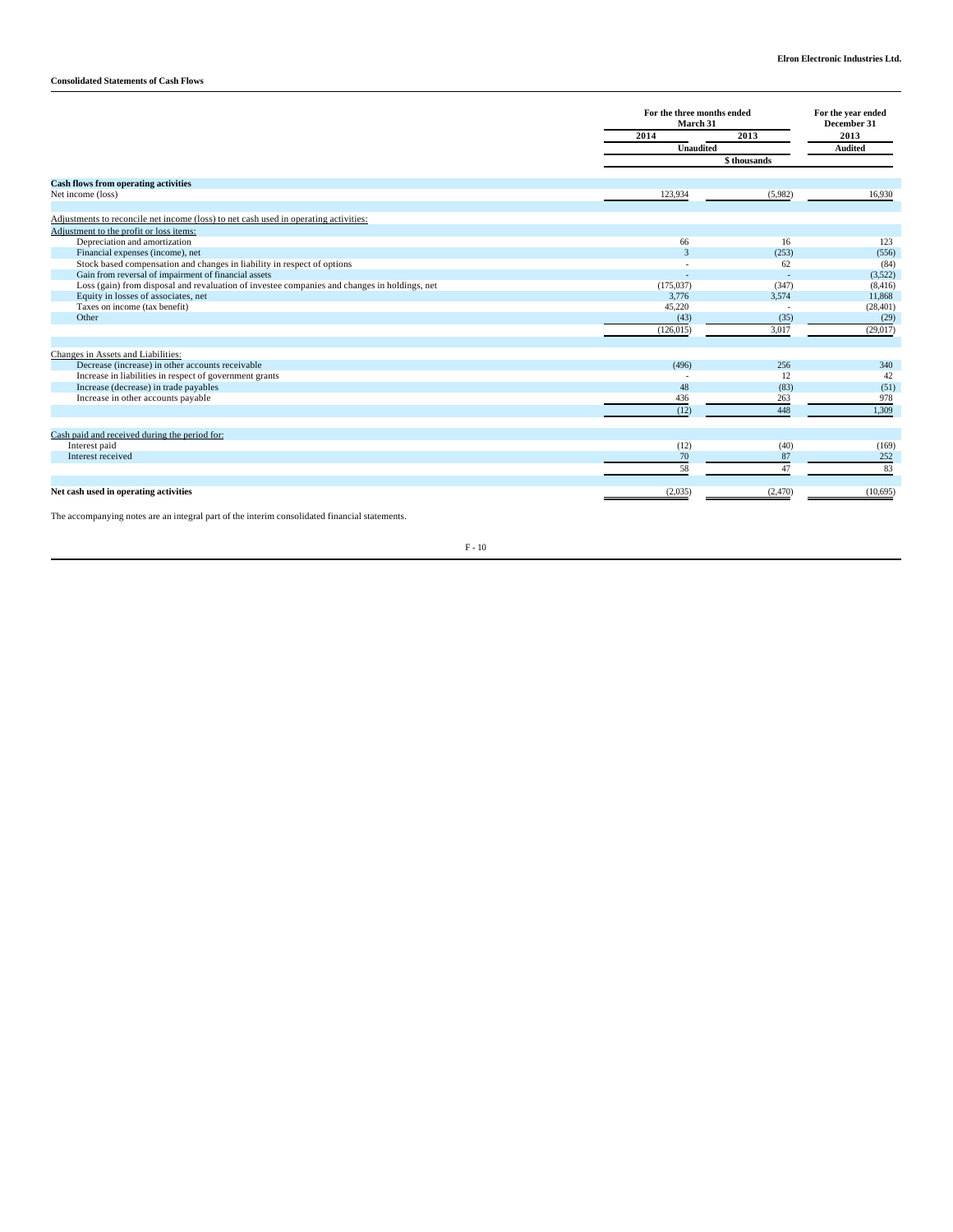**Consolidated Statements of Cash Flows**

| | For the three months ended March 31 | | For the year ended December 31 |
|---|---|---|---|
| | 2014 | 2013 | 2013 |
| | Unaudited | | Audited |
| | $ thousands | | |
| **Cash flows from operating activities** | | | |
| Net income (loss) | 123,934 | (5,982) | 16,930 |
| Adjustments to reconcile net income (loss) to net cash used in operating activities: | | | |
| Adjustment to the profit or loss items: | | | |
| Depreciation and amortization | 66 | 16 | 123 |
| Financial expenses (income), net | 3 | (253) | (556) |
| Stock based compensation and changes in liability in respect of options | - | 62 | (84) |
| Gain from reversal of impairment of financial assets | - | - | (3,522) |
| Loss (gain) from disposal and revaluation of investee companies and changes in holdings, net | (175,037) | (347) | (8,416) |
| Equity in losses of associates, net | 3,776 | 3,574 | 11,868 |
| Taxes on income (tax benefit) | 45,220 | - | (28,401) |
| Other | (43) | (35) | (29) |
| | (126,015) | 3,017 | (29,017) |
| Changes in Assets and Liabilities: | | | |
| Decrease (increase) in other accounts receivable | (496) | 256 | 340 |
| Increase in liabilities in respect of government grants | - | 12 | 42 |
| Increase (decrease) in trade payables | 48 | (83) | (51) |
| Increase in other accounts payable | 436 | 263 | 978 |
| | (12) | 448 | 1,309 |
| Cash paid and received during the period for: | | | |
| Interest paid | (12) | (40) | (169) |
| Interest received | 70 | 87 | 252 |
| | 58 | 47 | 83 |
| **Net cash used in operating activities** | (2,035) | (2,470) | (10,695) |

The accompanying notes are an integral part of the interim consolidated financial statements.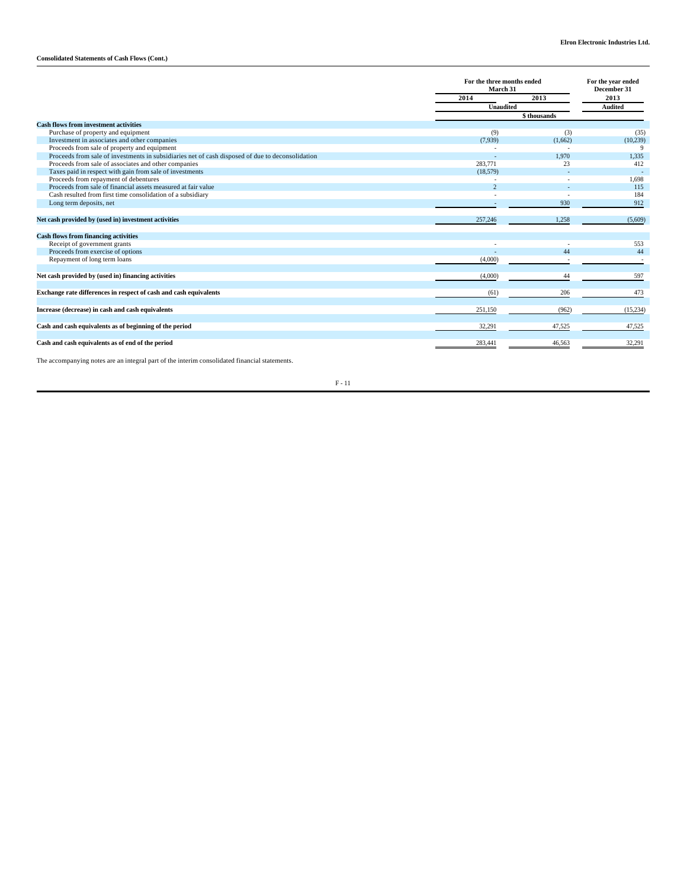**Consolidated Statements of Cash Flows (Cont.)**

| | For the three months ended March 31 | | For the year ended December 31 |
|---|---|---|---|
| | 2014 | 2013 | 2013 |
| | Unaudited | | Audited |
| | $ thousands | | |
| **Cash flows from investment activities** | | | |
| Purchase of property and equipment | (9) | (3) | (35) |
| Investment in associates and other companies | (7,939) | (1,662) | (10,239) |
| Proceeds from sale of property and equipment | - | - | 9 |
| Proceeds from sale of investments in subsidiaries net of cash disposed of due to deconsolidation | - | 1,970 | 1,335 |
| Proceeds from sale of associates and other companies | 283,771 | 23 | 412 |
| Taxes paid in respect with gain from sale of investments | (18,579) | - | - |
| Proceeds from repayment of debentures | - | - | 1,698 |
| Proceeds from sale of financial assets measured at fair value | 2 | - | 115 |
| Cash resulted from first time consolidation of a subsidiary | - | - | 184 |
| Long term deposits, net | - | 930 | 912 |
| **Net cash provided by (used in) investment activities** | 257,246 | 1,258 | (5,609) |
| **Cash flows from financing activities** | | | |
| Receipt of government grants | - | - | 553 |
| Proceeds from exercise of options | - | 44 | 44 |
| Repayment of long term loans | (4,000) | - | - |
| **Net cash provided by (used in) financing activities** | (4,000) | 44 | 597 |
| **Exchange rate differences in respect of cash and cash equivalents** | (61) | 206 | 473 |
| **Increase (decrease) in cash and cash equivalents** | 251,150 | (962) | (15,234) |
| **Cash and cash equivalents as of beginning of the period** | 32,291 | 47,525 | 47,525 |
| **Cash and cash equivalents as of end of the period** | 283,441 | 46,563 | 32,291 |

The accompanying notes are an integral part of the interim consolidated financial statements.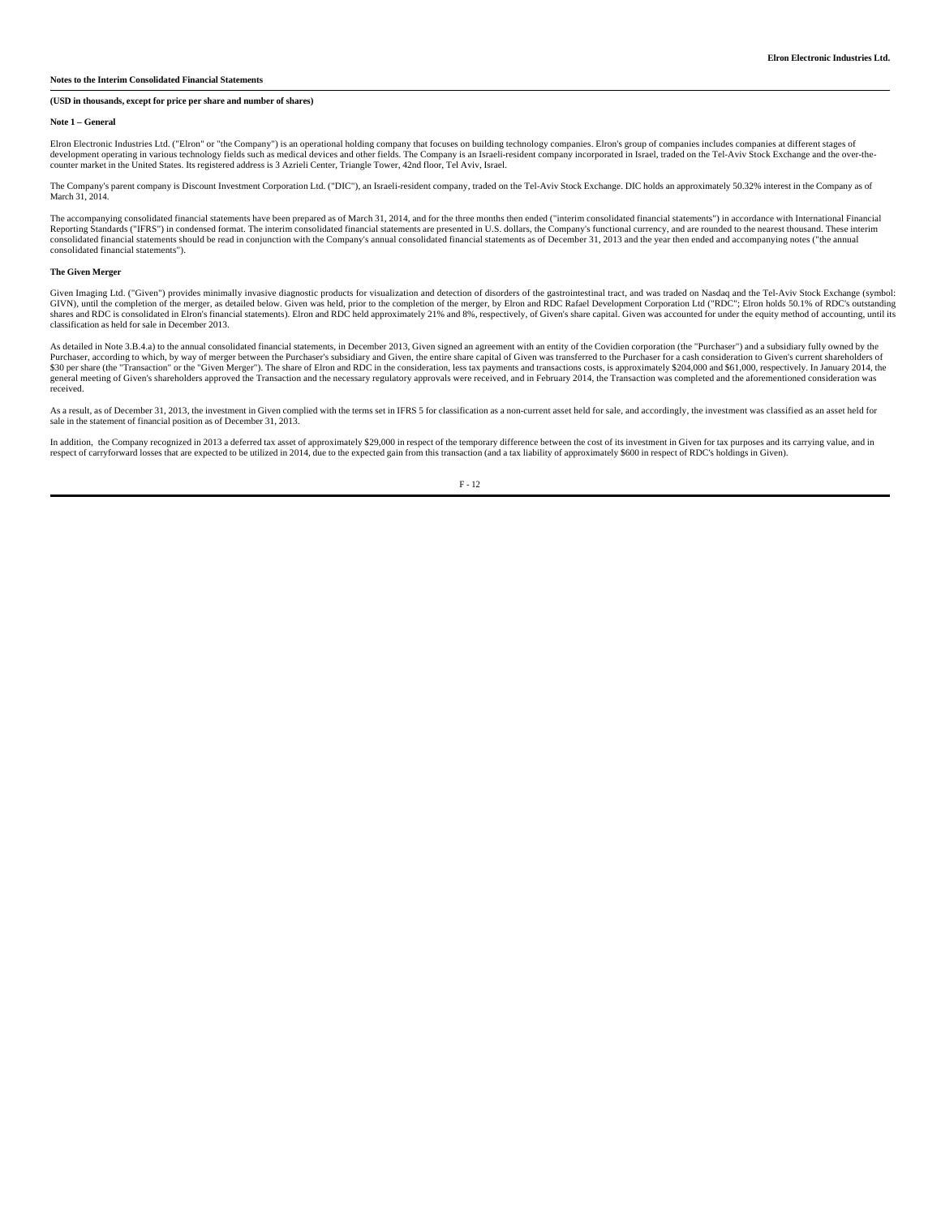**Notes to the Interim Consolidated Financial Statements**

**(USD in thousands, except for price per share and number of shares)**

**Note 1 – General**

Elron Electronic Industries Ltd. ("Elron" or "the Company") is an operational holding company that focuses on building technology companies. Elron's group of companies includes companies at different stages of development operating in various technology fields such as medical devices and other fields. The Company is an Israeli-resident company incorporated in Israel, traded on the Tel-Aviv Stock Exchange and the over-the-counter market in the United States. Its registered address is 3 Azrieli Center, Triangle Tower, 42nd floor, Tel Aviv, Israel.

The Company's parent company is Discount Investment Corporation Ltd. ("DIC"), an Israeli-resident company, traded on the Tel-Aviv Stock Exchange. DIC holds an approximately 50.32% interest in the Company as of March 31, 2014.

The accompanying consolidated financial statements have been prepared as of March 31, 2014, and for the three months then ended ("interim consolidated financial statements") in accordance with International Financial Reporting Standards ("IFRS") in condensed format. The interim consolidated financial statements are presented in U.S. dollars, the Company's functional currency, and are rounded to the nearest thousand. These interim consolidated financial statements should be read in conjunction with the Company's annual consolidated financial statements as of December 31, 2013 and the year then ended and accompanying notes ("the annual consolidated financial statements").

**The Given Merger**

Given Imaging Ltd. ("Given") provides minimally invasive diagnostic products for visualization and detection of disorders of the gastrointestinal tract, and was traded on Nasdaq and the Tel-Aviv Stock Exchange (symbol: GIVN), until the completion of the merger, as detailed below. Given was held, prior to the completion of the merger, by Elron and RDC Rafael Development Corporation Ltd ("RDC"; Elron holds 50.1% of RDC's outstanding shares and RDC is consolidated in Elron's financial statements). Elron and RDC held approximately 21% and 8%, respectively, of Given's share capital. Given was accounted for under the equity method of accounting, until its classification as held for sale in December 2013.

As detailed in Note 3.B.4.a) to the annual consolidated financial statements, in December 2013, Given signed an agreement with an entity of the Covidien corporation (the "Purchaser") and a subsidiary fully owned by the Purchaser, according to which, by way of merger between the Purchaser's subsidiary and Given, the entire share capital of Given was transferred to the Purchaser for a cash consideration to Given's current shareholders of $30 per share (the "Transaction" or the "Given Merger"). The share of Elron and RDC in the consideration, less tax payments and transactions costs, is approximately $204,000 and $61,000, respectively. In January 2014, the general meeting of Given's shareholders approved the Transaction and the necessary regulatory approvals were received, and in February 2014, the Transaction was completed and the aforementioned consideration was received.

As a result, as of December 31, 2013, the investment in Given complied with the terms set in IFRS 5 for classification as a non-current asset held for sale, and accordingly, the investment was classified as an asset held for sale in the statement of financial position as of December 31, 2013.

In addition, the Company recognized in 2013 a deferred tax asset of approximately $29,000 in respect of the temporary difference between the cost of its investment in Given for tax purposes and its carrying value, and in respect of carryforward losses that are expected to be utilized in 2014, due to the expected gain from this transaction (and a tax liability of approximately $600 in respect of RDC's holdings in Given).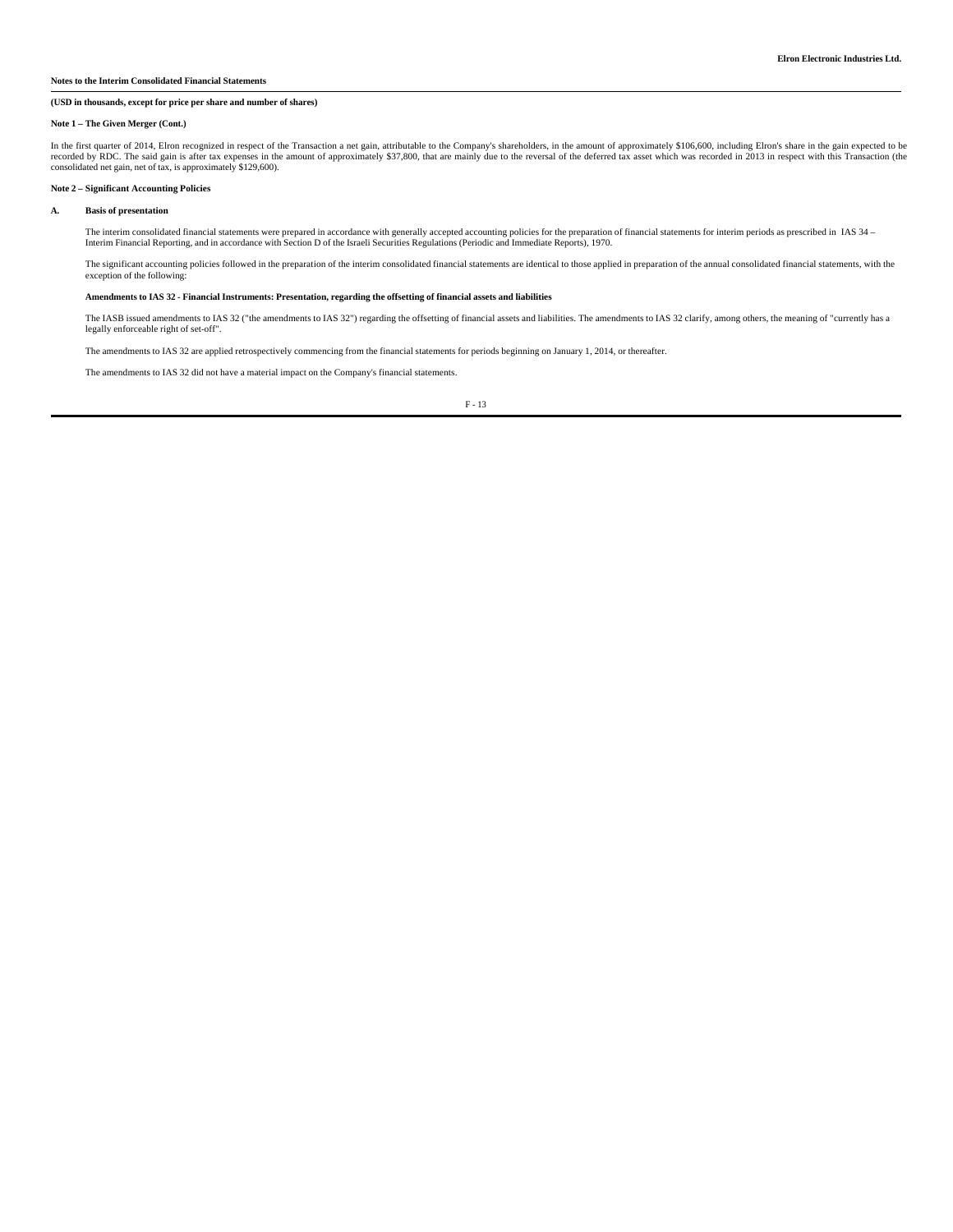**Notes to the Interim Consolidated Financial Statements**

**(USD in thousands, except for price per share and number of shares)**

**Note 1 – The Given Merger (Cont.)**

In the first quarter of 2014, Elron recognized in respect of the Transaction a net gain, attributable to the Company's shareholders, in the amount of approximately $106,600, including Elron's share in the gain expected to be recorded by RDC. The said gain is after tax expenses in the amount of approximately $37,800, that are mainly due to the reversal of the deferred tax asset which was recorded in 2013 in respect with this Transaction (the consolidated net gain, net of tax, is approximately $129,600).

**Note 2 – Significant Accounting Policies**

**A. Basis of presentation**

The interim consolidated financial statements were prepared in accordance with generally accepted accounting policies for the preparation of financial statements for interim periods as prescribed in IAS 34 – Interim Financial Reporting, and in accordance with Section D of the Israeli Securities Regulations (Periodic and Immediate Reports), 1970.

The significant accounting policies followed in the preparation of the interim consolidated financial statements are identical to those applied in preparation of the annual consolidated financial statements, with the exception of the following:

**Amendments to IAS 32 - Financial Instruments: Presentation, regarding the offsetting of financial assets and liabilities**

The IASB issued amendments to IAS 32 ("the amendments to IAS 32") regarding the offsetting of financial assets and liabilities. The amendments to IAS 32 clarify, among others, the meaning of "currently has a legally enforceable right of set-off".

The amendments to IAS 32 are applied retrospectively commencing from the financial statements for periods beginning on January 1, 2014, or thereafter.

The amendments to IAS 32 did not have a material impact on the Company's financial statements.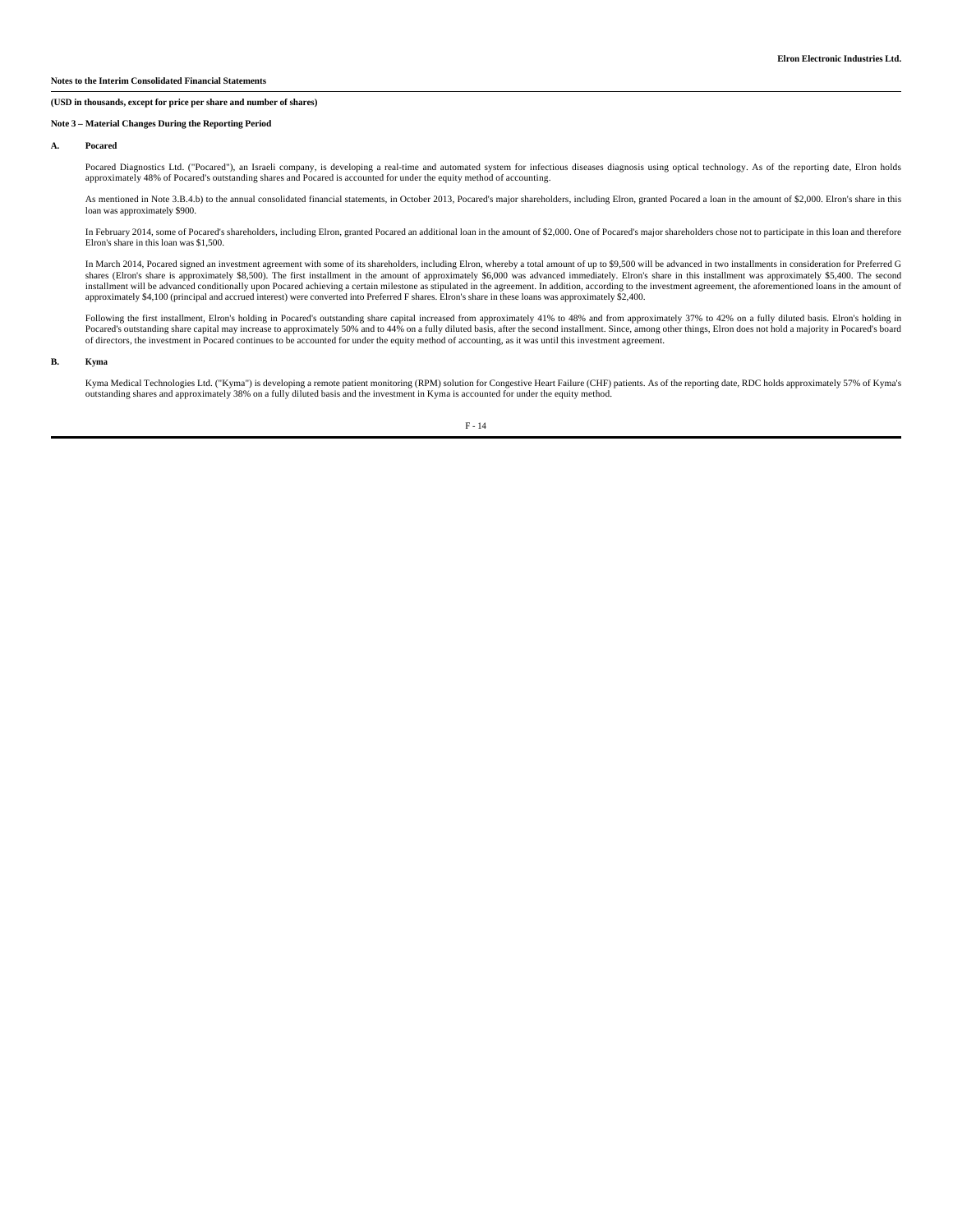**Notes to the Interim Consolidated Financial Statements**

**(USD in thousands, except for price per share and number of shares)**

**Note 3 – Material Changes During the Reporting Period**

**A. Pocared**

Pocared Diagnostics Ltd. ("Pocared"), an Israeli company, is developing a real-time and automated system for infectious diseases diagnosis using optical technology. As of the reporting date, Elron holds approximately 48% of Pocared's outstanding shares and Pocared is accounted for under the equity method of accounting.

As mentioned in Note 3.B.4.b) to the annual consolidated financial statements, in October 2013, Pocared's major shareholders, including Elron, granted Pocared a loan in the amount of $2,000. Elron's share in this loan was approximately $900.

In February 2014, some of Pocared's shareholders, including Elron, granted Pocared an additional loan in the amount of $2,000. One of Pocared's major shareholders chose not to participate in this loan and therefore Elron's share in this loan was $1,500.

In March 2014, Pocared signed an investment agreement with some of its shareholders, including Elron, whereby a total amount of up to $9,500 will be advanced in two installments in consideration for Preferred G shares (Elron's share is approximately $8,500). The first installment in the amount of approximately $6,000 was advanced immediately. Elron's share in this installment was approximately $5,400. The second installment will be advanced conditionally upon Pocared achieving a certain milestone as stipulated in the agreement. In addition, according to the investment agreement, the aforementioned loans in the amount of approximately $4,100 (principal and accrued interest) were converted into Preferred F shares. Elron's share in these loans was approximately $2,400.

Following the first installment, Elron's holding in Pocared's outstanding share capital increased from approximately 41% to 48% and from approximately 37% to 42% on a fully diluted basis. Elron's holding in Pocared's outstanding share capital may increase to approximately 50% and to 44% on a fully diluted basis, after the second installment. Since, among other things, Elron does not hold a majority in Pocared's board of directors, the investment in Pocared continues to be accounted for under the equity method of accounting, as it was until this investment agreement.

**B. Kyma**

Kyma Medical Technologies Ltd. ("Kyma") is developing a remote patient monitoring (RPM) solution for Congestive Heart Failure (CHF) patients. As of the reporting date, RDC holds approximately 57% of Kyma's outstanding shares and approximately 38% on a fully diluted basis and the investment in Kyma is accounted for under the equity method.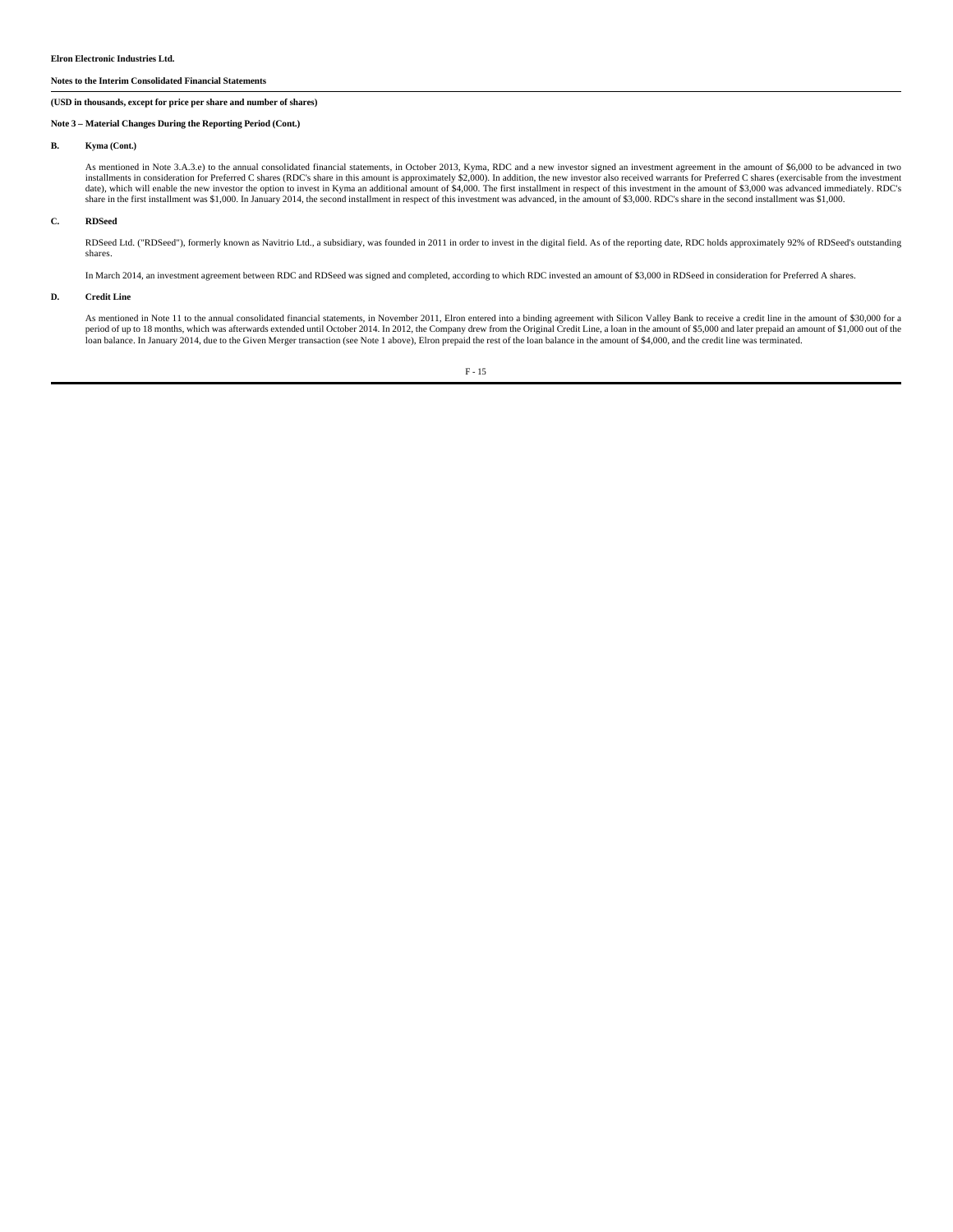**Elron Electronic Industries Ltd.**

**Notes to the Interim Consolidated Financial Statements**

**(USD in thousands, except for price per share and number of shares)**

**Note 3 – Material Changes During the Reporting Period (Cont.)**

**B. Kyma (Cont.)**

As mentioned in Note 3.A.3.e) to the annual consolidated financial statements, in October 2013, Kyma, RDC and a new investor signed an investment agreement in the amount of $6,000 to be advanced in two installments in consideration for Preferred C shares (RDC's share in this amount is approximately $2,000). In addition, the new investor also received warrants for Preferred C shares (exercisable from the investment date), which will enable the new investor the option to invest in Kyma an additional amount of $4,000. The first installment in respect of this investment in the amount of $3,000 was advanced immediately. RDC's share in the first installment was $1,000. In January 2014, the second installment in respect of this investment was advanced, in the amount of $3,000. RDC's share in the second installment was $1,000.

**C. RDSeed**

RDSeed Ltd. ("RDSeed"), formerly known as Navitrio Ltd., a subsidiary, was founded in 2011 in order to invest in the digital field. As of the reporting date, RDC holds approximately 92% of RDSeed's outstanding shares.

In March 2014, an investment agreement between RDC and RDSeed was signed and completed, according to which RDC invested an amount of $3,000 in RDSeed in consideration for Preferred A shares.

**D. Credit Line**

As mentioned in Note 11 to the annual consolidated financial statements, in November 2011, Elron entered into a binding agreement with Silicon Valley Bank to receive a credit line in the amount of $30,000 for a period of up to 18 months, which was afterwards extended until October 2014. In 2012, the Company drew from the Original Credit Line, a loan in the amount of $5,000 and later prepaid an amount of $1,000 out of the loan balance. In January 2014, due to the Given Merger transaction (see Note 1 above), Elron prepaid the rest of the loan balance in the amount of $4,000, and the credit line was terminated.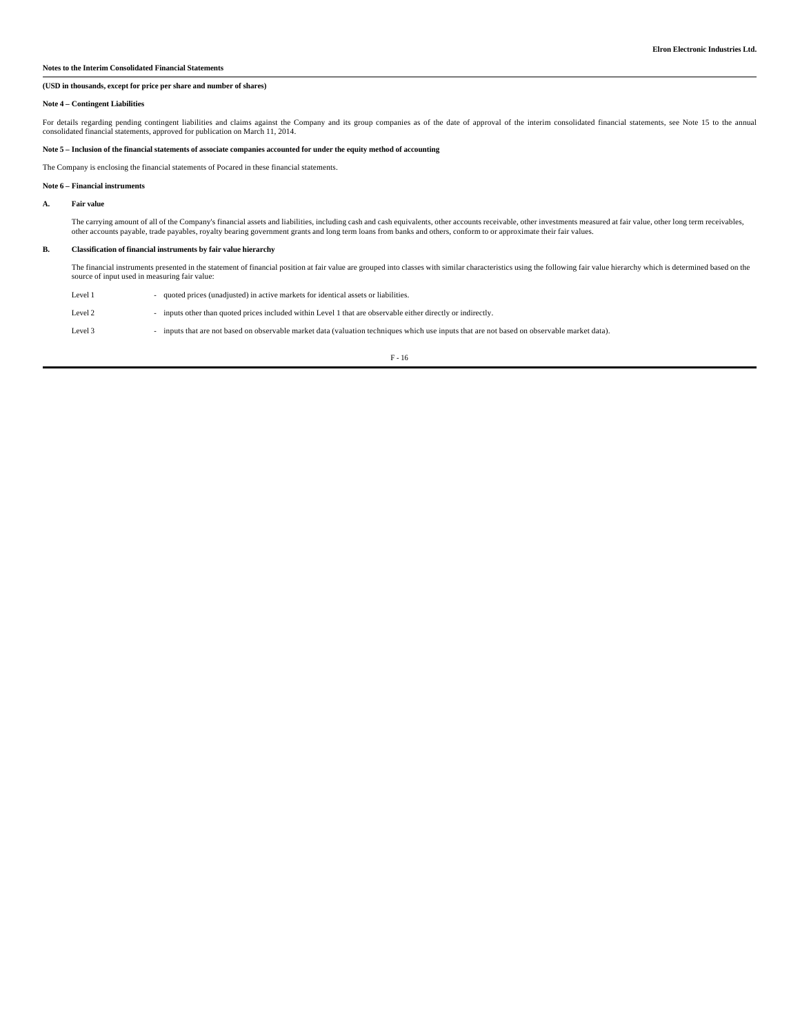**Notes to the Interim Consolidated Financial Statements**

**(USD in thousands, except for price per share and number of shares)**

**Note 4 – Contingent Liabilities**

For details regarding pending contingent liabilities and claims against the Company and its group companies as of the date of approval of the interim consolidated financial statements, see Note 15 to the annual consolidated financial statements, approved for publication on March 11, 2014.

**Note 5 – Inclusion of the financial statements of associate companies accounted for under the equity method of accounting**

The Company is enclosing the financial statements of Pocared in these financial statements.

**Note 6 – Financial instruments**

**A. Fair value**

The carrying amount of all of the Company's financial assets and liabilities, including cash and cash equivalents, other accounts receivable, other investments measured at fair value, other long term receivables, other accounts payable, trade payables, royalty bearing government grants and long term loans from banks and others, conform to or approximate their fair values.

**B. Classification of financial instruments by fair value hierarchy**

The financial instruments presented in the statement of financial position at fair value are grouped into classes with similar characteristics using the following fair value hierarchy which is determined based on the source of input used in measuring fair value:

Level 1 - quoted prices (unadjusted) in active markets for identical assets or liabilities.

Level 2 - inputs other than quoted prices included within Level 1 that are observable either directly or indirectly.

Level 3 - inputs that are not based on observable market data (valuation techniques which use inputs that are not based on observable market data).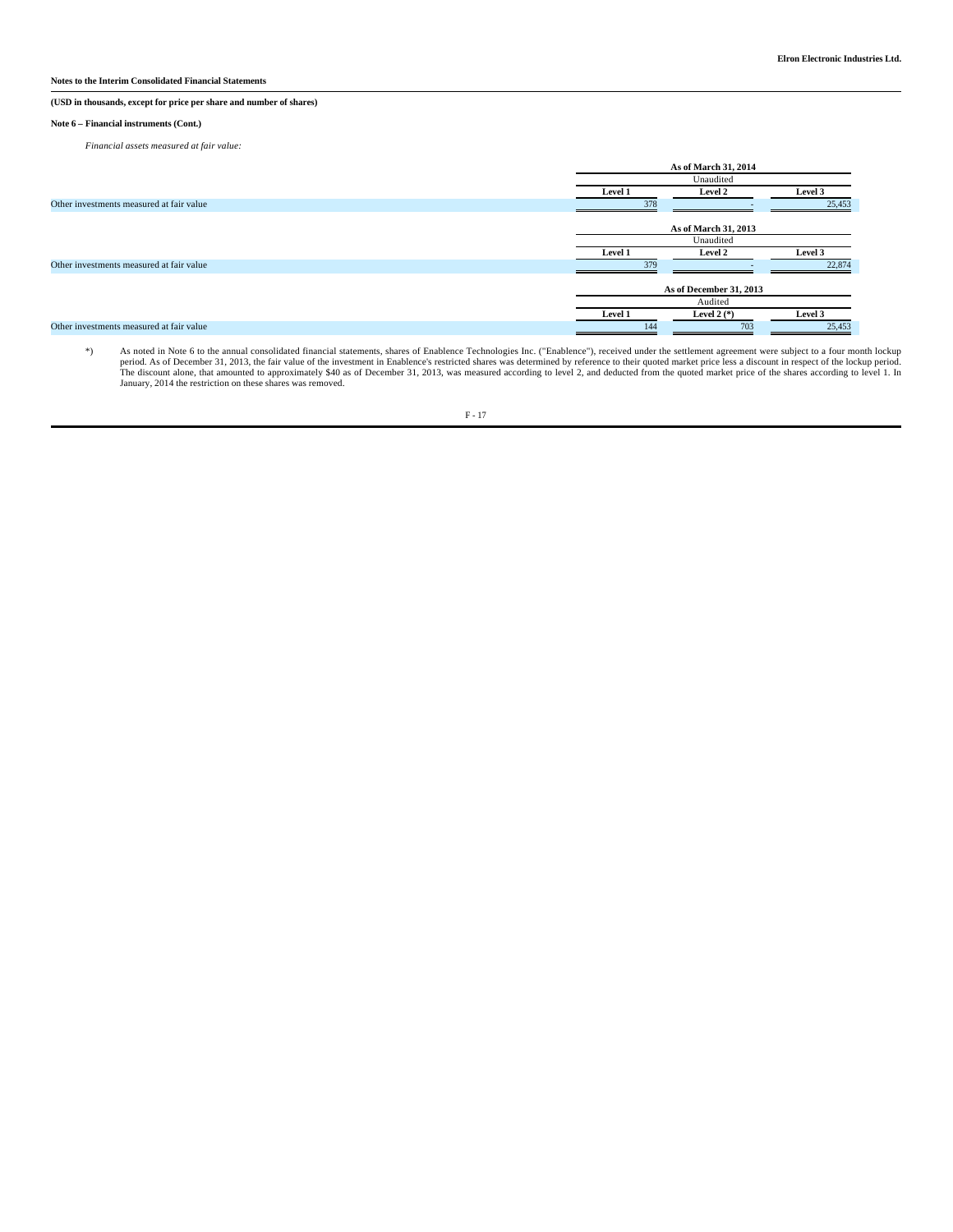**Notes to the Interim Consolidated Financial Statements**

**(USD in thousands, except for price per share and number of shares)**

**Note 6 – Financial instruments (Cont.)**

*Financial assets measured at fair value:*

| | As of March 31, 2014 | | |
|---|---|---|---|
| | Unaudited | | |
| | **Level 1** | **Level 2** | **Level 3** |
| Other investments measured at fair value | 378 | - | 25,453 |

| | As of March 31, 2013 | | |
|---|---|---|---|
| | Unaudited | | |
| | **Level 1** | **Level 2** | **Level 3** |
| Other investments measured at fair value | 379 | - | 22,874 |

| | As of December 31, 2013 | | |
|---|---|---|---|
| | Audited | | |
| | **Level 1** | **Level 2 (\*)** | **Level 3** |
| Other investments measured at fair value | 144 | 703 | 25,453 |

*) As noted in Note 6 to the annual consolidated financial statements, shares of Enablence Technologies Inc. ("Enablence"), received under the settlement agreement were subject to a four month lockup period. As of December 31, 2013, the fair value of the investment in Enablence's restricted shares was determined by reference to their quoted market price less a discount in respect of the lockup period. The discount alone, that amounted to approximately $40 as of December 31, 2013, was measured according to level 2, and deducted from the quoted market price of the shares according to level 1. In January, 2014 the restriction on these shares was removed.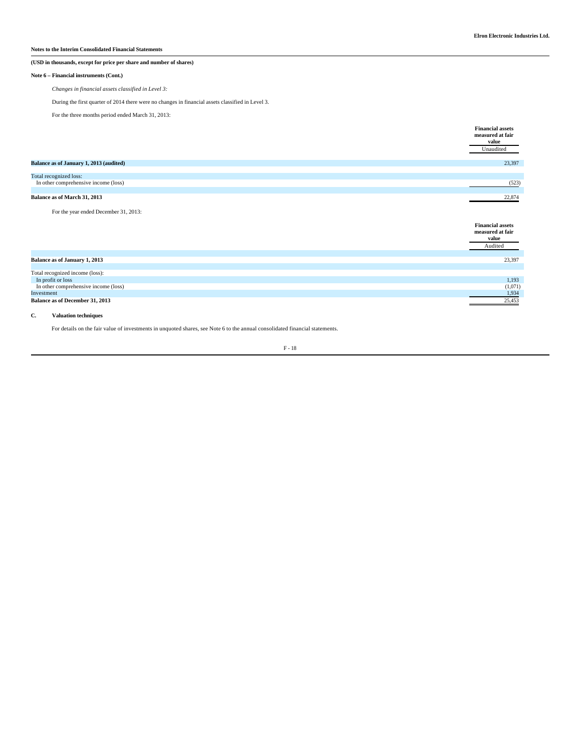**Notes to the Interim Consolidated Financial Statements**

**(USD in thousands, except for price per share and number of shares)**

**Note 6 – Financial instruments (Cont.)**

*Changes in financial assets classified in Level 3:*

During the first quarter of 2014 there were no changes in financial assets classified in Level 3.

For the three months period ended March 31, 2013:

| | Financial assets measured at fair value |
|---|---|
| | Unaudited |
| **Balance as of January 1, 2013 (audited)** | 23,397 |
| Total recognized loss: | |
| In other comprehensive income (loss) | (523) |
| **Balance as of March 31, 2013** | 22,874 |

For the year ended December 31, 2013:

| | Financial assets measured at fair value |
|---|---|
| | Audited |
| **Balance as of January 1, 2013** | 23,397 |
| Total recognized income (loss): | |
| In profit or loss | 1,193 |
| In other comprehensive income (loss) | (1,071) |
| Investment | 1,934 |
| **Balance as of December 31, 2013** | 25,453 |

**C. Valuation techniques**

For details on the fair value of investments in unquoted shares, see Note 6 to the annual consolidated financial statements.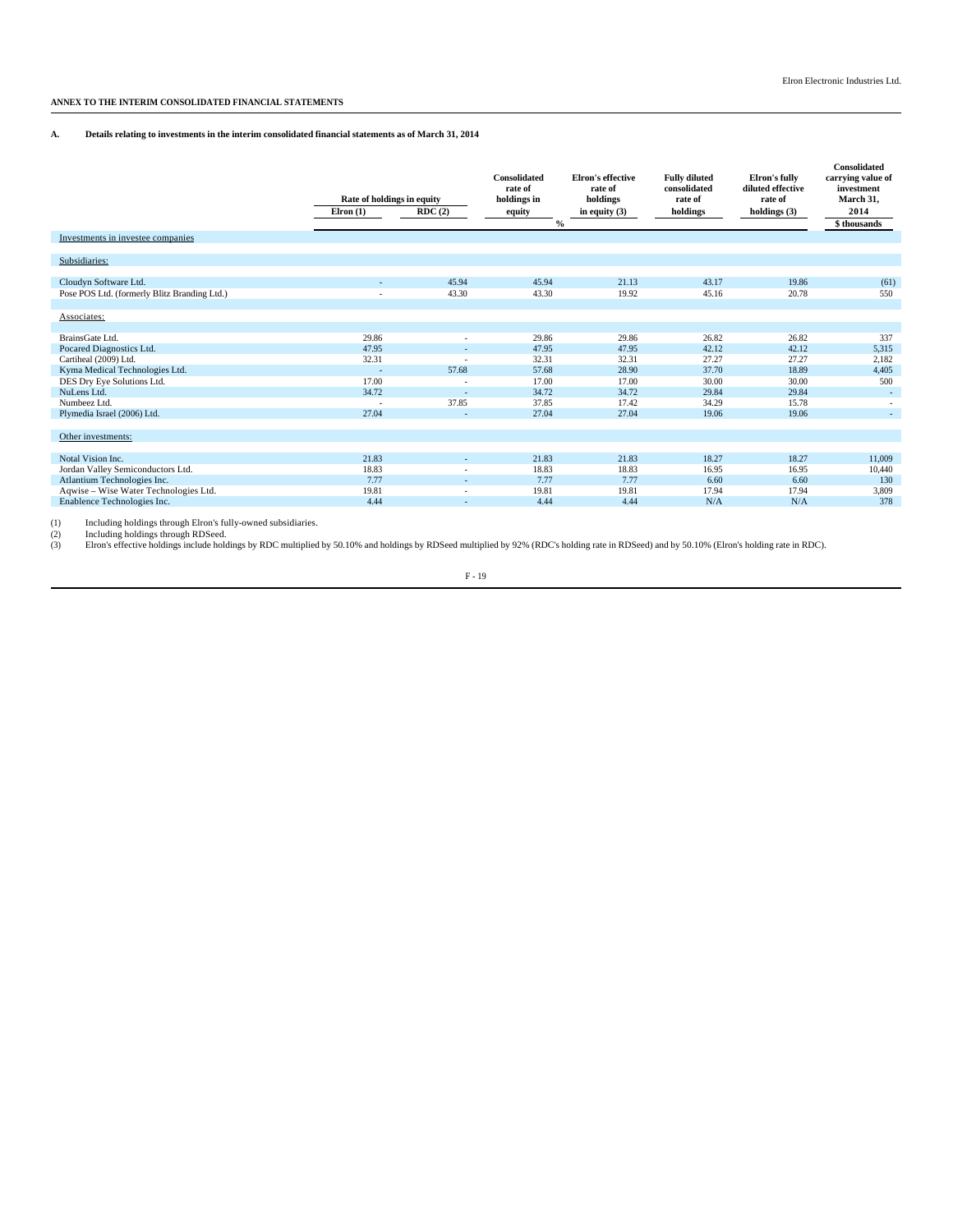**ANNEX TO THE INTERIM CONSOLIDATED FINANCIAL STATEMENTS**

**A. Details relating to investments in the interim consolidated financial statements as of March 31, 2014**

| | Rate of holdings in equity | | Consolidated rate of holdings in equity | Elron's effective rate of holdings in equity (3) | Fully diluted consolidated rate of holdings | Elron's fully diluted effective rate of holdings (3) | Consolidated carrying value of investment March 31, 2014 |
|---|---|---|---|---|---|---|---|
| | Elron (1) | RDC (2) | | | | | |
| | % | | | | | | $ thousands |
| Investments in investee companies | | | | | | | |
| Subsidiaries: | | | | | | | |
| Cloudyn Software Ltd. | - | 45.94 | 45.94 | 21.13 | 43.17 | 19.86 | (61) |
| Pose POS Ltd. (formerly Blitz Branding Ltd.) | - | 43.30 | 43.30 | 19.92 | 45.16 | 20.78 | 550 |
| Associates: | | | | | | | |
| BrainsGate Ltd. | 29.86 | - | 29.86 | 29.86 | 26.82 | 26.82 | 337 |
| Pocared Diagnostics Ltd. | 47.95 | - | 47.95 | 47.95 | 42.12 | 42.12 | 5,315 |
| Cartiheal (2009) Ltd. | 32.31 | - | 32.31 | 32.31 | 27.27 | 27.27 | 2,182 |
| Kyma Medical Technologies Ltd. | - | 57.68 | 57.68 | 28.90 | 37.70 | 18.89 | 4,405 |
| DES Dry Eye Solutions Ltd. | 17.00 | - | 17.00 | 17.00 | 30.00 | 30.00 | 500 |
| NuLens Ltd. | 34.72 | - | 34.72 | 34.72 | 29.84 | 29.84 | - |
| Numbeez Ltd. | - | 37.85 | 37.85 | 17.42 | 34.29 | 15.78 | - |
| Plymedia Israel (2006) Ltd. | 27.04 | - | 27.04 | 27.04 | 19.06 | 19.06 | - |
| Other investments: | | | | | | | |
| Notal Vision Inc. | 21.83 | - | 21.83 | 21.83 | 18.27 | 18.27 | 11,009 |
| Jordan Valley Semiconductors Ltd. | 18.83 | - | 18.83 | 18.83 | 16.95 | 16.95 | 10,440 |
| Atlantium Technologies Inc. | 7.77 | - | 7.77 | 7.77 | 6.60 | 6.60 | 130 |
| Aqwise – Wise Water Technologies Ltd. | 19.81 | - | 19.81 | 19.81 | 17.94 | 17.94 | 3,809 |
| Enablence Technologies Inc. | 4.44 | - | 4.44 | 4.44 | N/A | N/A | 378 |

(1) Including holdings through Elron's fully-owned subsidiaries.
(2) Including holdings through RDSeed.
(3) Elron's effective holdings include holdings by RDC multiplied by 50.10% and holdings by RDSeed multiplied by 92% (RDC's holding rate in RDSeed) and by 50.10% (Elron's holding rate in RDC).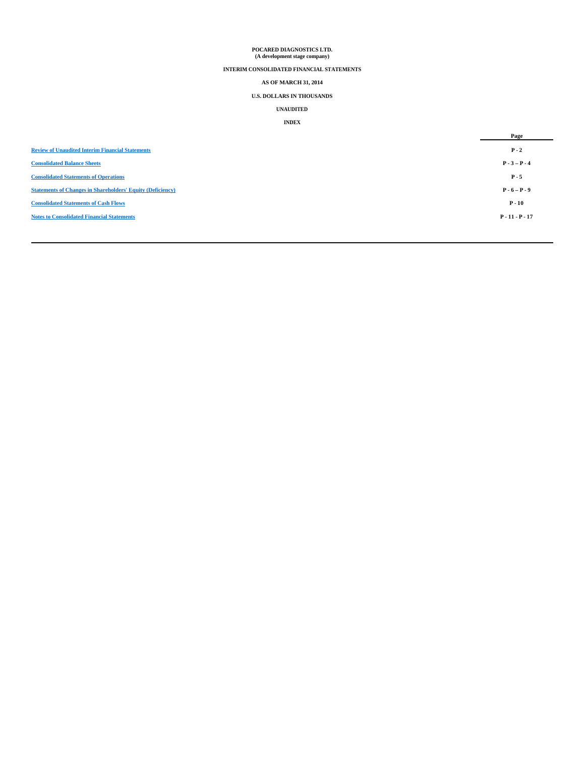**POCARED DIAGNOSTICS LTD.**
**(A development stage company)**

**INTERIM CONSOLIDATED FINANCIAL STATEMENTS**

**AS OF MARCH 31, 2014**

**U.S. DOLLARS IN THOUSANDS**

**UNAUDITED**

**INDEX**

| | Page |
|---|---|
| Review of Unaudited Interim Financial Statements | P - 2 |
| Consolidated Balance Sheets | P - 3 – P - 4 |
| Consolidated Statements of Operations | P - 5 |
| Statements of Changes in Shareholders' Equity (Deficiency) | P - 6 – P - 9 |
| Consolidated Statements of Cash Flows | P - 10 |
| Notes to Consolidated Financial Statements | P - 11 - P - 17 |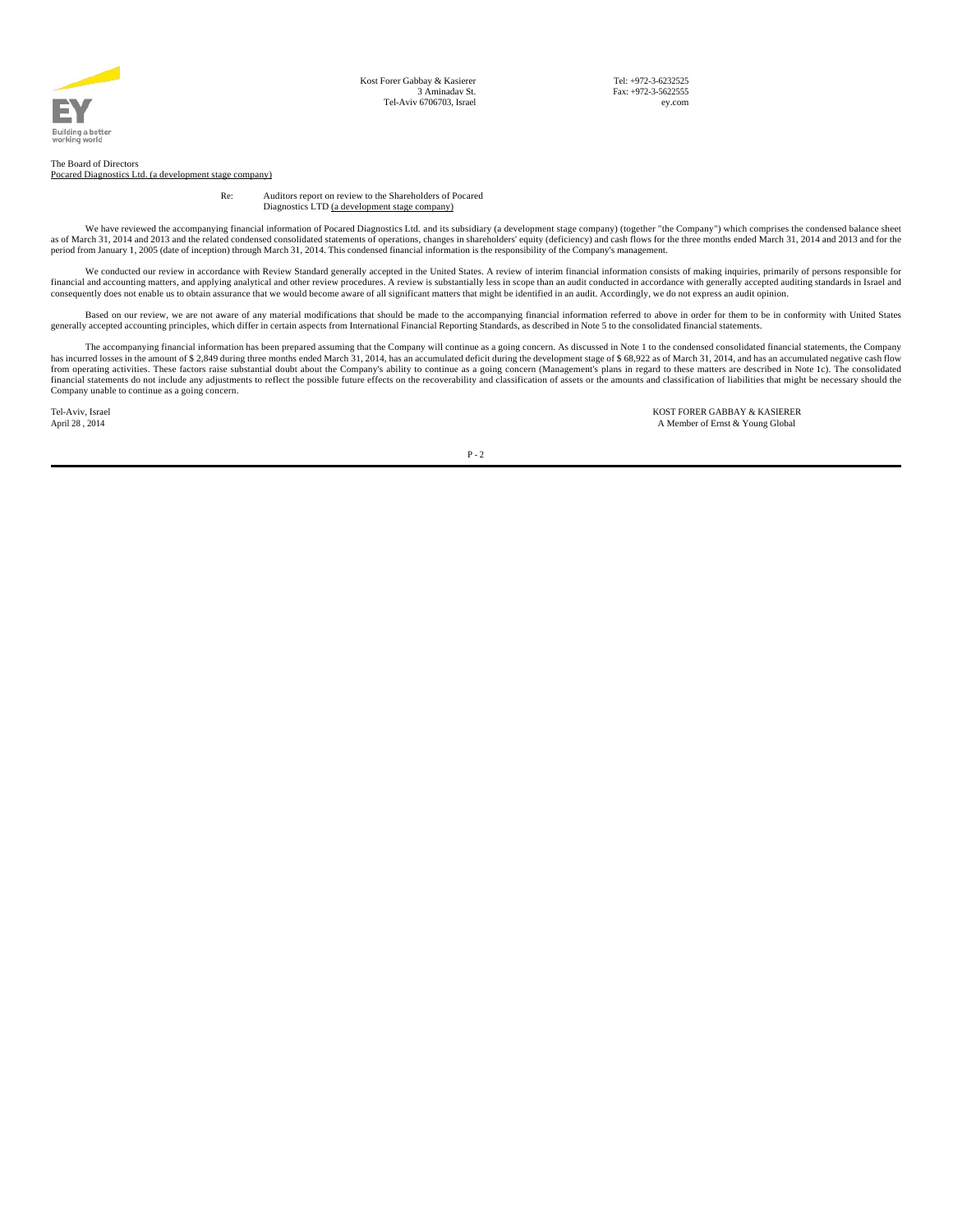Kost Forer Gabbay & Kasierer
3 Aminadav St.
Tel-Aviv 6706703, Israel

Tel: +972-3-6232525
Fax: +972-3-5622555
ey.com

The Board of Directors
Pocared Diagnostics Ltd. (a development stage company)

Re: Auditors report on review to the Shareholders of Pocared Diagnostics LTD (a development stage company)

We have reviewed the accompanying financial information of Pocared Diagnostics Ltd. and its subsidiary (a development stage company) (together "the Company") which comprises the condensed balance sheet as of March 31, 2014 and 2013 and the related condensed consolidated statements of operations, changes in shareholders' equity (deficiency) and cash flows for the three months ended March 31, 2014 and 2013 and for the period from January 1, 2005 (date of inception) through March 31, 2014. This condensed financial information is the responsibility of the Company's management.

We conducted our review in accordance with Review Standard generally accepted in the United States. A review of interim financial information consists of making inquiries, primarily of persons responsible for financial and accounting matters, and applying analytical and other review procedures. A review is substantially less in scope than an audit conducted in accordance with generally accepted auditing standards in Israel and consequently does not enable us to obtain assurance that we would become aware of all significant matters that might be identified in an audit. Accordingly, we do not express an audit opinion.

Based on our review, we are not aware of any material modifications that should be made to the accompanying financial information referred to above in order for them to be in conformity with United States generally accepted accounting principles, which differ in certain aspects from International Financial Reporting Standards, as described in Note 5 to the consolidated financial statements.

The accompanying financial information has been prepared assuming that the Company will continue as a going concern. As discussed in Note 1 to the condensed consolidated financial statements, the Company has incurred losses in the amount of $ 2,849 during three months ended March 31, 2014, has an accumulated deficit during the development stage of $ 68,922 as of March 31, 2014, and has an accumulated negative cash flow from operating activities. These factors raise substantial doubt about the Company's ability to continue as a going concern (Management's plans in regard to these matters are described in Note 1c). The consolidated financial statements do not include any adjustments to reflect the possible future effects on the recoverability and classification of assets or the amounts and classification of liabilities that might be necessary should the Company unable to continue as a going concern.

Tel-Aviv, Israel
April 28 , 2014

KOST FORER GABBAY & KASIERER
A Member of Ernst & Young Global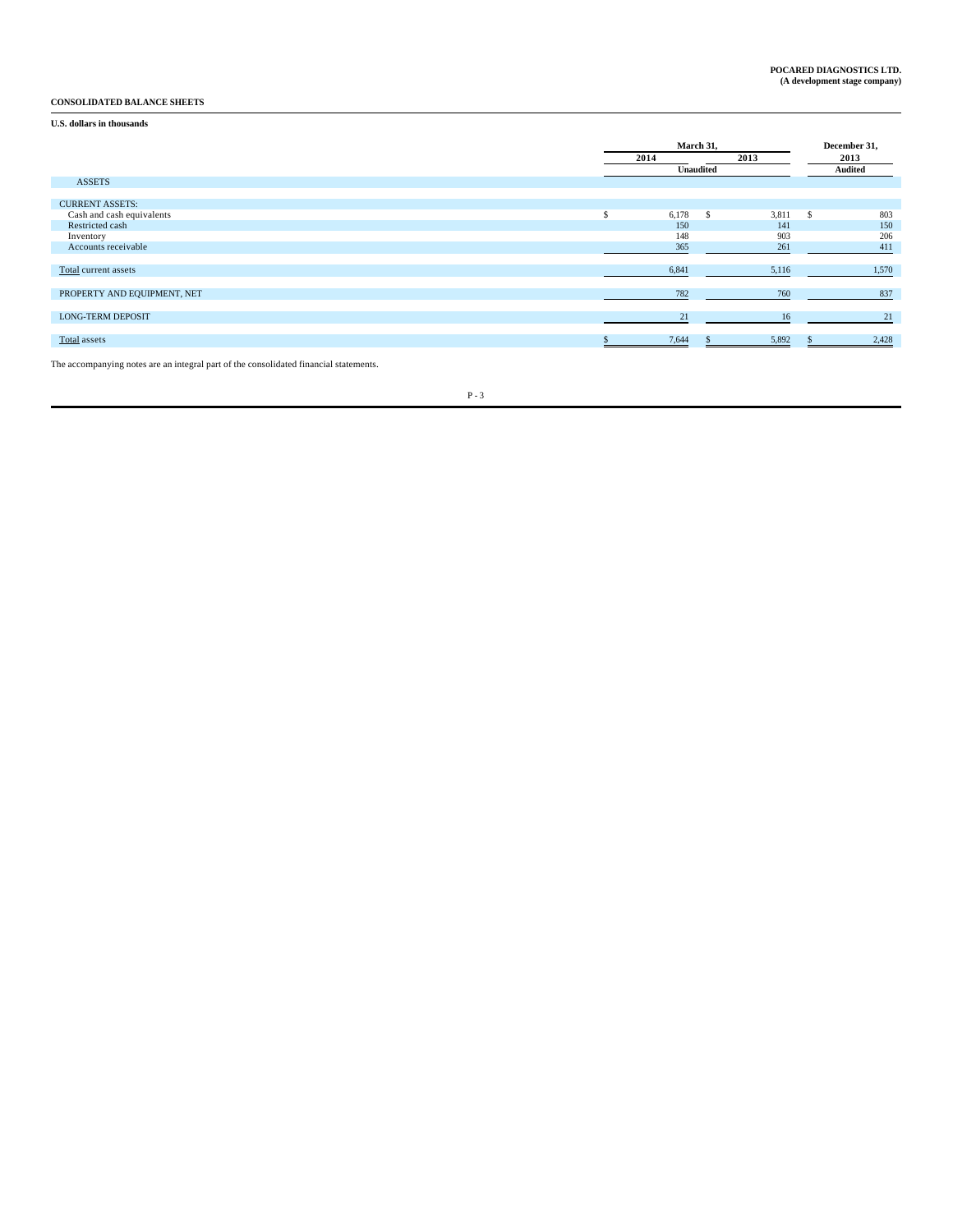**POCARED DIAGNOSTICS LTD.**
**(A development stage company)**

**CONSOLIDATED BALANCE SHEETS**

**U.S. dollars in thousands**

| | March 31, 2014 | March 31, 2013 | December 31, 2013 |
|---|---|---|---|
| | Unaudited | | Audited |
| ASSETS | | | |
| CURRENT ASSETS: | | | |
| Cash and cash equivalents | $ 6,178 | $ 3,811 | $ 803 |
| Restricted cash | 150 | 141 | 150 |
| Inventory | 148 | 903 | 206 |
| Accounts receivable | 365 | 261 | 411 |
| Total current assets | 6,841 | 5,116 | 1,570 |
| PROPERTY AND EQUIPMENT, NET | 782 | 760 | 837 |
| LONG-TERM DEPOSIT | 21 | 16 | 21 |
| Total assets | $ 7,644 | $ 5,892 | $ 2,428 |

The accompanying notes are an integral part of the consolidated financial statements.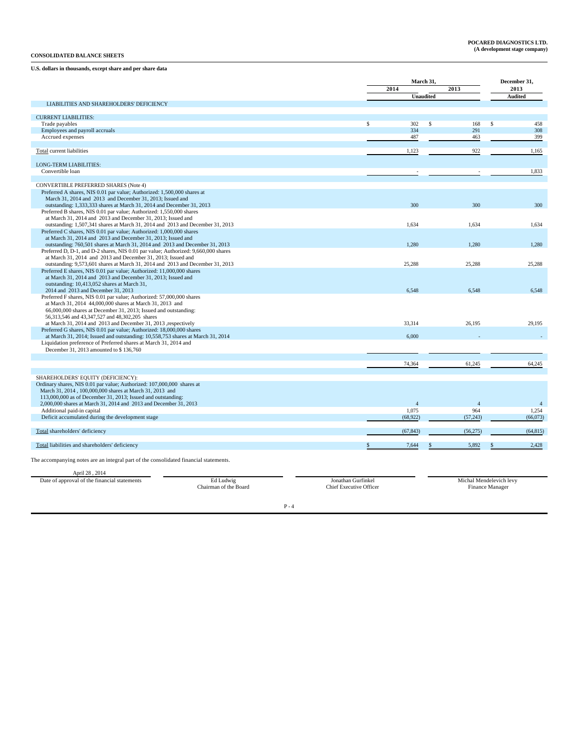**POCARED DIAGNOSTICS LTD.**
**(A development stage company)**

**CONSOLIDATED BALANCE SHEETS**

**U.S. dollars in thousands, except share and per share data**

| | March 31, 2014 | March 31, 2013 | December 31, 2013 |
|---|---|---|---|
| | Unaudited | Unaudited | Audited |
| LIABILITIES AND SHAREHOLDERS' DEFICIENCY | | | |
| CURRENT LIABILITIES: | | | |
| Trade payables | $ 302 | $ 168 | $ 458 |
| Employees and payroll accruals | 334 | 291 | 308 |
| Accrued expenses | 487 | 463 | 399 |
| Total current liabilities | 1,123 | 922 | 1,165 |
| LONG-TERM LIABILITIES: | | | |
| Convertible loan | - | - | 1,833 |
| CONVERTIBLE PREFERRED SHARES (Note 4) | | | |
| Preferred A shares, NIS 0.01 par value; Authorized: 1,500,000 shares at March 31, 2014 and 2013 and December 31, 2013; Issued and outstanding: 1,333,333 shares at March 31, 2014 and December 31, 2013 | 300 | 300 | 300 |
| Preferred B shares, NIS 0.01 par value; Authorized: 1,550,000 shares at March 31, 2014 and 2013 and December 31, 2013; Issued and outstanding: 1,507,341 shares at March 31, 2014 and 2013 and December 31, 2013 | 1,634 | 1,634 | 1,634 |
| Preferred C shares, NIS 0.01 par value; Authorized: 1,000,000 shares at March 31, 2014 and 2013 and December 31, 2013; Issued and outstanding: 760,501 shares at March 31, 2014 and 2013 and December 31, 2013 | 1,280 | 1,280 | 1,280 |
| Preferred D, D-1, and D-2 shares, NIS 0.01 par value; Authorized: 9,660,000 shares at March 31, 2014 and 2013 and December 31, 2013; Issued and outstanding: 9,573,601 shares at March 31, 2014 and 2013 and December 31, 2013 | 25,288 | 25,288 | 25,288 |
| Preferred E shares, NIS 0.01 par value; Authorized: 11,000,000 shares at March 31, 2014 and 2013 and December 31, 2013; Issued and outstanding: 10,413,052 shares at March 31, 2014 and 2013 and December 31, 2013 | 6,548 | 6,548 | 6,548 |
| Preferred F shares, NIS 0.01 par value; Authorized: 57,000,000 shares at March 31, 2014 44,000,000 shares at March 31, 2013 and 66,000,000 shares at December 31, 2013; Issued and outstanding: 56,313,546 and 43,347,527 and 48,302,205 shares at March 31, 2014 and 2013 and December 31, 2013 ,respectively | 33,314 | 26,195 | 29,195 |
| Preferred G shares, NIS 0.01 par value; Authorized: 18,000,000 shares at March 31, 2014; Issued and outstanding: 10,558,753 shares at March 31, 2014 | 6,000 | - | - |
| Liquidation preference of Preferred shares at March 31, 2014 and December 31, 2013 amounted to $ 136,760 | | | |
| | 74,364 | 61,245 | 64,245 |
| SHAREHOLDERS' EQUITY (DEFICIENCY): | | | |
| Ordinary shares, NIS 0.01 par value; Authorized: 107,000,000 shares at March 31, 2014 , 100,000,000 shares at March 31, 2013 and 113,000,000 as of December 31, 2013; Issued and outstanding: 2,000,000 shares at March 31, 2014 and 2013 and December 31, 2013 | 4 | 4 | 4 |
| Additional paid-in capital | 1,075 | 964 | 1,254 |
| Deficit accumulated during the development stage | (68,922) | (57,243) | (66,073) |
| Total shareholders' deficiency | (67,843) | (56,275) | (64,815) |
| Total liabilities and shareholders' deficiency | $ 7,644 | $ 5,892 | $ 2,428 |

The accompanying notes are an integral part of the consolidated financial statements.

| April 28 , 2014 | | | |
|---|---|---|---|
| Date of approval of the financial statements | Ed Ludwig<br>Chairman of the Board | Jonathan Gurfinkel<br>Chief Executive Officer | Michal Mendelevich levy<br>Finance Manager |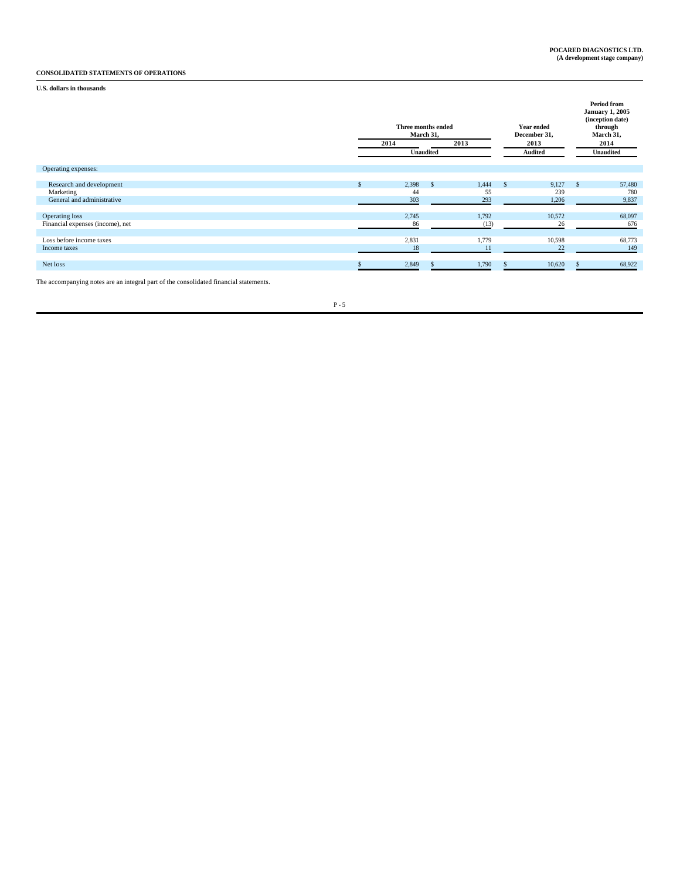**POCARED DIAGNOSTICS LTD.**
**(A development stage company)**

**CONSOLIDATED STATEMENTS OF OPERATIONS**

**U.S. dollars in thousands**

| | Three months ended March 31, | | Year ended December 31, | Period from January 1, 2005 (inception date) through March 31, |
|---|---|---|---|---|
| | 2014 | 2013 | 2013 | 2014 |
| | Unaudited | | Audited | Unaudited |
| Operating expenses: | | | | |
| Research and development | $ 2,398 | $ 1,444 | $ 9,127 | $ 57,480 |
| Marketing | 44 | 55 | 239 | 780 |
| General and administrative | 303 | 293 | 1,206 | 9,837 |
| Operating loss | 2,745 | 1,792 | 10,572 | 68,097 |
| Financial expenses (income), net | 86 | (13) | 26 | 676 |
| Loss before income taxes | 2,831 | 1,779 | 10,598 | 68,773 |
| Income taxes | 18 | 11 | 22 | 149 |
| Net loss | $ 2,849 | $ 1,790 | $ 10,620 | $ 68,922 |

The accompanying notes are an integral part of the consolidated financial statements.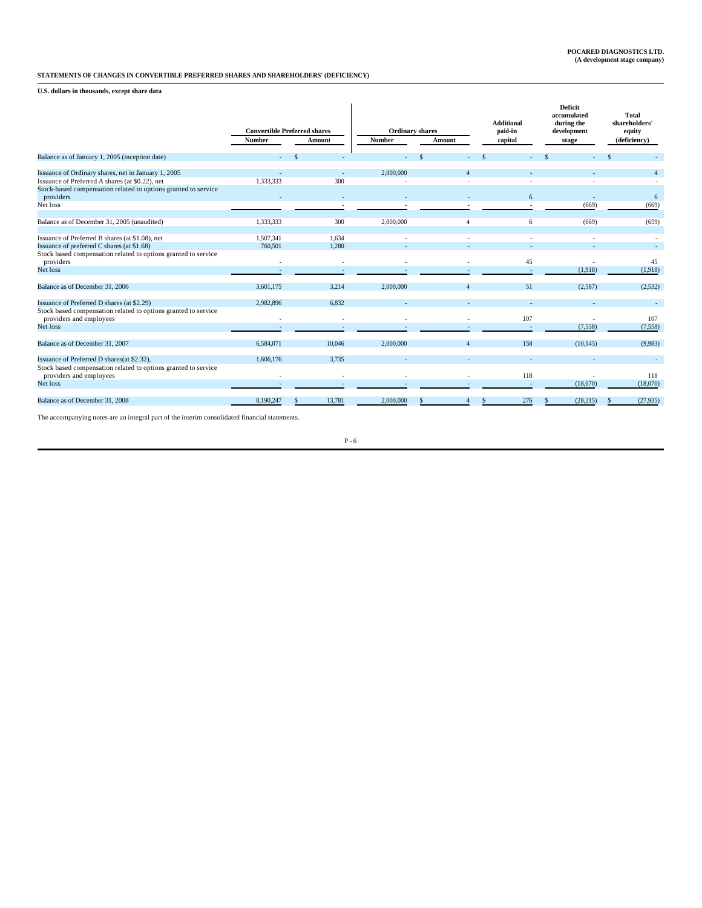POCARED DIAGNOSTICS LTD.
(A development stage company)

**STATEMENTS OF CHANGES IN CONVERTIBLE PREFERRED SHARES AND SHAREHOLDERS' (DEFICIENCY)**

**U.S. dollars in thousands, except share data**

| | Convertible Preferred shares | | Ordinary shares | | Additional paid-in capital | Deficit accumulated during the development stage | Total shareholders' equity (deficiency) |
|---|---|---|---|---|---|---|---|
| | Number | Amount | Number | Amount | | | |
| Balance as of January 1, 2005 (inception date) | - | $ - | - | $ - | $ - | $ - | $ - |
| Issuance of Ordinary shares, net in January 1, 2005 | - | - | 2,000,000 | 4 | - | - | 4 |
| Issuance of Preferred A shares (at $0.22), net | 1,333,333 | 300 | - | - | - | - | - |
| Stock-based compensation related to options granted to service providers | - | - | - | - | 6 | - | 6 |
| Net loss | - | - | - | - | - | (669) | (669) |
| Balance as of December 31, 2005 (unaudited) | 1,333,333 | 300 | 2,000,000 | 4 | 6 | (669) | (659) |
| Issuance of Preferred B shares (at $1.08), net | 1,507,341 | 1,634 | - | - | - | - | - |
| Issuance of preferred C shares (at $1.68) | 760,501 | 1,280 | - | - | - | - | - |
| Stock based compensation related to options granted to service providers | - | - | - | - | 45 | - | 45 |
| Net loss | - | - | - | - | - | (1,918) | (1,918) |
| Balance as of December 31, 2006 | 3,601,175 | 3,214 | 2,000,000 | 4 | 51 | (2,587) | (2,532) |
| Issuance of Preferred D shares (at $2.29) | 2,982,896 | 6,832 | - | - | - | - | - |
| Stock based compensation related to options granted to service providers and employees | - | - | - | - | 107 | - | 107 |
| Net loss | - | - | - | - | - | (7,558) | (7,558) |
| Balance as of December 31, 2007 | 6,584,071 | 10,046 | 2,000,000 | 4 | 158 | (10,145) | (9,983) |
| Issuance of Preferred D shares(at $2.32), | 1,606,176 | 3,735 | - | - | - | - | - |
| Stock based compensation related to options granted to service providers and employees | - | - | - | - | 118 | - | 118 |
| Net loss | - | - | - | - | - | (18,070) | (18,070) |
| Balance as of December 31, 2008 | 8,190,247 | $ 13,781 | 2,000,000 | $ 4 | $ 276 | $ (28,215) | $ (27,935) |

The accompanying notes are an integral part of the interim consolidated financial statements.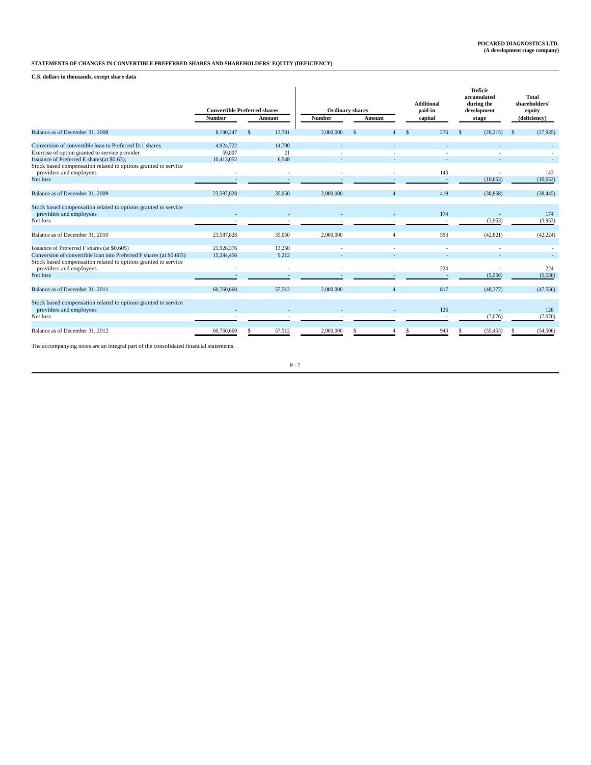**POCARED DIAGNOSTICS LTD.**
**(A development stage company)**

**STATEMENTS OF CHANGES IN CONVERTIBLE PREFERRED SHARES AND SHAREHOLDERS' EQUITY (DEFICIENCY)**

**U.S. dollars in thousands, except share data**

| | Convertible Preferred shares | | Ordinary shares | | Additional paid-in capital | Deficit accumulated during the development stage | Total shareholders' equity (deficiency) |
|---|---|---|---|---|---|---|---|
| | Number | Amount | Number | Amount | | | |
| Balance as of December 31, 2008 | 8,190,247 | $ 13,781 | 2,000,000 | $ 4 | $ 276 | $ (28,215) | $ (27,935) |
| Conversion of convertible loan to Preferred D-1 shares | 4,924,722 | 14,700 | - | - | - | - | - |
| Exercise of option granted to service provider | 59,807 | 21 | - | - | - | - | - |
| Issuance of Preferred E shares(at $0.63), | 10,413,052 | 6,548 | - | - | - | - | - |
| Stock based compensation related to options granted to service providers and employees | - | - | - | - | 143 | - | 143 |
| Net loss | - | - | - | - | - | (10,653) | (10,653) |
| Balance as of December 31, 2009 | 23,587,828 | 35,050 | 2,000,000 | 4 | 419 | (38,868) | (38,445) |
| Stock based compensation related to options granted to service providers and employees | - | - | - | - | 174 | - | 174 |
| Net loss | - | - | - | - | - | (3,953) | (3,953) |
| Balance as of December 31, 2010 | 23,587,828 | 35,050 | 2,000,000 | 4 | 593 | (42,821) | (42,224) |
| Issuance of Preferred F shares (at $0.605) | 21,928,376 | 13,250 | - | - | - | - | - |
| Conversion of convertible loan into Preferred F shares (at $0.605) | 15,244,456 | 9,212 | - | - | - | - | - |
| Stock based compensation related to options granted to service providers and employees | - | - | - | - | 224 | - | 224 |
| Net loss | - | - | - | - | - | (5,556) | (5,556) |
| Balance as of December 31, 2011 | 60,760,660 | 57,512 | 2,000,000 | 4 | 817 | (48,377) | (47,556) |
| Stock based compensation related to options granted to service providers and employees | - | - | - | - | 126 | - | 126 |
| Net loss | - | - | - | - | - | (7,076) | (7,076) |
| Balance as of December 31, 2012 | 60,760,660 | $ 57,512 | 2,000,000 | $ 4 | $ 943 | $ (55,453) | $ (54,506) |

The accompanying notes are an integral part of the consolidated financial statements.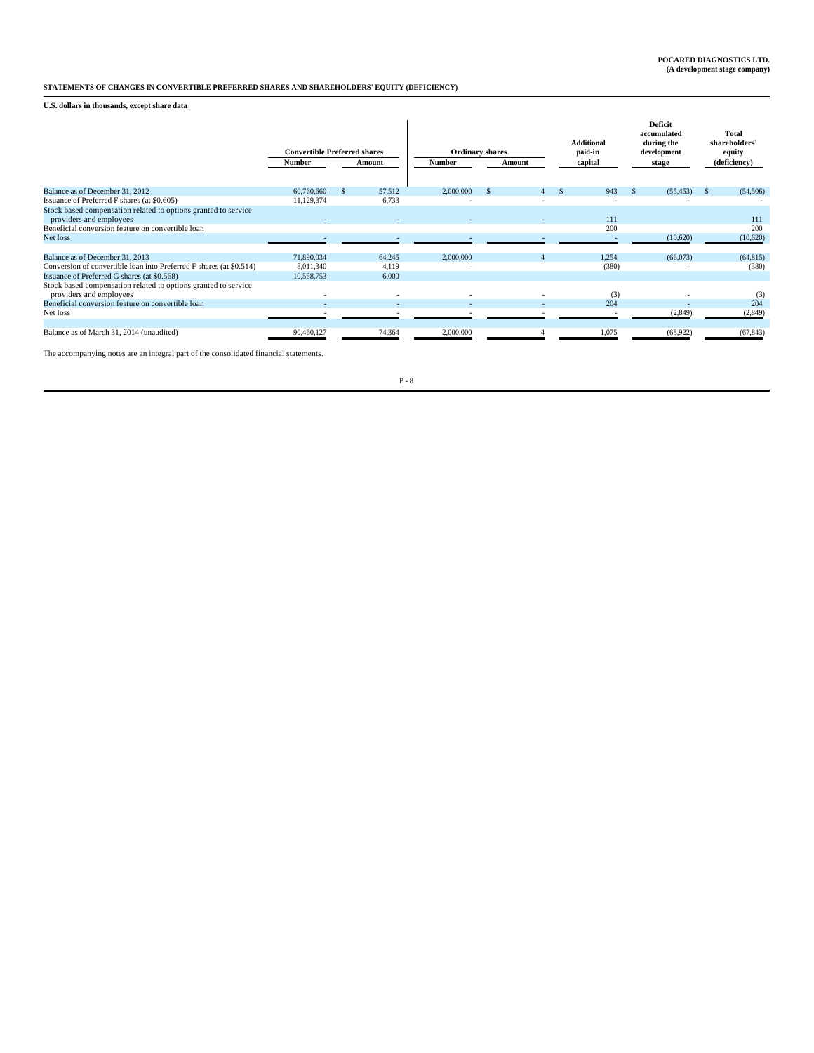**POCARED DIAGNOSTICS LTD.**
**(A development stage company)**

**STATEMENTS OF CHANGES IN CONVERTIBLE PREFERRED SHARES AND SHAREHOLDERS' EQUITY (DEFICIENCY)**

**U.S. dollars in thousands, except share data**

| | Convertible Preferred shares | | Ordinary shares | | Additional paid-in | Deficit accumulated during the development | Total shareholders' equity |
|---|---|---|---|---|---|---|---|
| | Number | Amount | Number | Amount | capital | stage | (deficiency) |
| Balance as of December 31, 2012 | 60,760,660 | $ 57,512 | 2,000,000 | $ 4 | $ 943 | $ (55,453) | $ (54,506) |
| Issuance of Preferred F shares (at $0.605) | 11,129,374 | 6,733 | - | - | - | - | - |
| Stock based compensation related to options granted to service providers and employees | - | - | - | - | 111 | | 111 |
| Beneficial conversion feature on convertible loan | | | | | 200 | | 200 |
| Net loss | - | - | - | - | - | (10,620) | (10,620) |
| Balance as of December 31, 2013 | 71,890,034 | 64,245 | 2,000,000 | 4 | 1,254 | (66,073) | (64,815) |
| Conversion of convertible loan into Preferred F shares (at $0.514) | 8,011,340 | 4,119 | - | | (380) | - | (380) |
| Issuance of Preferred G shares (at $0.568) | 10,558,753 | 6,000 | | | | | |
| Stock based compensation related to options granted to service providers and employees | - | - | - | - | (3) | - | (3) |
| Beneficial conversion feature on convertible loan | - | - | - | - | 204 | - | 204 |
| Net loss | - | - | - | - | - | (2,849) | (2,849) |
| Balance as of March 31, 2014 (unaudited) | 90,460,127 | 74,364 | 2,000,000 | 4 | 1,075 | (68,922) | (67,843) |

The accompanying notes are an integral part of the consolidated financial statements.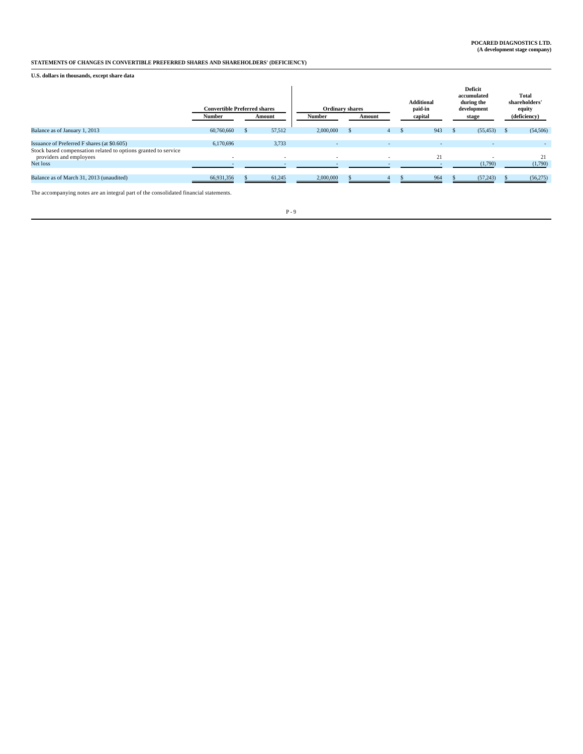**POCARED DIAGNOSTICS LTD.**
**(A development stage company)**

**STATEMENTS OF CHANGES IN CONVERTIBLE PREFERRED SHARES AND SHAREHOLDERS' (DEFICIENCY)**

**U.S. dollars in thousands, except share data**

| | Convertible Preferred shares | | Ordinary shares | | Additional paid-in capital | Deficit accumulated during the development stage | Total shareholders' equity (deficiency) |
|---|---|---|---|---|---|---|---|
| | Number | Amount | Number | Amount | | | |
| Balance as of January 1, 2013 | 60,760,660 | $ 57,512 | 2,000,000 | $ 4 | $ 943 | $ (55,453) | $ (54,506) |
| Issuance of Preferred F shares (at $0.605) | 6,170,696 | 3,733 | - | - | - | - | - |
| Stock based compensation related to options granted to service providers and employees | - | - | - | - | 21 | - | 21 |
| Net loss | - | - | - | - | - | (1,790) | (1,790) |
| Balance as of March 31, 2013 (unaudited) | 66,931,356 | $ 61,245 | 2,000,000 | $ 4 | $ 964 | $ (57,243) | $ (56,275) |

The accompanying notes are an integral part of the consolidated financial statements.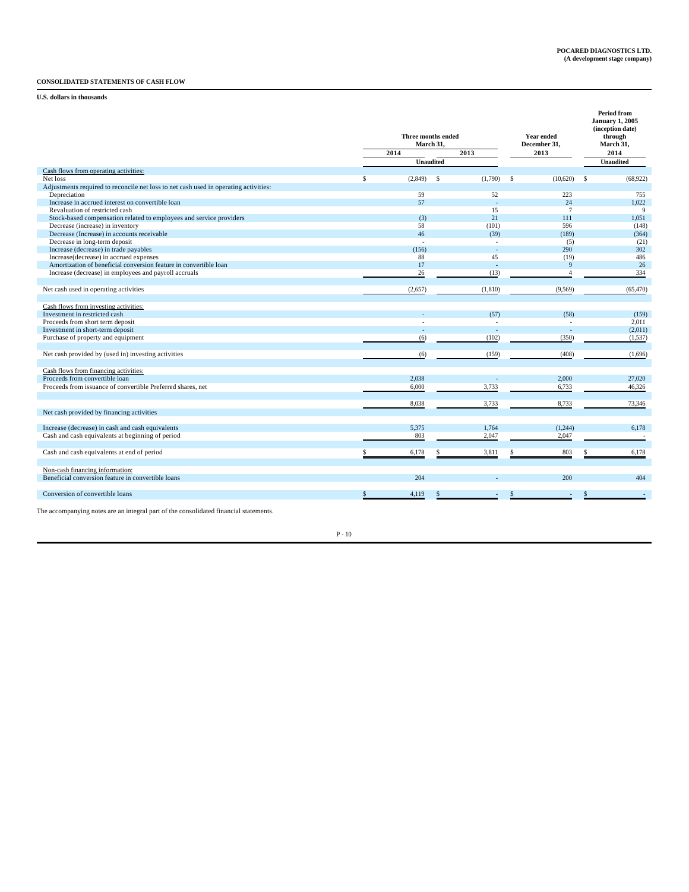**POCARED DIAGNOSTICS LTD.**
**(A development stage company)**

**CONSOLIDATED STATEMENTS OF CASH FLOW**

**U.S. dollars in thousands**

| | Three months ended March 31, 2014 | Three months ended March 31, 2013 | Year ended December 31, 2013 | Period from January 1, 2005 (inception date) through March 31, 2014 |
|---|---|---|---|---|
| | Unaudited | Unaudited | | Unaudited |
| Cash flows from operating activities: | | | | |
| Net loss | $ (2,849) | $ (1,790) | $ (10,620) | $ (68,922) |
| Adjustments required to reconcile net loss to net cash used in operating activities: | | | | |
| Depreciation | 59 | 52 | 223 | 755 |
| Increase in accrued interest on convertible loan | 57 | - | 24 | 1,022 |
| Revaluation of restricted cash | | 15 | 7 | 9 |
| Stock-based compensation related to employees and service providers | (3) | 21 | 111 | 1,051 |
| Decrease (increase) in inventory | 58 | (101) | 596 | (148) |
| Decrease (Increase) in accounts receivable | 46 | (39) | (189) | (364) |
| Decrease in long-term deposit | - | - | (5) | (21) |
| Increase (decrease) in trade payables | (156) | - | 290 | 302 |
| Increase(decrease) in accrued expenses | 88 | 45 | (19) | 486 |
| Amortization of beneficial conversion feature in convertible loan | 17 | - | 9 | 26 |
| Increase (decrease) in employees and payroll accruals | 26 | (13) | 4 | 334 |
| Net cash used in operating activities | (2,657) | (1,810) | (9,569) | (65,470) |
| Cash flows from investing activities: | | | | |
| Investment in restricted cash | - | (57) | (58) | (159) |
| Proceeds from short term deposit | - | - | - | 2,011 |
| Investment in short-term deposit | - | - | - | (2,011) |
| Purchase of property and equipment | (6) | (102) | (350) | (1,537) |
| Net cash provided by (used in) investing activities | (6) | (159) | (408) | (1,696) |
| Cash flows from financing activities: | | | | |
| Proceeds from convertible loan | 2,038 | - | 2,000 | 27,020 |
| Proceeds from issuance of convertible Preferred shares, net | 6,000 | 3,733 | 6,733 | 46,326 |
| Net cash provided by financing activities | 8,038 | 3,733 | 8,733 | 73,346 |
| Increase (decrease) in cash and cash equivalents | 5,375 | 1,764 | (1,244) | 6,178 |
| Cash and cash equivalents at beginning of period | 803 | 2,047 | 2,047 | - |
| Cash and cash equivalents at end of period | $ 6,178 | $ 3,811 | $ 803 | $ 6,178 |
| Non-cash financing information: | | | | |
| Beneficial conversion feature in convertible loans | 204 | - | 200 | 404 |
| Conversion of convertible loans | $ 4,119 | $ - | $ - | $ - |

The accompanying notes are an integral part of the consolidated financial statements.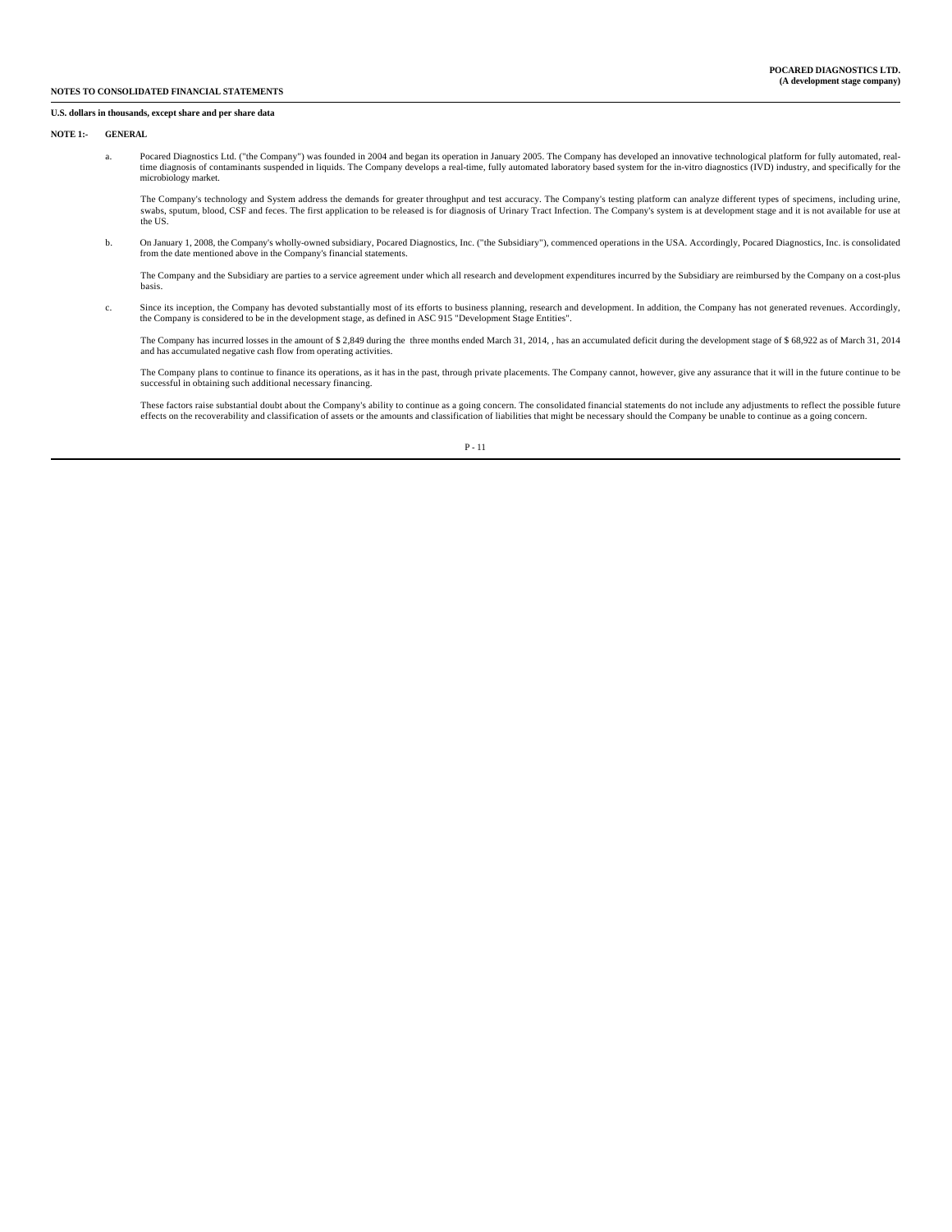**NOTES TO CONSOLIDATED FINANCIAL STATEMENTS**

**U.S. dollars in thousands, except share and per share data**

**NOTE 1:- GENERAL**

a. Pocared Diagnostics Ltd. ("the Company") was founded in 2004 and began its operation in January 2005. The Company has developed an innovative technological platform for fully automated, real-time diagnosis of contaminants suspended in liquids. The Company develops a real-time, fully automated laboratory based system for the in-vitro diagnostics (IVD) industry, and specifically for the microbiology market.

The Company's technology and System address the demands for greater throughput and test accuracy. The Company's testing platform can analyze different types of specimens, including urine, swabs, sputum, blood, CSF and feces. The first application to be released is for diagnosis of Urinary Tract Infection. The Company's system is at development stage and it is not available for use at the US.

b. On January 1, 2008, the Company's wholly-owned subsidiary, Pocared Diagnostics, Inc. ("the Subsidiary"), commenced operations in the USA. Accordingly, Pocared Diagnostics, Inc. is consolidated from the date mentioned above in the Company's financial statements.

The Company and the Subsidiary are parties to a service agreement under which all research and development expenditures incurred by the Subsidiary are reimbursed by the Company on a cost-plus basis.

c. Since its inception, the Company has devoted substantially most of its efforts to business planning, research and development. In addition, the Company has not generated revenues. Accordingly, the Company is considered to be in the development stage, as defined in ASC 915 "Development Stage Entities".

The Company has incurred losses in the amount of $ 2,849 during the three months ended March 31, 2014, , has an accumulated deficit during the development stage of $ 68,922 as of March 31, 2014 and has accumulated negative cash flow from operating activities.

The Company plans to continue to finance its operations, as it has in the past, through private placements. The Company cannot, however, give any assurance that it will in the future continue to be successful in obtaining such additional necessary financing.

These factors raise substantial doubt about the Company's ability to continue as a going concern. The consolidated financial statements do not include any adjustments to reflect the possible future effects on the recoverability and classification of assets or the amounts and classification of liabilities that might be necessary should the Company be unable to continue as a going concern.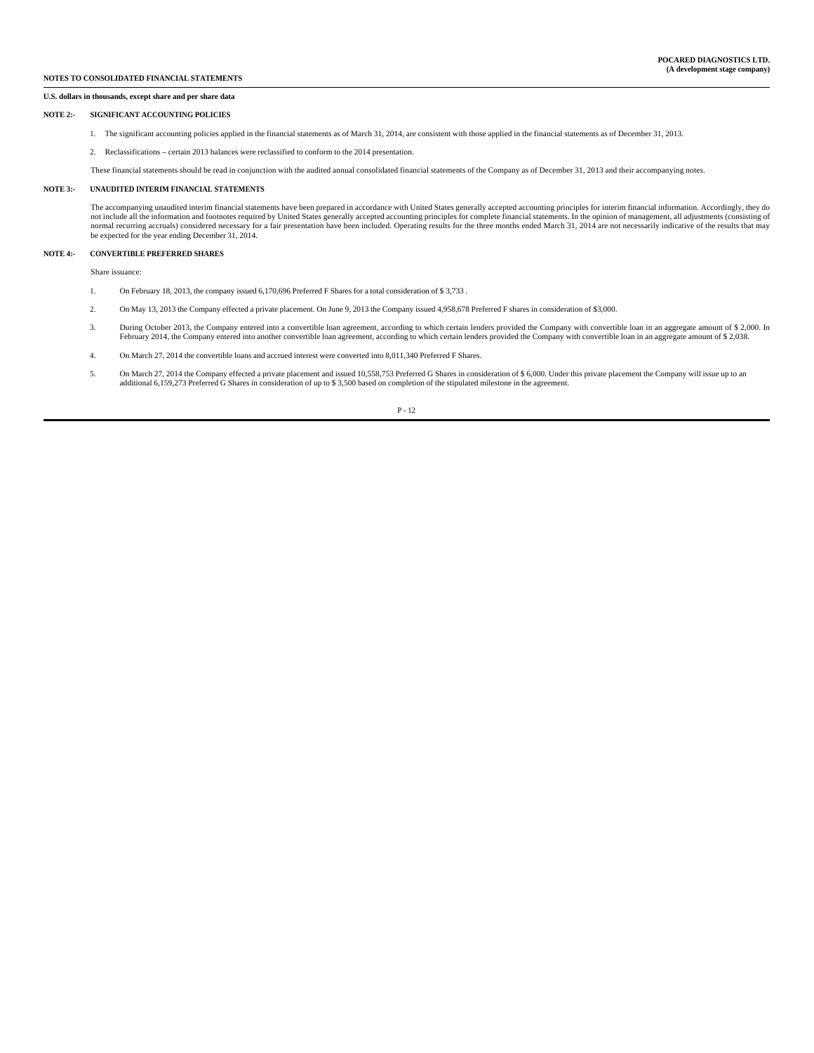**NOTES TO CONSOLIDATED FINANCIAL STATEMENTS**

**U.S. dollars in thousands, except share and per share data**

**NOTE 2:- SIGNIFICANT ACCOUNTING POLICIES**

1. The significant accounting policies applied in the financial statements as of March 31, 2014, are consistent with those applied in the financial statements as of December 31, 2013.

2. Reclassifications – certain 2013 balances were reclassified to conform to the 2014 presentation.

These financial statements should be read in conjunction with the audited annual consolidated financial statements of the Company as of December 31, 2013 and their accompanying notes.

**NOTE 3:- UNAUDITED INTERIM FINANCIAL STATEMENTS**

The accompanying unaudited interim financial statements have been prepared in accordance with United States generally accepted accounting principles for interim financial information. Accordingly, they do not include all the information and footnotes required by United States generally accepted accounting principles for complete financial statements. In the opinion of management, all adjustments (consisting of normal recurring accruals) considered necessary for a fair presentation have been included. Operating results for the three months ended March 31, 2014 are not necessarily indicative of the results that may be expected for the year ending December 31, 2014.

**NOTE 4:- CONVERTIBLE PREFERRED SHARES**

Share issuance:

1. On February 18, 2013, the company issued 6,170,696 Preferred F Shares for a total consideration of $ 3,733 .

2. On May 13, 2013 the Company effected a private placement. On June 9, 2013 the Company issued 4,958,678 Preferred F shares in consideration of $3,000.

3. During October 2013, the Company entered into a convertible loan agreement, according to which certain lenders provided the Company with convertible loan in an aggregate amount of $ 2,000. In February 2014, the Company entered into another convertible loan agreement, according to which certain lenders provided the Company with convertible loan in an aggregate amount of $ 2,038.

4. On March 27, 2014 the convertible loans and accrued interest were converted into 8,011,340 Preferred F Shares.

5. On March 27, 2014 the Company effected a private placement and issued 10,558,753 Preferred G Shares in consideration of $ 6,000. Under this private placement the Company will issue up to an additional 6,159,273 Preferred G Shares in consideration of up to $ 3,500 based on completion of the stipulated milestone in the agreement.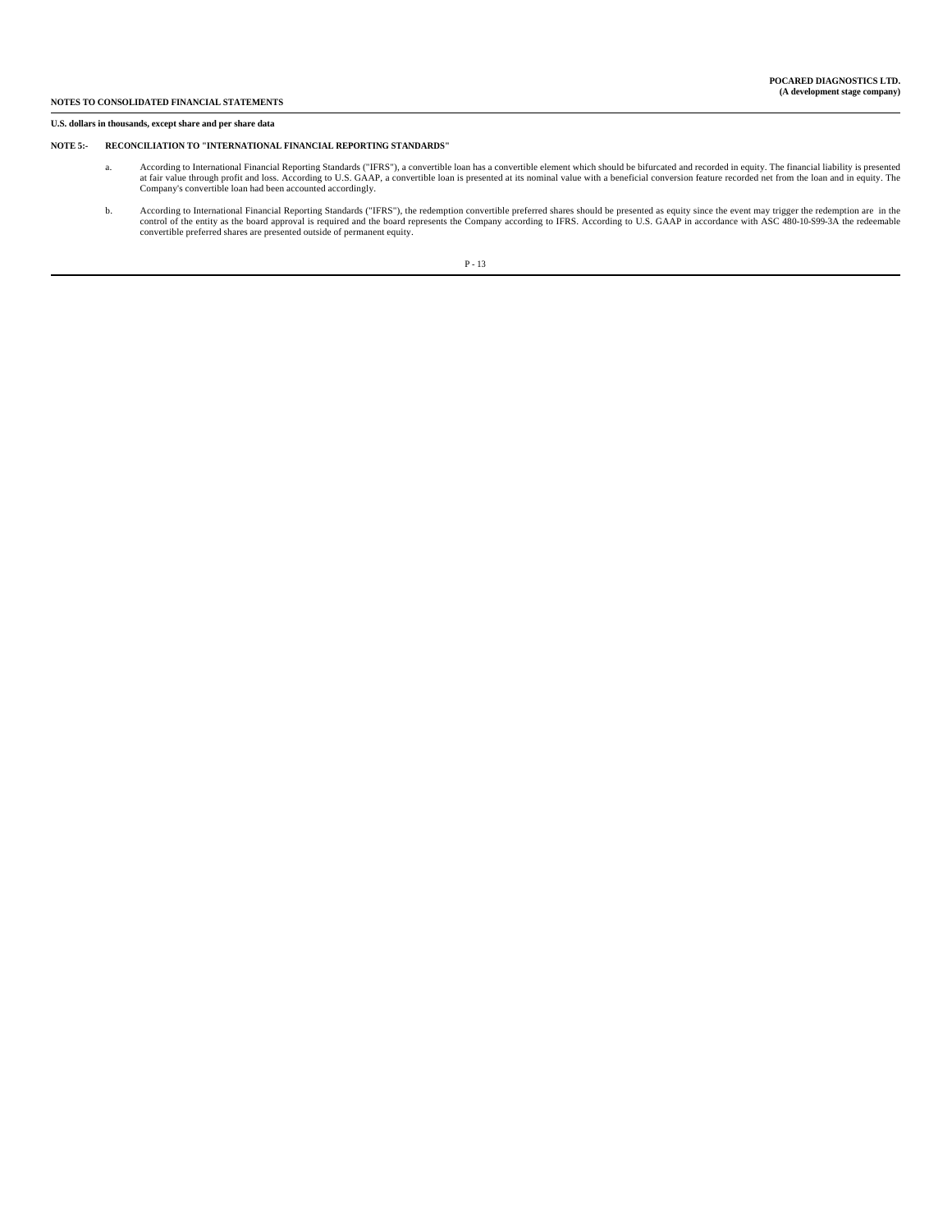**U.S. dollars in thousands, except share and per share data**

**NOTE 5:- RECONCILIATION TO "INTERNATIONAL FINANCIAL REPORTING STANDARDS"**

a. According to International Financial Reporting Standards ("IFRS"), a convertible loan has a convertible element which should be bifurcated and recorded in equity. The financial liability is presented at fair value through profit and loss. According to U.S. GAAP, a convertible loan is presented at its nominal value with a beneficial conversion feature recorded net from the loan and in equity. The Company's convertible loan had been accounted accordingly.

b. According to International Financial Reporting Standards ("IFRS"), the redemption convertible preferred shares should be presented as equity since the event may trigger the redemption are in the control of the entity as the board approval is required and the board represents the Company according to IFRS. According to U.S. GAAP in accordance with ASC 480-10-S99-3A the redeemable convertible preferred shares are presented outside of permanent equity.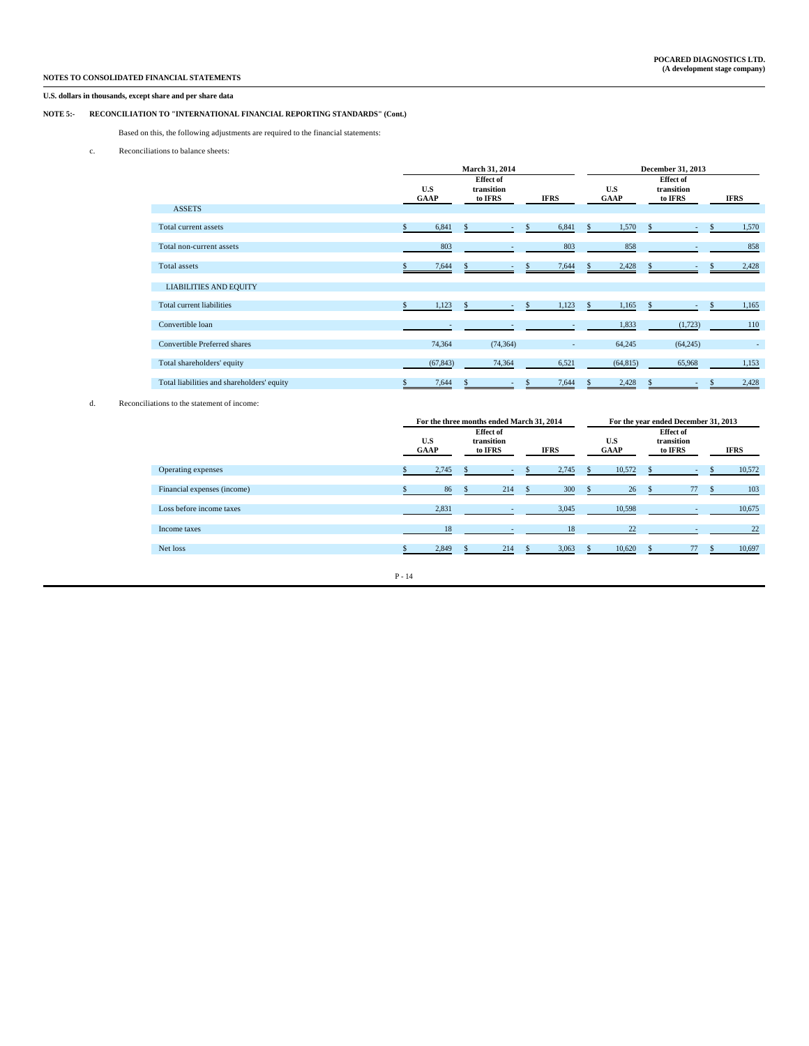**NOTES TO CONSOLIDATED FINANCIAL STATEMENTS**

**U.S. dollars in thousands, except share and per share data**

**NOTE 5:- RECONCILIATION TO "INTERNATIONAL FINANCIAL REPORTING STANDARDS" (Cont.)**

Based on this, the following adjustments are required to the financial statements:

c. Reconciliations to balance sheets:

| | March 31, 2014 | | | December 31, 2013 | | |
|---|---|---|---|---|---|---|
| | U.S GAAP | Effect of transition to IFRS | IFRS | U.S GAAP | Effect of transition to IFRS | IFRS |
| ASSETS | | | | | | |
| Total current assets | $ 6,841 | $ - | $ 6,841 | $ 1,570 | $ - | $ 1,570 |
| Total non-current assets | 803 | - | 803 | 858 | - | 858 |
| Total assets | $ 7,644 | $ - | $ 7,644 | $ 2,428 | $ - | $ 2,428 |
| LIABILITIES AND EQUITY | | | | | | |
| Total current liabilities | $ 1,123 | $ - | $ 1,123 | $ 1,165 | $ - | $ 1,165 |
| Convertible loan | - | - | - | 1,833 | (1,723) | 110 |
| Convertible Preferred shares | 74,364 | (74,364) | - | 64,245 | (64,245) | - |
| Total shareholders' equity | (67,843) | 74,364 | 6,521 | (64,815) | 65,968 | 1,153 |
| Total liabilities and shareholders' equity | $ 7,644 | $ - | $ 7,644 | $ 2,428 | $ - | $ 2,428 |

d. Reconciliations to the statement of income:

| | For the three months ended March 31, 2014 | | | For the year ended December 31, 2013 | | |
|---|---|---|---|---|---|---|
| | U.S GAAP | Effect of transition to IFRS | IFRS | U.S GAAP | Effect of transition to IFRS | IFRS |
| Operating expenses | $ 2,745 | $ - | $ 2,745 | $ 10,572 | $ - | $ 10,572 |
| Financial expenses (income) | $ 86 | $ 214 | $ 300 | $ 26 | $ 77 | $ 103 |
| Loss before income taxes | 2,831 | - | 3,045 | 10,598 | - | 10,675 |
| Income taxes | 18 | - | 18 | 22 | - | 22 |
| Net loss | $ 2,849 | $ 214 | $ 3,063 | $ 10,620 | $ 77 | $ 10,697 |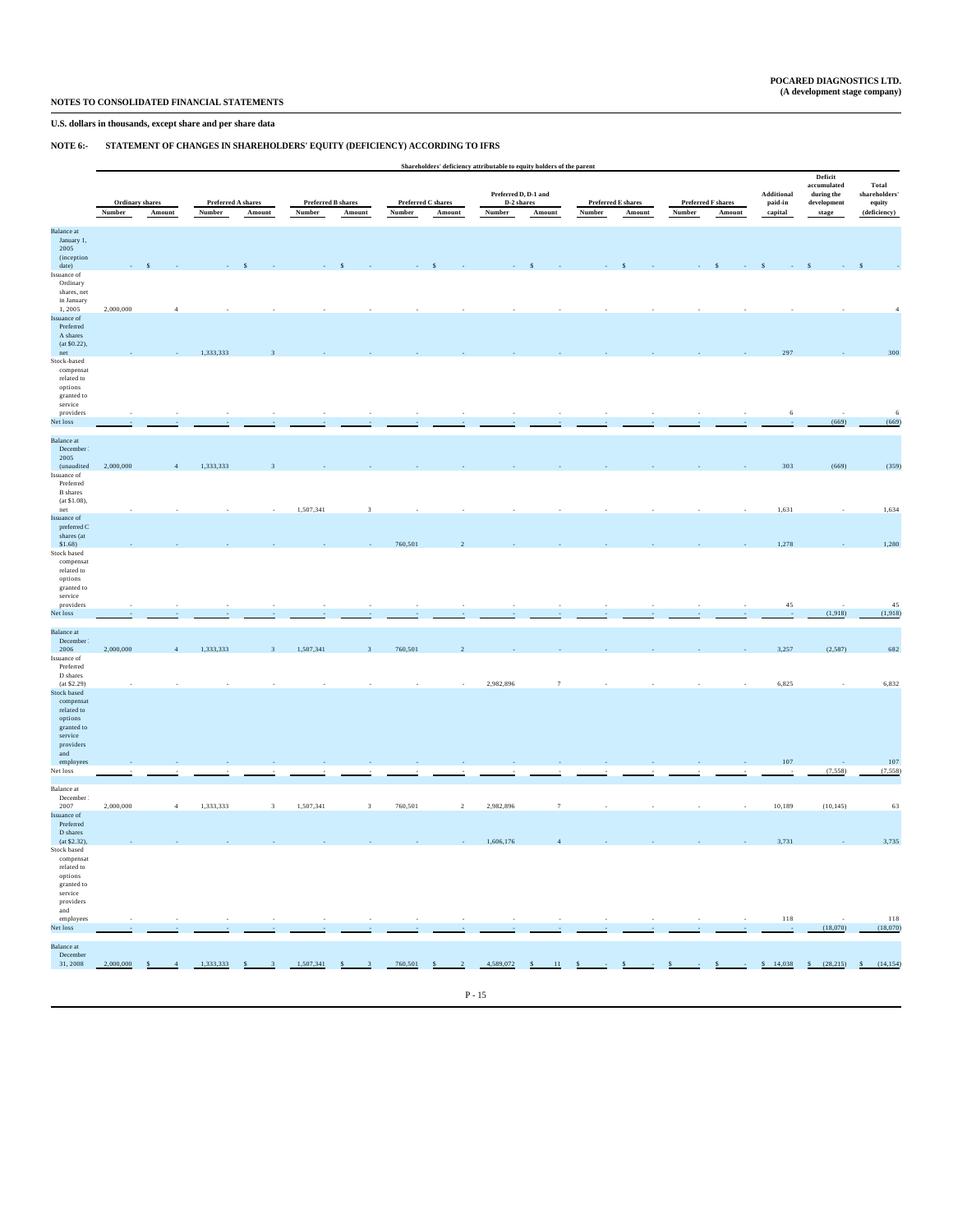**NOTES TO CONSOLIDATED FINANCIAL STATEMENTS**

**POCARED DIAGNOSTICS LTD.**
**(A development stage company)**

**U.S. dollars in thousands, except share and per share data**

**NOTE 6:- STATEMENT OF CHANGES IN SHAREHOLDERS' EQUITY (DEFICIENCY) ACCORDING TO IFRS**

| | Shareholders' deficiency attributable to equity holders of the parent | | | | | | | | | | | | | | | | | |
|---|---|---|---|---|---|---|---|---|---|---|---|---|---|---|---|---|---|---|
| | Ordinary shares | | Preferred A shares | | Preferred B shares | | Preferred C shares | | Preferred D, D-1 and D-2 shares | | Preferred E shares | | Preferred F shares | | Additional paid-in capital | Deficit accumulated during the development stage | Total shareholders' equity (deficiency) |
| | Number | Amount | Number | Amount | Number | Amount | Number | Amount | Number | Amount | Number | Amount | Number | Amount | | | |
| Balance at January 1, 2005 (inception date) | - | $ - | - | $ - | - | $ - | - | $ - | - | $ - | - | $ - | - | $ - | $ - | $ - | $ - |
| Issuance of Ordinary shares, net in January 1, 2005 | 2,000,000 | 4 | - | - | - | - | - | - | - | - | - | - | - | - | - | - | 4 |
| Issuance of Preferred A shares (at $0.22), net | - | - | 1,333,333 | 3 | - | - | - | - | - | - | - | - | - | - | 297 | - | 300 |
| Stock-based compensation related to options granted to service providers | - | - | - | - | - | - | - | - | - | - | - | - | - | - | 6 | - | 6 |
| Net loss | - | - | - | - | - | - | - | - | - | - | - | - | - | - | - | (669) | (669) |
| Balance at December 31, 2005 (unaudited) | 2,000,000 | 4 | 1,333,333 | 3 | - | - | - | - | - | - | - | - | - | - | 303 | (669) | (359) |
| Issuance of Preferred B shares (at $1.08), net | - | - | - | - | 1,507,341 | 3 | - | - | - | - | - | - | - | - | 1,631 | - | 1,634 |
| Issuance of preferred C shares (at $1.68) | - | - | - | - | - | - | 760,501 | 2 | - | - | - | - | - | - | 1,278 | - | 1,280 |
| Stock based compensation related to options granted to service providers | - | - | - | - | - | - | - | - | - | - | - | - | - | - | 45 | - | 45 |
| Net loss | - | - | - | - | - | - | - | - | - | - | - | - | - | - | - | (1,918) | (1,918) |
| Balance at December 31, 2006 | 2,000,000 | 4 | 1,333,333 | 3 | 1,507,341 | 3 | 760,501 | 2 | - | - | - | - | - | - | 3,257 | (2,587) | 682 |
| Issuance of Preferred D shares (at $2.29) | - | - | - | - | - | - | - | - | 2,982,896 | 7 | - | - | - | - | 6,825 | - | 6,832 |
| Stock based compensation related to options granted to service providers and employees | - | - | - | - | - | - | - | - | - | - | - | - | - | - | 107 | - | 107 |
| Net loss | - | - | - | - | - | - | - | - | - | - | - | - | - | - | - | (7,558) | (7,558) |
| Balance at December 31, 2007 | 2,000,000 | 4 | 1,333,333 | 3 | 1,507,341 | 3 | 760,501 | 2 | 2,982,896 | 7 | - | - | - | - | 10,189 | (10,145) | 63 |
| Issuance of Preferred D shares (at $2.32), | - | - | - | - | - | - | - | - | 1,606,176 | 4 | - | - | - | - | 3,731 | - | 3,735 |
| Stock based compensation related to options granted to service providers and employees | - | - | - | - | - | - | - | - | - | - | - | - | - | - | 118 | - | 118 |
| Net loss | - | - | - | - | - | - | - | - | - | - | - | - | - | - | - | (18,070) | (18,070) |
| Balance at December 31, 2008 | 2,000,000 | $ 4 | 1,333,333 | $ 3 | 1,507,341 | $ 3 | 760,501 | $ 2 | 4,589,072 | $ 11 | $ - | $ - | $ - | $ - | $ 14,038 | $ (28,215) | $ (14,154) |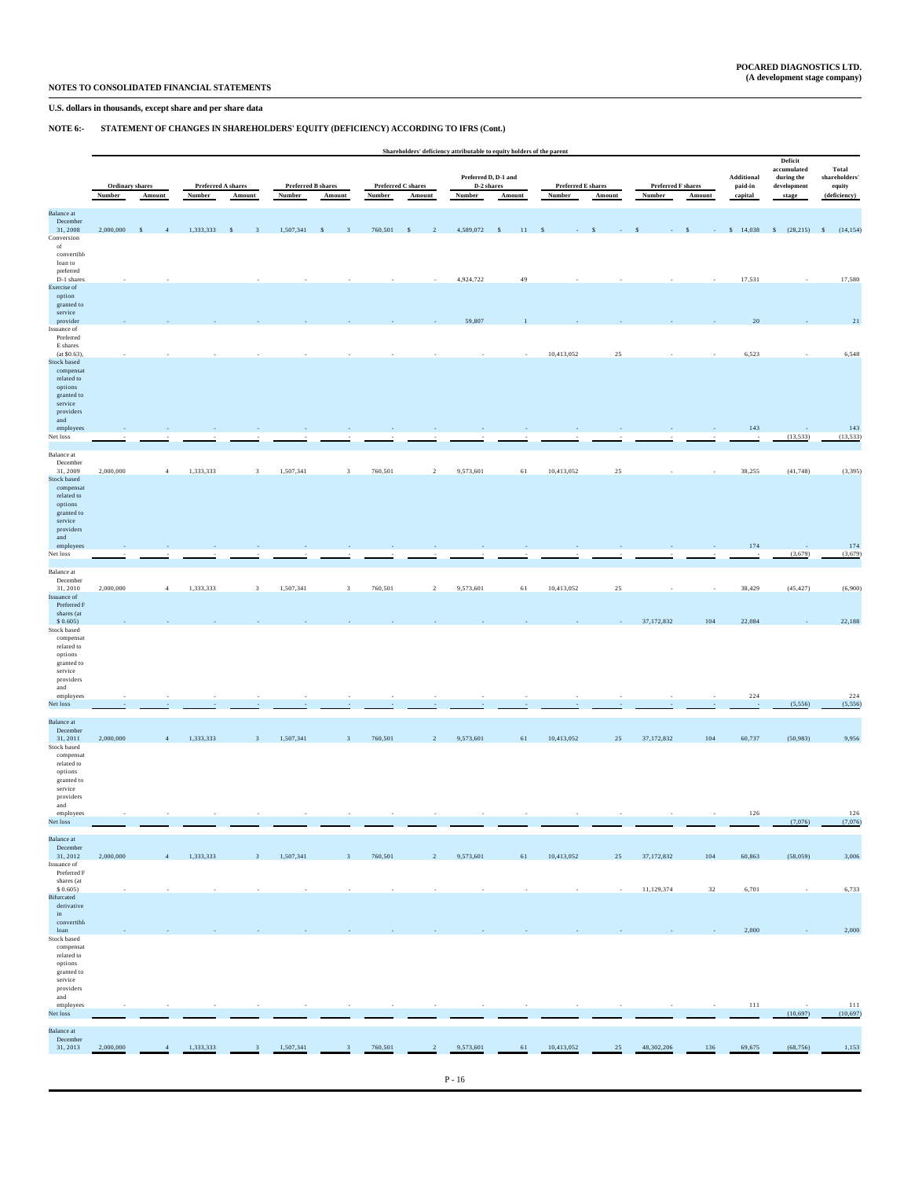POCARED DIAGNOSTICS LTD.
(A development stage company)

NOTES TO CONSOLIDATED FINANCIAL STATEMENTS

U.S. dollars in thousands, except share and per share data

**NOTE 6:- STATEMENT OF CHANGES IN SHAREHOLDERS' EQUITY (DEFICIENCY) ACCORDING TO IFRS (Cont.)**

| | Shareholders' deficiency attributable to equity holders of the parent | | | | | | | | | | | | | | | | | | |
|---|---|---|---|---|---|---|---|---|---|---|---|---|---|---|---|---|---|---|---|
| | Ordinary shares | | Preferred A shares | | Preferred B shares | | Preferred C shares | | Preferred D, D-1 and D-2 shares | | Preferred E shares | | Preferred F shares | | Additional paid-in capital | Deficit accumulated during the development stage | Total shareholders' equity (deficiency) |
| | Number | Amount | Number | Amount | Number | Amount | Number | Amount | Number | Amount | Number | Amount | Number | Amount | | | |
| Balance at December 31, 2008 | 2,000,000 | $ 4 | 1,333,333 | $ 3 | 1,507,341 | $ 3 | 760,501 | $ 2 | 4,589,072 | $ 11 | $ - | $ - | $ - | $ - | $ 14,038 | $ (28,215) | $ (14,154) |
| Conversion of convertible loan to preferred D-1 shares | - | - | - | - | - | - | - | - | 4,924,722 | 49 | - | - | - | - | 17,531 | - | 17,580 |
| Exercise of option granted to service provider | - | - | - | - | - | - | - | - | 59,807 | 1 | - | - | - | - | 20 | - | 21 |
| Issuance of Preferred E shares (at $0.63), | - | - | - | - | - | - | - | - | - | - | 10,413,052 | 25 | - | - | 6,523 | - | 6,548 |
| Stock based compensation related to options granted to service providers and employees | - | - | - | - | - | - | - | - | - | - | - | - | - | - | 143 | - | 143 |
| Net loss | - | - | - | - | - | - | - | - | - | - | - | - | - | - | - | (13,533) | (13,533) |
| Balance at December 31, 2009 | 2,000,000 | 4 | 1,333,333 | 3 | 1,507,341 | 3 | 760,501 | 2 | 9,573,601 | 61 | 10,413,052 | 25 | - | - | 38,255 | (41,748) | (3,395) |
| Stock based compensation related to options granted to service providers and employees | - | - | - | - | - | - | - | - | - | - | - | - | - | - | 174 | - | 174 |
| Net loss | - | - | - | - | - | - | - | - | - | - | - | - | - | - | - | (3,679) | (3,679) |
| Balance at December 31, 2010 | 2,000,000 | 4 | 1,333,333 | 3 | 1,507,341 | 3 | 760,501 | 2 | 9,573,601 | 61 | 10,413,052 | 25 | - | - | 38,429 | (45,427) | (6,900) |
| Issuance of Preferred F shares (at $ 0.605) | - | - | - | - | - | - | - | - | - | - | - | - | 37,172,832 | 104 | 22,084 | - | 22,188 |
| Stock based compensation related to options granted to service providers and employees | - | - | - | - | - | - | - | - | - | - | - | - | - | - | 224 | | 224 |
| Net loss | - | - | - | - | - | - | - | - | - | - | - | - | - | - | - | (5,556) | (5,556) |
| Balance at December 31, 2011 | 2,000,000 | 4 | 1,333,333 | 3 | 1,507,341 | 3 | 760,501 | 2 | 9,573,601 | 61 | 10,413,052 | 25 | 37,172,832 | 104 | 60,737 | (50,983) | 9,956 |
| Stock based compensation related to options granted to service providers and employees | - | - | - | - | - | - | - | - | - | - | - | - | - | - | 126 | | 126 |
| Net loss | | | | | | | | | | | | | | | | (7,076) | (7,076) |
| Balance at December 31, 2012 | 2,000,000 | 4 | 1,333,333 | 3 | 1,507,341 | 3 | 760,501 | 2 | 9,573,601 | 61 | 10,413,052 | 25 | 37,172,832 | 104 | 60,863 | (58,059) | 3,006 |
| Issuance of Preferred F shares (at $ 0.605) | - | - | - | - | - | - | - | - | - | - | - | - | 11,129,374 | 32 | 6,701 | - | 6,733 |
| Bifurcated derivative in convertible loan | - | - | - | - | - | - | - | - | - | - | - | - | - | - | 2,000 | - | 2,000 |
| Stock based compensation related to options granted to service providers and employees | - | - | - | - | - | - | - | - | - | - | - | - | - | - | 111 | - | 111 |
| Net loss | | | | | | | | | | | | | | | | (10,697) | (10,697) |
| Balance at December 31, 2013 | 2,000,000 | 4 | 1,333,333 | 3 | 1,507,341 | 3 | 760,501 | 2 | 9,573,601 | 61 | 10,413,052 | 25 | 48,302,206 | 136 | 69,675 | (68,756) | 1,153 |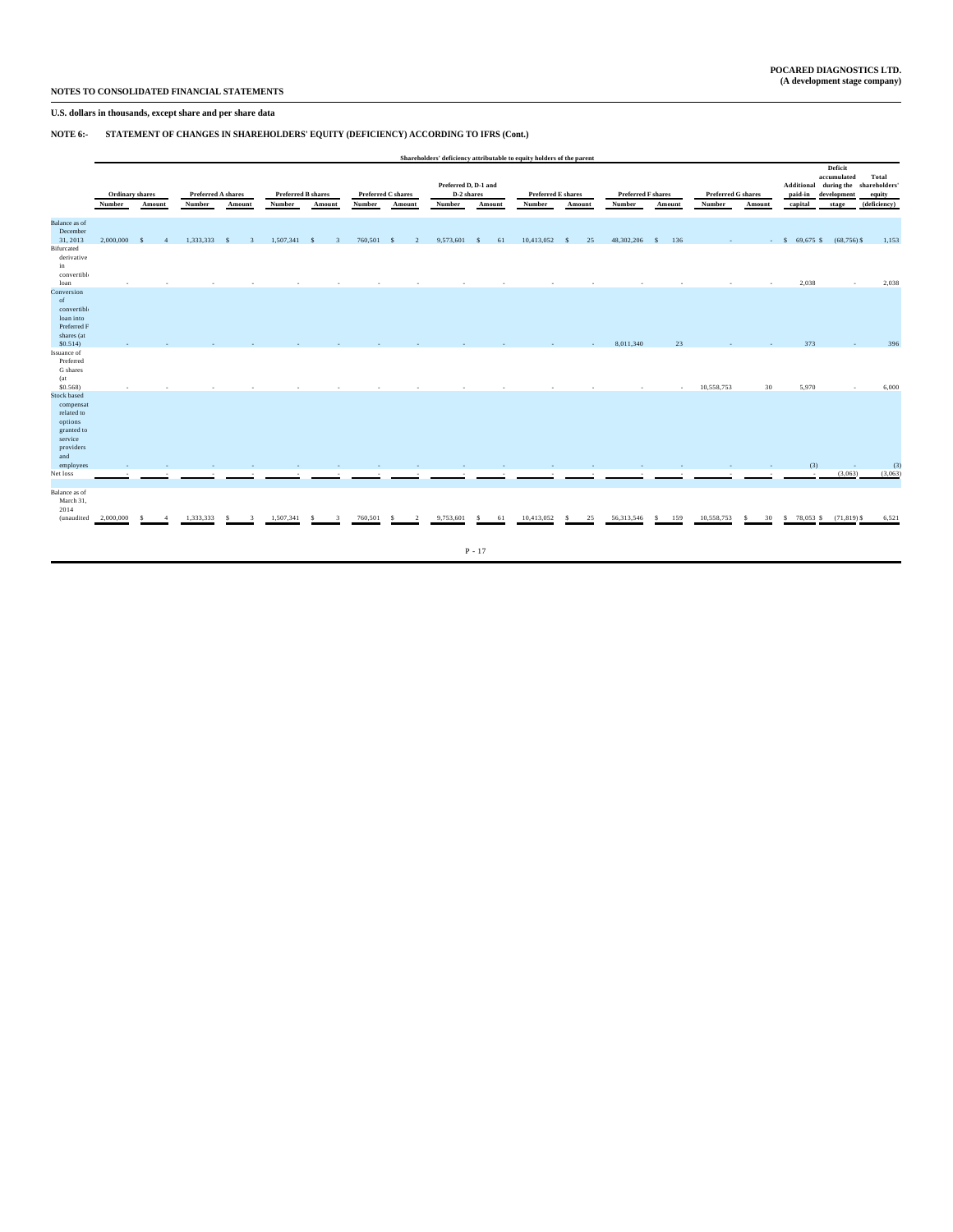**NOTES TO CONSOLIDATED FINANCIAL STATEMENTS**

**POCARED DIAGNOSTICS LTD.**
**(A development stage company)**

**U.S. dollars in thousands, except share and per share data**

**NOTE 6:- STATEMENT OF CHANGES IN SHAREHOLDERS' EQUITY (DEFICIENCY) ACCORDING TO IFRS (Cont.)**

| | Shareholders' deficiency attributable to equity holders of the parent | | | | | | | | | | | | | | | | | | |
|---|---|---|---|---|---|---|---|---|---|---|---|---|---|---|---|---|---|---|---|
| | Ordinary shares | | Preferred A shares | | Preferred B shares | | Preferred C shares | | Preferred D, D-1 and D-2 shares | | Preferred E shares | | Preferred F shares | | Preferred G shares | | Additional paid-in capital | Deficit accumulated during the development stage | Total shareholders' equity (deficiency) |
| | Number | Amount | Number | Amount | Number | Amount | Number | Amount | Number | Amount | Number | Amount | Number | Amount | Number | Amount | | | |
| Balance as of December 31, 2013 | 2,000,000 | $ 4 | 1,333,333 | $ 3 | 1,507,341 | $ 3 | 760,501 | $ 2 | 9,573,601 | $ 61 | 10,413,052 | $ 25 | 48,302,206 | $ 136 | - | - | $ 69,675 | $ (68,756) | $ 1,153 |
| Bifurcated derivative in convertible loan | - | - | - | - | - | - | - | - | - | - | - | - | - | - | - | - | 2,038 | - | 2,038 |
| Conversion of convertible loan into Preferred F shares (at $0.514) | - | - | - | - | - | - | - | - | - | - | - | - | 8,011,340 | 23 | - | - | 373 | - | 396 |
| Issuance of Preferred G shares (at $0.568) | - | - | - | - | - | - | - | - | - | - | - | - | - | - | 10,558,753 | 30 | 5,970 | - | 6,000 |
| Stock based compensation related to options granted to service providers and employees | - | - | - | - | - | - | - | - | - | - | - | - | - | - | - | - | (3) | - | (3) |
| Net loss | - | - | - | - | - | - | - | - | - | - | - | - | - | - | - | - | - | (3,063) | (3,063) |
| Balance as of March 31, 2014 (unaudited) | 2,000,000 | $ 4 | 1,333,333 | $ 3 | 1,507,341 | $ 3 | 760,501 | $ 2 | 9,753,601 | $ 61 | 10,413,052 | $ 25 | 56,313,546 | $ 159 | 10,558,753 | $ 30 | $ 78,053 | $ (71,819) | $ 6,521 |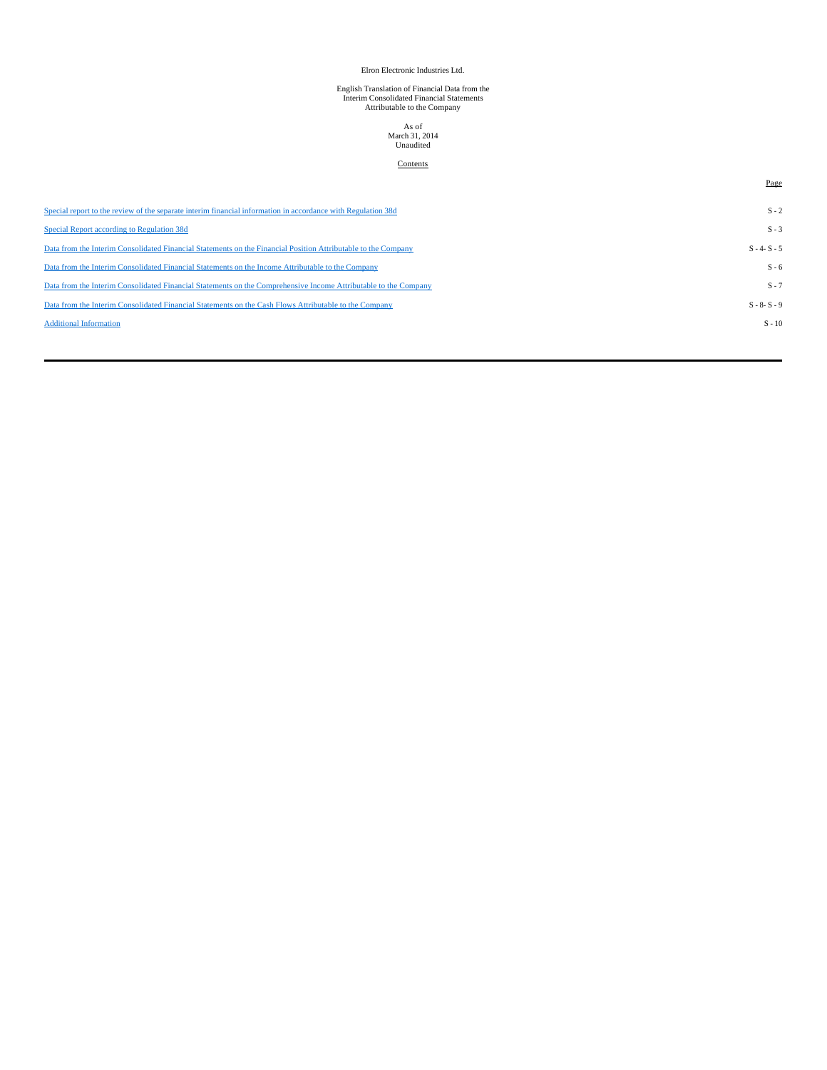Elron Electronic Industries Ltd.

English Translation of Financial Data from the
Interim Consolidated Financial Statements
Attributable to the Company

As of
March 31, 2014
Unaudited

## Contents

| | Page |
|---|---|
| Special report to the review of the separate interim financial information in accordance with Regulation 38d | S - 2 |
| Special Report according to Regulation 38d | S - 3 |
| Data from the Interim Consolidated Financial Statements on the Financial Position Attributable to the Company | S - 4- S - 5 |
| Data from the Interim Consolidated Financial Statements on the Income Attributable to the Company | S - 6 |
| Data from the Interim Consolidated Financial Statements on the Comprehensive Income Attributable to the Company | S - 7 |
| Data from the Interim Consolidated Financial Statements on the Cash Flows Attributable to the Company | S - 8- S - 9 |
| Additional Information | S - 10 |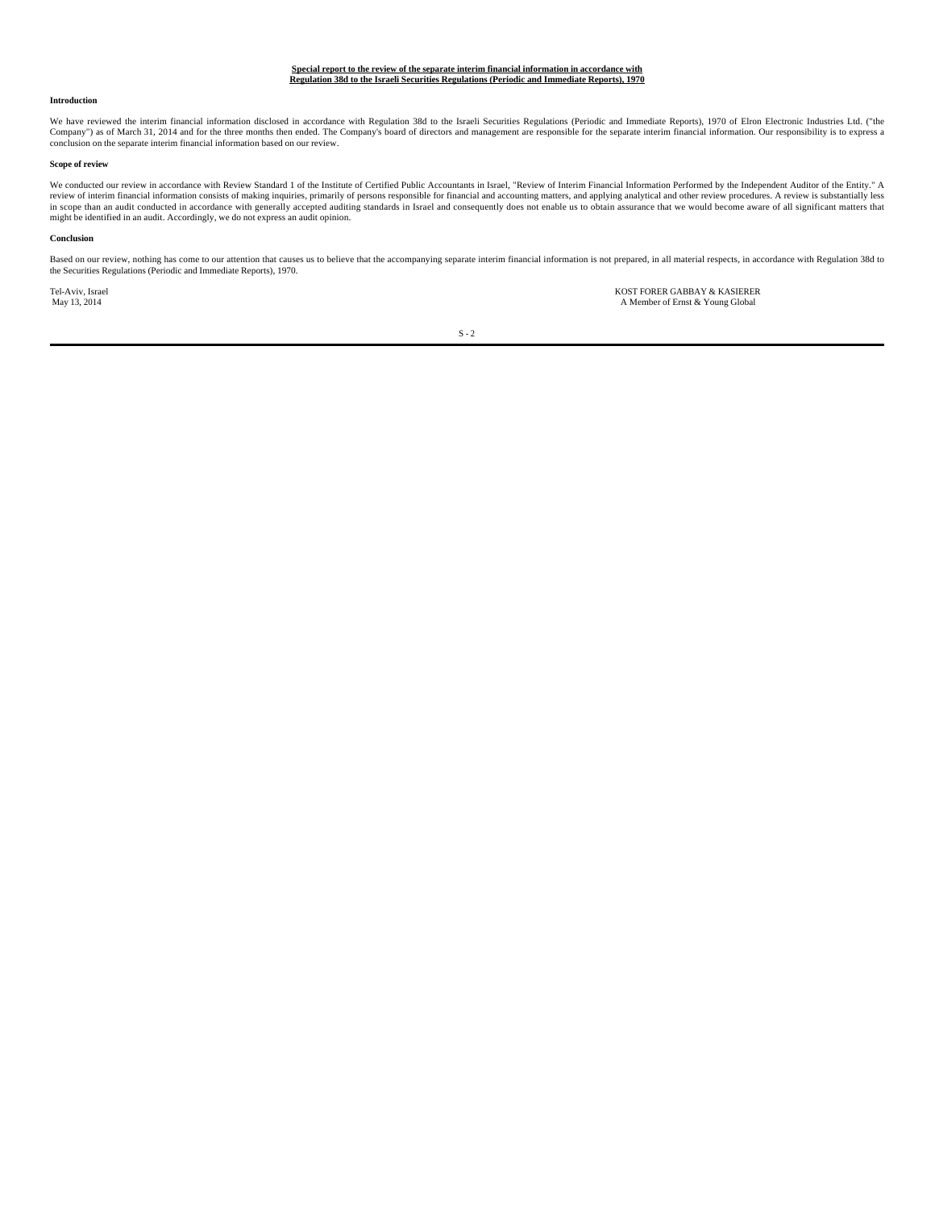**Special report to the review of the separate interim financial information in accordance with Regulation 38d to the Israeli Securities Regulations (Periodic and Immediate Reports), 1970**

**Introduction**

We have reviewed the interim financial information disclosed in accordance with Regulation 38d to the Israeli Securities Regulations (Periodic and Immediate Reports), 1970 of Elron Electronic Industries Ltd. ("the Company") as of March 31, 2014 and for the three months then ended. The Company's board of directors and management are responsible for the separate interim financial information. Our responsibility is to express a conclusion on the separate interim financial information based on our review.

**Scope of review**

We conducted our review in accordance with Review Standard 1 of the Institute of Certified Public Accountants in Israel, "Review of Interim Financial Information Performed by the Independent Auditor of the Entity." A review of interim financial information consists of making inquiries, primarily of persons responsible for financial and accounting matters, and applying analytical and other review procedures. A review is substantially less in scope than an audit conducted in accordance with generally accepted auditing standards in Israel and consequently does not enable us to obtain assurance that we would become aware of all significant matters that might be identified in an audit. Accordingly, we do not express an audit opinion.

**Conclusion**

Based on our review, nothing has come to our attention that causes us to believe that the accompanying separate interim financial information is not prepared, in all material respects, in accordance with Regulation 38d to the Securities Regulations (Periodic and Immediate Reports), 1970.

Tel-Aviv, Israel
May 13, 2014

KOST FORER GABBAY & KASIERER
A Member of Ernst & Young Global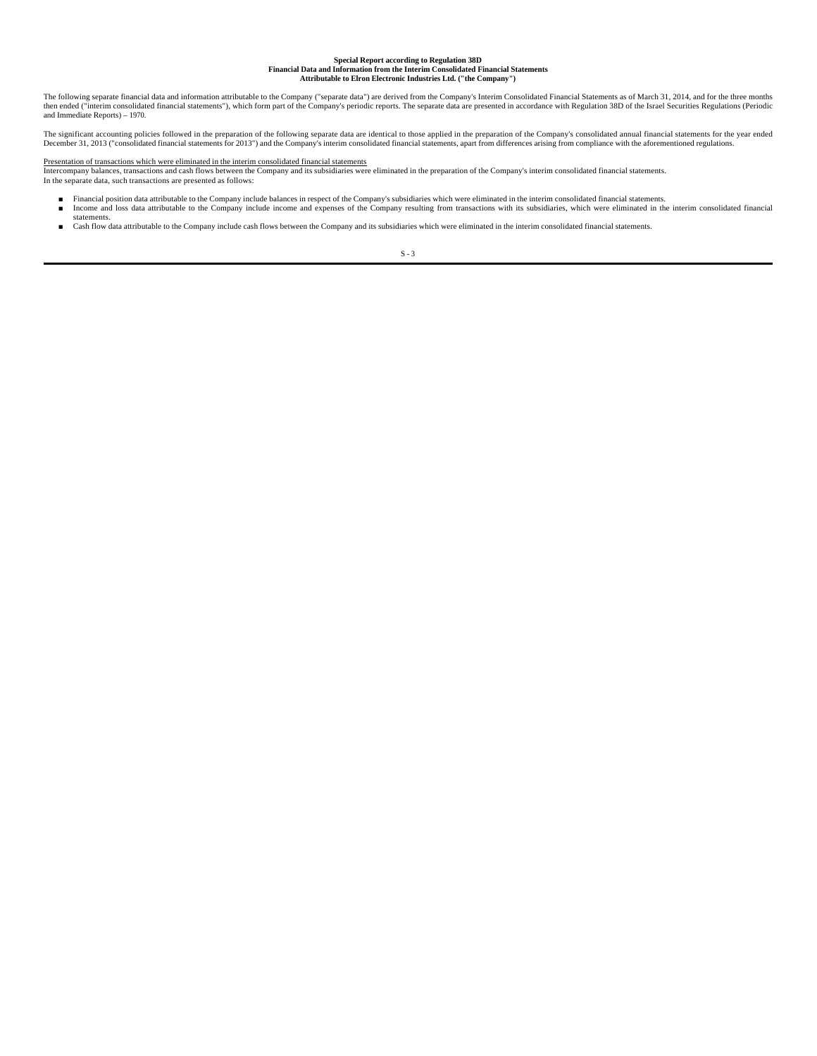**Special Report according to Regulation 38D**
**Financial Data and Information from the Interim Consolidated Financial Statements**
**Attributable to Elron Electronic Industries Ltd. ("the Company")**

The following separate financial data and information attributable to the Company ("separate data") are derived from the Company's Interim Consolidated Financial Statements as of March 31, 2014, and for the three months then ended ("interim consolidated financial statements"), which form part of the Company's periodic reports. The separate data are presented in accordance with Regulation 38D of the Israel Securities Regulations (Periodic and Immediate Reports) – 1970.

The significant accounting policies followed in the preparation of the following separate data are identical to those applied in the preparation of the Company's consolidated annual financial statements for the year ended December 31, 2013 ("consolidated financial statements for 2013") and the Company's interim consolidated financial statements, apart from differences arising from compliance with the aforementioned regulations.

Presentation of transactions which were eliminated in the interim consolidated financial statements

Intercompany balances, transactions and cash flows between the Company and its subsidiaries were eliminated in the preparation of the Company's interim consolidated financial statements.
In the separate data, such transactions are presented as follows:

- Financial position data attributable to the Company include balances in respect of the Company's subsidiaries which were eliminated in the interim consolidated financial statements.
- Income and loss data attributable to the Company include income and expenses of the Company resulting from transactions with its subsidiaries, which were eliminated in the interim consolidated financial statements.
- Cash flow data attributable to the Company include cash flows between the Company and its subsidiaries which were eliminated in the interim consolidated financial statements.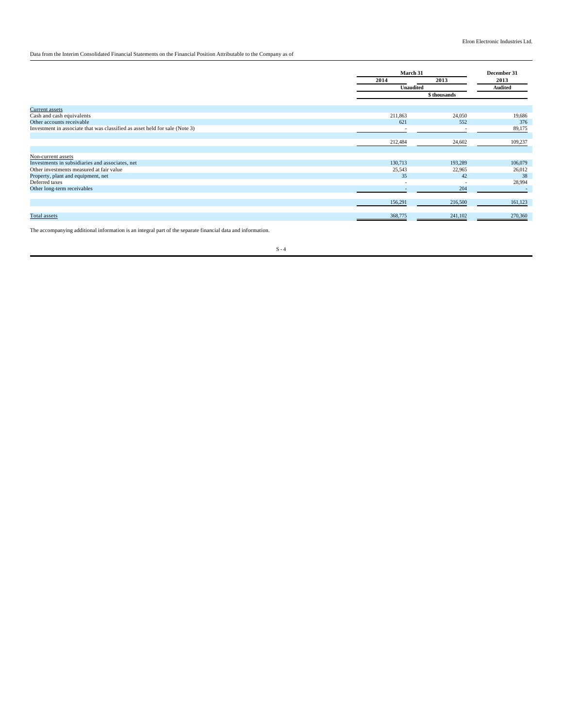Data from the Interim Consolidated Financial Statements on the Financial Position Attributable to the Company as of

| | March 31 | | December 31 |
|---|---|---|---|
| | 2014 | 2013 | 2013 |
| | Unaudited | | Audited |
| | $ thousands | | |
| Current assets | | | |
| Cash and cash equivalents | 211,863 | 24,050 | 19,686 |
| Other accounts receivable | 621 | 552 | 376 |
| Investment in associate that was classified as asset held for sale (Note 3) | - | - | 89,175 |
| | 212,484 | 24,602 | 109,237 |
| Non-current assets | | | |
| Investments in subsidiaries and associates, net | 130,713 | 193,289 | 106,079 |
| Other investments measured at fair value | 25,543 | 22,965 | 26,012 |
| Property, plant and equipment, net | 35 | 42 | 38 |
| Deferred taxes | - | - | 28,994 |
| Other long-term receivables | - | 204 | - |
| | 156,291 | 216,500 | 161,123 |
| Total assets | 368,775 | 241,102 | 270,360 |

The accompanying additional information is an integral part of the separate financial data and information.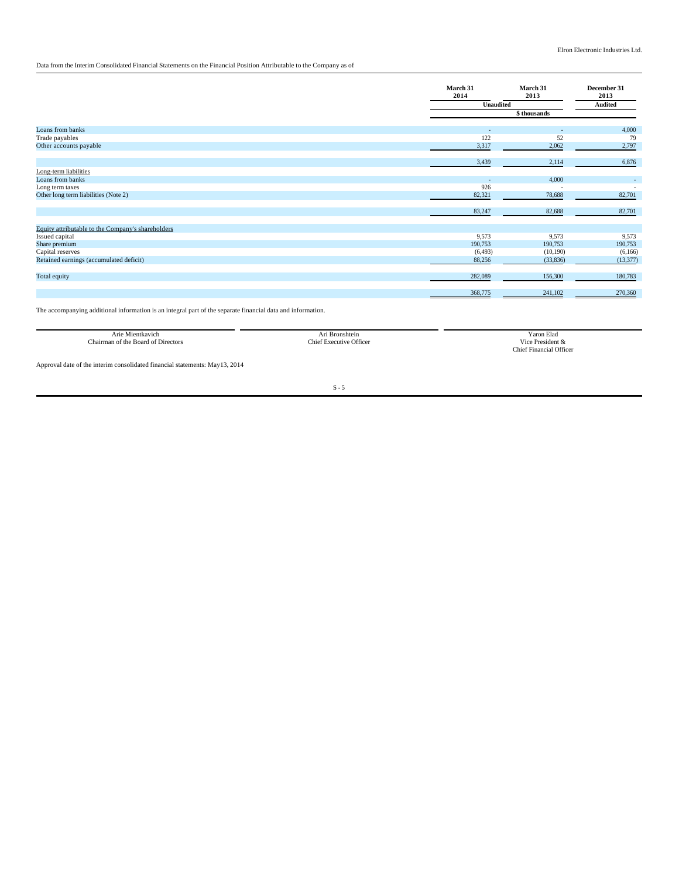Data from the Interim Consolidated Financial Statements on the Financial Position Attributable to the Company as of

| | March 31 2014 | March 31 2013 | December 31 2013 |
|---|---|---|---|
| | Unaudited | | Audited |
| | $ thousands | | |
| Loans from banks | - | - | 4,000 |
| Trade payables | 122 | 52 | 79 |
| Other accounts payable | 3,317 | 2,062 | 2,797 |
| | 3,439 | 2,114 | 6,876 |
| Long-term liabilities | | | |
| Loans from banks | - | 4,000 | - |
| Long term taxes | 926 | - | - |
| Other long term liabilities (Note 2) | 82,321 | 78,688 | 82,701 |
| | 83,247 | 82,688 | 82,701 |
| Equity attributable to the Company's shareholders | | | |
| Issued capital | 9,573 | 9,573 | 9,573 |
| Share premium | 190,753 | 190,753 | 190,753 |
| Capital reserves | (6,493) | (10,190) | (6,166) |
| Retained earnings (accumulated deficit) | 88,256 | (33,836) | (13,377) |
| Total equity | 282,089 | 156,300 | 180,783 |
| | 368,775 | 241,102 | 270,360 |

The accompanying additional information is an integral part of the separate financial data and information.

| Arie Mientkavich | Ari Bronshtein | Yaron Elad |
|---|---|---|
| Chairman of the Board of Directors | Chief Executive Officer | Vice President & Chief Financial Officer |

Approval date of the interim consolidated financial statements: May13, 2014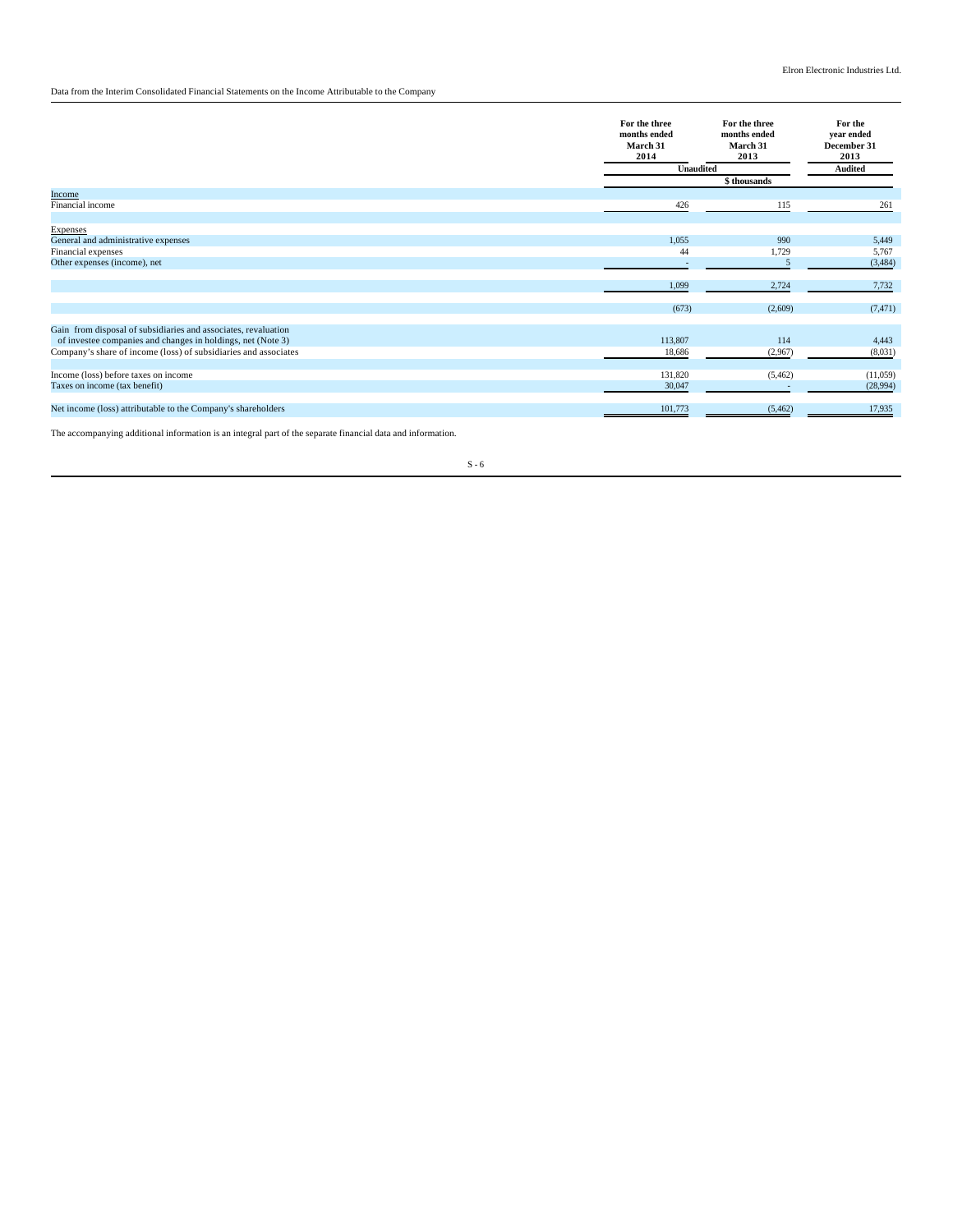Data from the Interim Consolidated Financial Statements on the Income Attributable to the Company

| | For the three months ended March 31 2014 | For the three months ended March 31 2013 | For the year ended December 31 2013 |
|---|---|---|---|
| | Unaudited | | Audited |
| | | $ thousands | |
| Income | | | |
| Financial income | 426 | 115 | 261 |
| | | | |
| Expenses | | | |
| General and administrative expenses | 1,055 | 990 | 5,449 |
| Financial expenses | 44 | 1,729 | 5,767 |
| Other expenses (income), net | - | 5 | (3,484) |
| | | | |
| | 1,099 | 2,724 | 7,732 |
| | | | |
| | (673) | (2,609) | (7,471) |
| | | | |
| Gain from disposal of subsidiaries and associates, revaluation of investee companies and changes in holdings, net (Note 3) | 113,807 | 114 | 4,443 |
| Company's share of income (loss) of subsidiaries and associates | 18,686 | (2,967) | (8,031) |
| | | | |
| Income (loss) before taxes on income | 131,820 | (5,462) | (11,059) |
| Taxes on income (tax benefit) | 30,047 | - | (28,994) |
| | | | |
| Net income (loss) attributable to the Company's shareholders | 101,773 | (5,462) | 17,935 |

The accompanying additional information is an integral part of the separate financial data and information.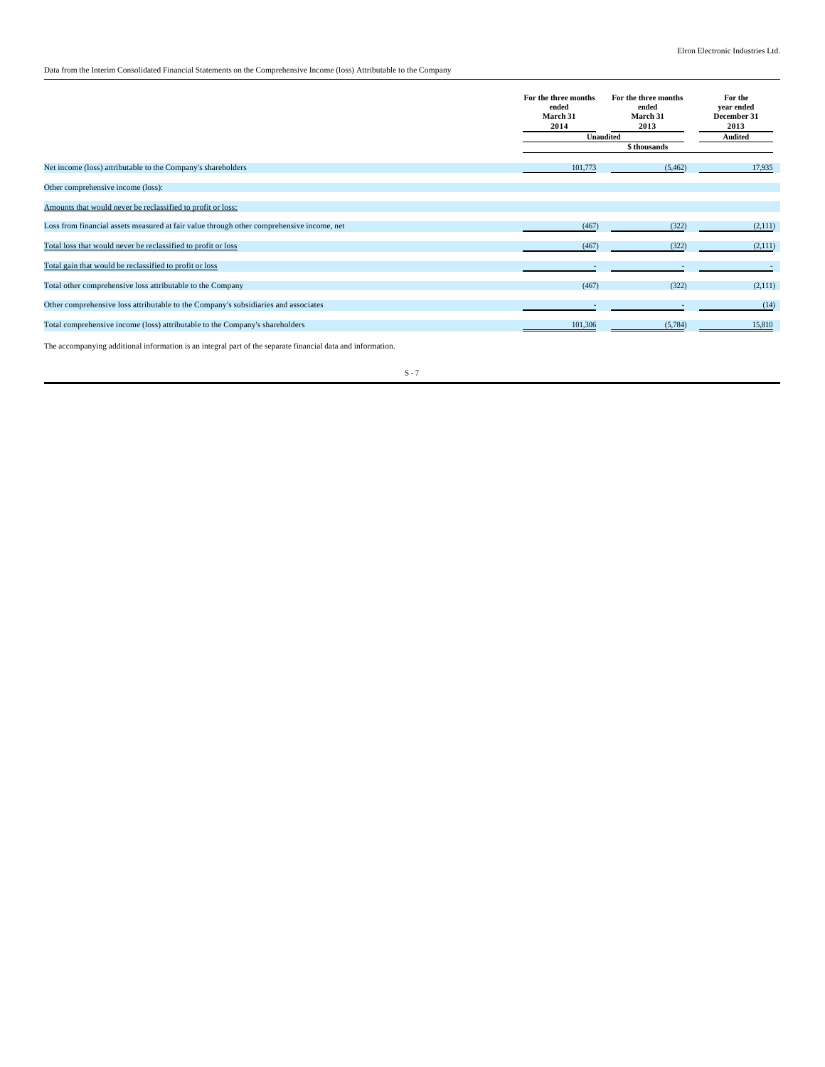Data from the Interim Consolidated Financial Statements on the Comprehensive Income (loss) Attributable to the Company

| | For the three months ended March 31 2014 | For the three months ended March 31 2013 | For the year ended December 31 2013 |
|---|---|---|---|
| | Unaudited | | Audited |
| | $ thousands | | |
| Net income (loss) attributable to the Company's shareholders | 101,773 | (5,462) | 17,935 |
| Other comprehensive income (loss): | | | |
| Amounts that would never be reclassified to profit or loss: | | | |
| Loss from financial assets measured at fair value through other comprehensive income, net | (467) | (322) | (2,111) |
| Total loss that would never be reclassified to profit or loss | (467) | (322) | (2,111) |
| Total gain that would be reclassified to profit or loss | - | - | - |
| Total other comprehensive loss attributable to the Company | (467) | (322) | (2,111) |
| Other comprehensive loss attributable to the Company's subsidiaries and associates | - | - | (14) |
| Total comprehensive income (loss) attributable to the Company's shareholders | 101,306 | (5,784) | 15,810 |

The accompanying additional information is an integral part of the separate financial data and information.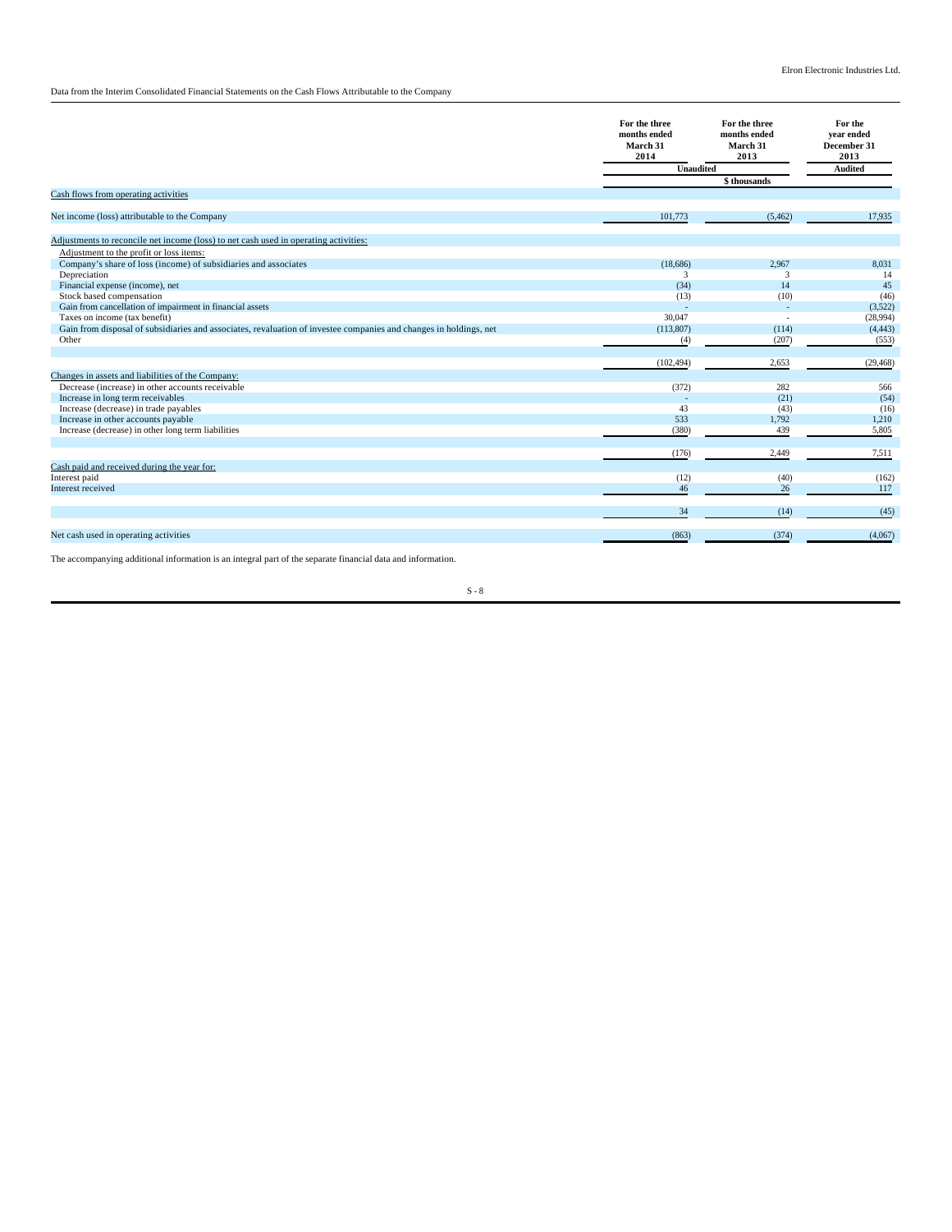Data from the Interim Consolidated Financial Statements on the Cash Flows Attributable to the Company

| | For the three months ended March 31 2014 | For the three months ended March 31 2013 | For the year ended December 31 2013 |
|---|---|---|---|
| | Unaudited | | Audited |
| | | $ thousands | |
| Cash flows from operating activities | | | |
| Net income (loss) attributable to the Company | 101,773 | (5,462) | 17,935 |
| Adjustments to reconcile net income (loss) to net cash used in operating activities: | | | |
| Adjustment to the profit or loss items: | | | |
| Company's share of loss (income) of subsidiaries and associates | (18,686) | 2,967 | 8,031 |
| Depreciation | 3 | 3 | 14 |
| Financial expense (income), net | (34) | 14 | 45 |
| Stock based compensation | (13) | (10) | (46) |
| Gain from cancellation of impairment in financial assets | - | - | (3,522) |
| Taxes on income (tax benefit) | 30,047 | - | (28,994) |
| Gain from disposal of subsidiaries and associates, revaluation of investee companies and changes in holdings, net | (113,807) | (114) | (4,443) |
| Other | (4) | (207) | (553) |
| | (102,494) | 2,653 | (29,468) |
| Changes in assets and liabilities of the Company: | | | |
| Decrease (increase) in other accounts receivable | (372) | 282 | 566 |
| Increase in long term receivables | - | (21) | (54) |
| Increase (decrease) in trade payables | 43 | (43) | (16) |
| Increase in other accounts payable | 533 | 1,792 | 1,210 |
| Increase (decrease) in other long term liabilities | (380) | 439 | 5,805 |
| | (176) | 2,449 | 7,511 |
| Cash paid and received during the year for: | | | |
| Interest paid | (12) | (40) | (162) |
| Interest received | 46 | 26 | 117 |
| | 34 | (14) | (45) |
| Net cash used in operating activities | (863) | (374) | (4,067) |

The accompanying additional information is an integral part of the separate financial data and information.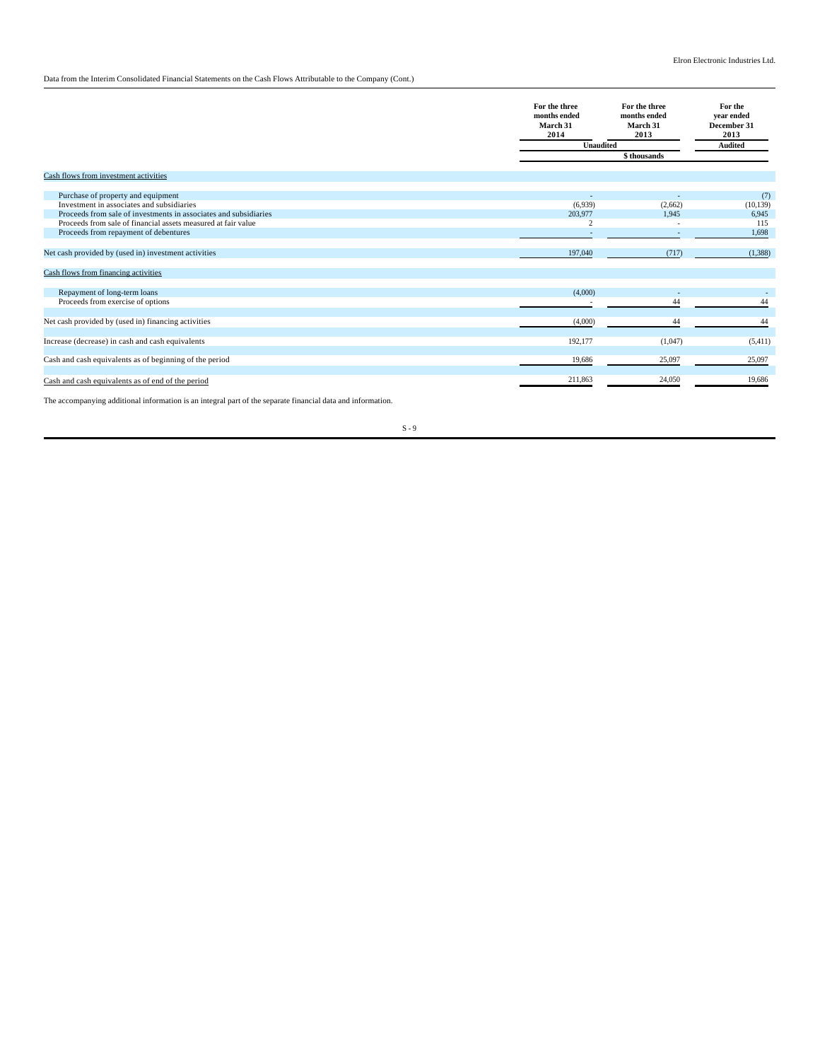Data from the Interim Consolidated Financial Statements on the Cash Flows Attributable to the Company (Cont.)

| | For the three months ended March 31 2014 | For the three months ended March 31 2013 | For the year ended December 31 2013 |
|---|---|---|---|
| | Unaudited | | Audited |
| | $ thousands | | |
| Cash flows from investment activities | | | |
| Purchase of property and equipment | - | - | (7) |
| Investment in associates and subsidiaries | (6,939) | (2,662) | (10,139) |
| Proceeds from sale of investments in associates and subsidiaries | 203,977 | 1,945 | 6,945 |
| Proceeds from sale of financial assets measured at fair value | 2 | - | 115 |
| Proceeds from repayment of debentures | - | - | 1,698 |
| Net cash provided by (used in) investment activities | 197,040 | (717) | (1,388) |
| Cash flows from financing activities | | | |
| Repayment of long-term loans | (4,000) | - | - |
| Proceeds from exercise of options | - | 44 | 44 |
| Net cash provided by (used in) financing activities | (4,000) | 44 | 44 |
| Increase (decrease) in cash and cash equivalents | 192,177 | (1,047) | (5,411) |
| Cash and cash equivalents as of beginning of the period | 19,686 | 25,097 | 25,097 |
| Cash and cash equivalents as of end of the period | 211,863 | 24,050 | 19,686 |

The accompanying additional information is an integral part of the separate financial data and information.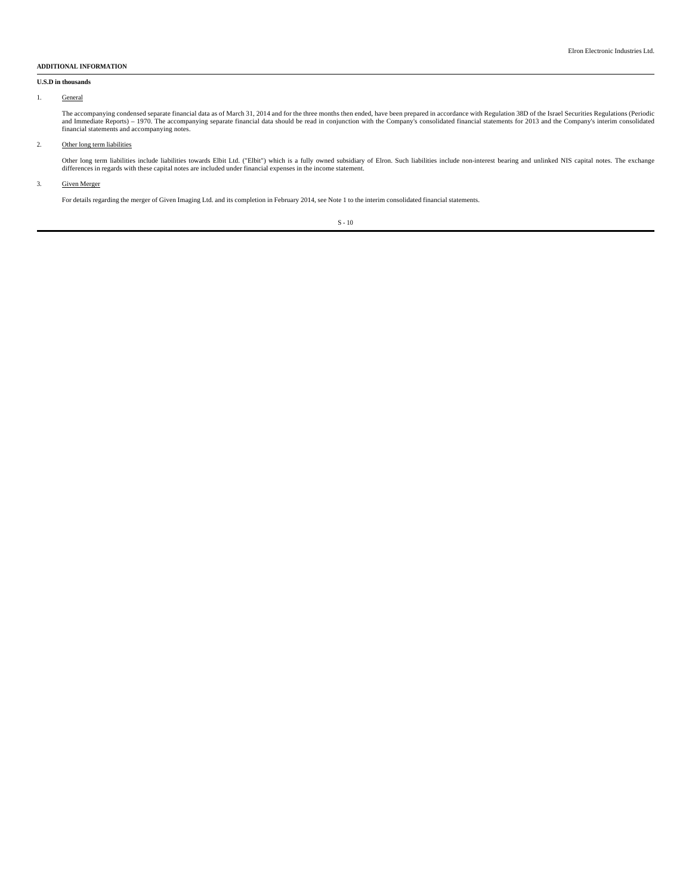## ADDITIONAL INFORMATION

**U.S.D in thousands**

1. General

The accompanying condensed separate financial data as of March 31, 2014 and for the three months then ended, have been prepared in accordance with Regulation 38D of the Israel Securities Regulations (Periodic and Immediate Reports) – 1970. The accompanying separate financial data should be read in conjunction with the Company's consolidated financial statements for 2013 and the Company's interim consolidated financial statements and accompanying notes.

2. Other long term liabilities

Other long term liabilities include liabilities towards Elbit Ltd. ("Elbit") which is a fully owned subsidiary of Elron. Such liabilities include non-interest bearing and unlinked NIS capital notes. The exchange differences in regards with these capital notes are included under financial expenses in the income statement.

3. Given Merger

For details regarding the merger of Given Imaging Ltd. and its completion in February 2014, see Note 1 to the interim consolidated financial statements.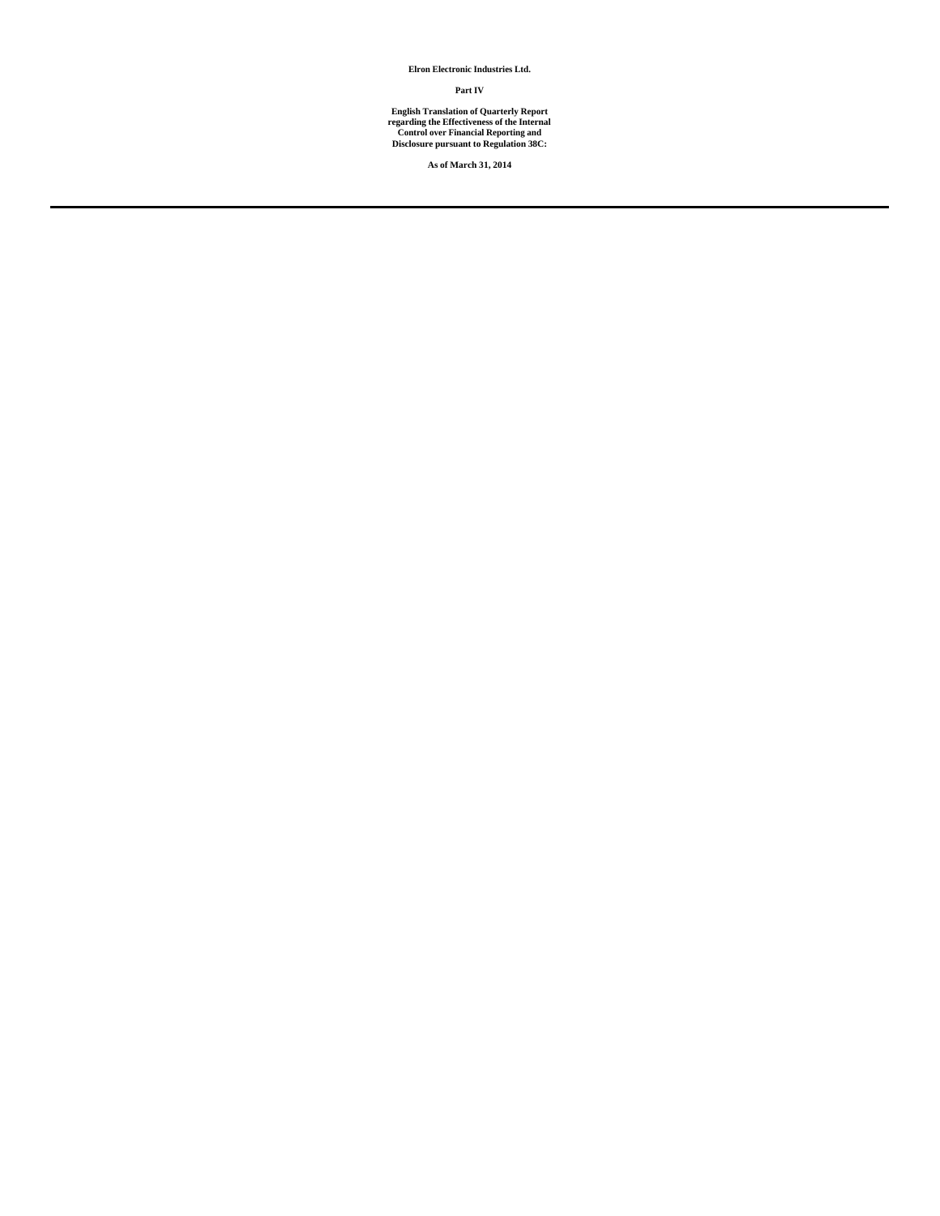**Elron Electronic Industries Ltd.**

**Part IV**

**English Translation of Quarterly Report regarding the Effectiveness of the Internal Control over Financial Reporting and Disclosure pursuant to Regulation 38C:**

**As of March 31, 2014**

---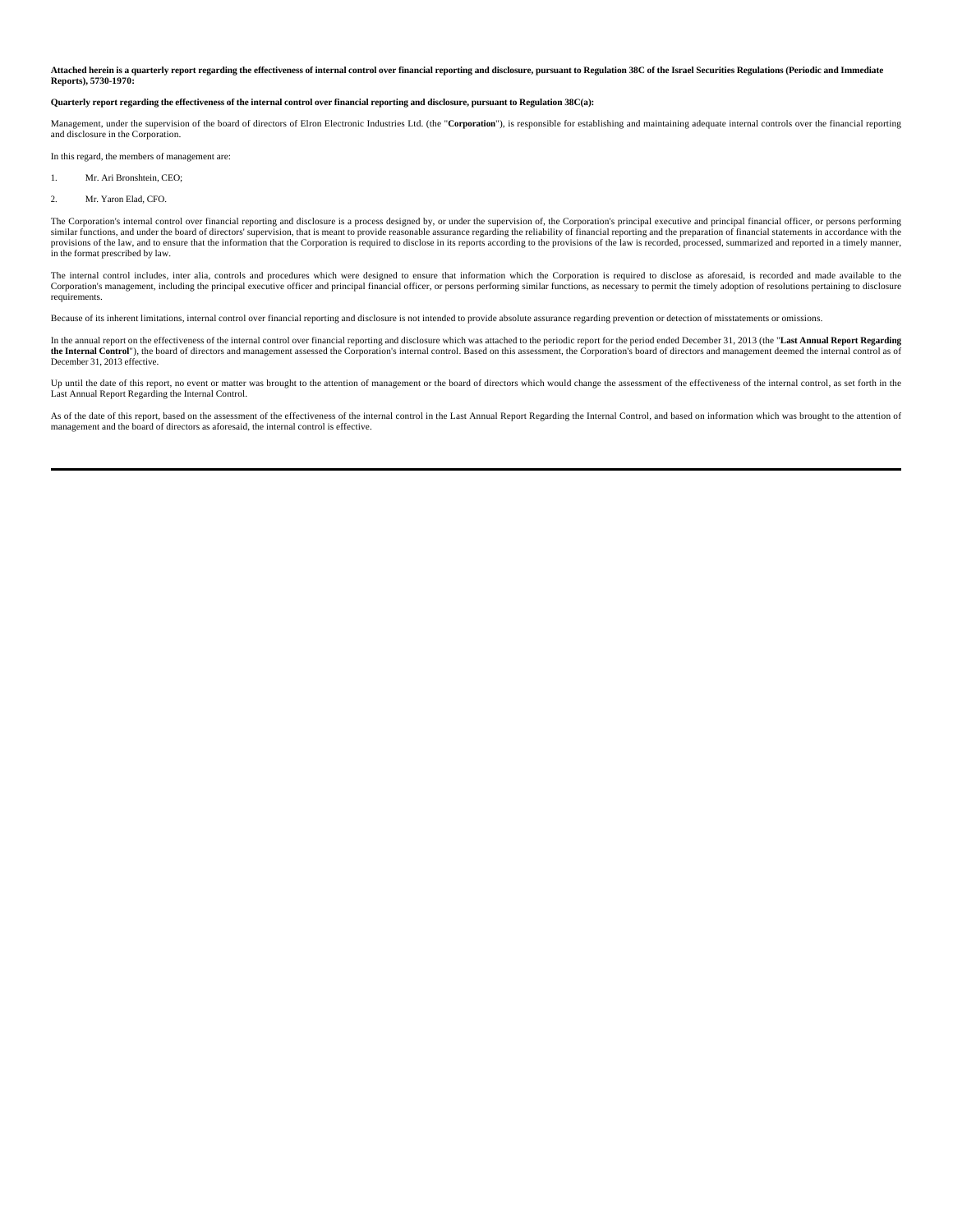**Attached herein is a quarterly report regarding the effectiveness of internal control over financial reporting and disclosure, pursuant to Regulation 38C of the Israel Securities Regulations (Periodic and Immediate Reports), 5730-1970:**

**Quarterly report regarding the effectiveness of the internal control over financial reporting and disclosure, pursuant to Regulation 38C(a):**

Management, under the supervision of the board of directors of Elron Electronic Industries Ltd. (the "**Corporation**"), is responsible for establishing and maintaining adequate internal controls over the financial reporting and disclosure in the Corporation.

In this regard, the members of management are:

1. Mr. Ari Bronshtein, CEO;
2. Mr. Yaron Elad, CFO.

The Corporation's internal control over financial reporting and disclosure is a process designed by, or under the supervision of, the Corporation's principal executive and principal financial officer, or persons performing similar functions, and under the board of directors' supervision, that is meant to provide reasonable assurance regarding the reliability of financial reporting and the preparation of financial statements in accordance with the provisions of the law, and to ensure that the information that the Corporation is required to disclose in its reports according to the provisions of the law is recorded, processed, summarized and reported in a timely manner, in the format prescribed by law.

The internal control includes, inter alia, controls and procedures which were designed to ensure that information which the Corporation is required to disclose as aforesaid, is recorded and made available to the Corporation's management, including the principal executive officer and principal financial officer, or persons performing similar functions, as necessary to permit the timely adoption of resolutions pertaining to disclosure requirements.

Because of its inherent limitations, internal control over financial reporting and disclosure is not intended to provide absolute assurance regarding prevention or detection of misstatements or omissions.

In the annual report on the effectiveness of the internal control over financial reporting and disclosure which was attached to the periodic report for the period ended December 31, 2013 (the "**Last Annual Report Regarding the Internal Control**"), the board of directors and management assessed the Corporation's internal control. Based on this assessment, the Corporation's board of directors and management deemed the internal control as of December 31, 2013 effective.

Up until the date of this report, no event or matter was brought to the attention of management or the board of directors which would change the assessment of the effectiveness of the internal control, as set forth in the Last Annual Report Regarding the Internal Control.

As of the date of this report, based on the assessment of the effectiveness of the internal control in the Last Annual Report Regarding the Internal Control, and based on information which was brought to the attention of management and the board of directors as aforesaid, the internal control is effective.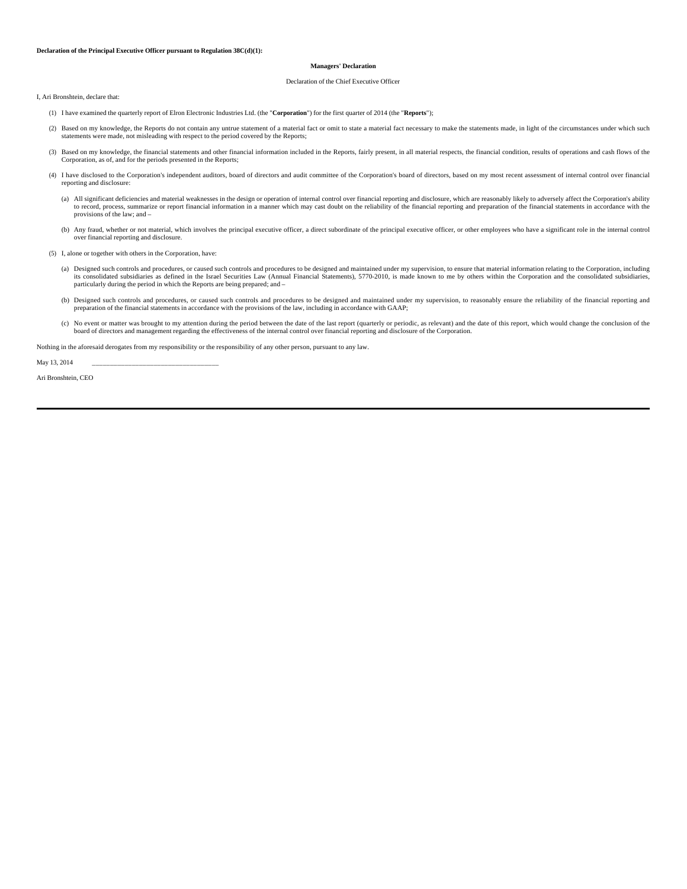**Declaration of the Principal Executive Officer pursuant to Regulation 38C(d)(1):**

**Managers' Declaration**

Declaration of the Chief Executive Officer

I, Ari Bronshtein, declare that:

(1) I have examined the quarterly report of Elron Electronic Industries Ltd. (the "**Corporation**") for the first quarter of 2014 (the "**Reports**");

(2) Based on my knowledge, the Reports do not contain any untrue statement of a material fact or omit to state a material fact necessary to make the statements made, in light of the circumstances under which such statements were made, not misleading with respect to the period covered by the Reports;

(3) Based on my knowledge, the financial statements and other financial information included in the Reports, fairly present, in all material respects, the financial condition, results of operations and cash flows of the Corporation, as of, and for the periods presented in the Reports;

(4) I have disclosed to the Corporation's independent auditors, board of directors and audit committee of the Corporation's board of directors, based on my most recent assessment of internal control over financial reporting and disclosure:

(a) All significant deficiencies and material weaknesses in the design or operation of internal control over financial reporting and disclosure, which are reasonably likely to adversely affect the Corporation's ability to record, process, summarize or report financial information in a manner which may cast doubt on the reliability of the financial reporting and preparation of the financial statements in accordance with the provisions of the law; and –

(b) Any fraud, whether or not material, which involves the principal executive officer, a direct subordinate of the principal executive officer, or other employees who have a significant role in the internal control over financial reporting and disclosure.

(5) I, alone or together with others in the Corporation, have:

(a) Designed such controls and procedures, or caused such controls and procedures to be designed and maintained under my supervision, to ensure that material information relating to the Corporation, including its consolidated subsidiaries as defined in the Israel Securities Law (Annual Financial Statements), 5770-2010, is made known to me by others within the Corporation and the consolidated subsidiaries, particularly during the period in which the Reports are being prepared; and –

(b) Designed such controls and procedures, or caused such controls and procedures to be designed and maintained under my supervision, to reasonably ensure the reliability of the financial reporting and preparation of the financial statements in accordance with the provisions of the law, including in accordance with GAAP;

(c) No event or matter was brought to my attention during the period between the date of the last report (quarterly or periodic, as relevant) and the date of this report, which would change the conclusion of the board of directors and management regarding the effectiveness of the internal control over financial reporting and disclosure of the Corporation.

Nothing in the aforesaid derogates from my responsibility or the responsibility of any other person, pursuant to any law.

May 13, 2014 \_\_\_\_\_\_\_\_\_\_\_\_\_\_\_\_\_\_\_\_\_\_\_\_\_\_\_\_\_\_\_\_\_\_\_\_

Ari Bronshtein, CEO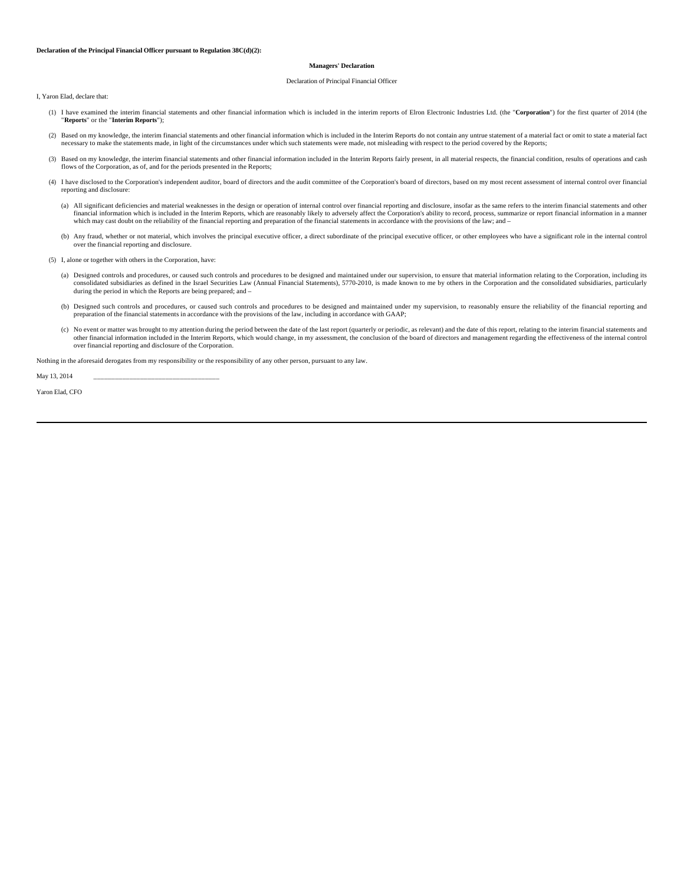**Declaration of the Principal Financial Officer pursuant to Regulation 38C(d)(2):**

**Managers' Declaration**

Declaration of Principal Financial Officer

I, Yaron Elad, declare that:

(1) I have examined the interim financial statements and other financial information which is included in the interim reports of Elron Electronic Industries Ltd. (the "**Corporation**") for the first quarter of 2014 (the "**Reports**" or the "**Interim Reports**");

(2) Based on my knowledge, the interim financial statements and other financial information which is included in the Interim Reports do not contain any untrue statement of a material fact or omit to state a material fact necessary to make the statements made, in light of the circumstances under which such statements were made, not misleading with respect to the period covered by the Reports;

(3) Based on my knowledge, the interim financial statements and other financial information included in the Interim Reports fairly present, in all material respects, the financial condition, results of operations and cash flows of the Corporation, as of, and for the periods presented in the Reports;

(4) I have disclosed to the Corporation's independent auditor, board of directors and the audit committee of the Corporation's board of directors, based on my most recent assessment of internal control over financial reporting and disclosure:

(a) All significant deficiencies and material weaknesses in the design or operation of internal control over financial reporting and disclosure, insofar as the same refers to the interim financial statements and other financial information which is included in the Interim Reports, which are reasonably likely to adversely affect the Corporation's ability to record, process, summarize or report financial information in a manner which may cast doubt on the reliability of the financial reporting and preparation of the financial statements in accordance with the provisions of the law; and –

(b) Any fraud, whether or not material, which involves the principal executive officer, a direct subordinate of the principal executive officer, or other employees who have a significant role in the internal control over the financial reporting and disclosure.

(5) I, alone or together with others in the Corporation, have:

(a) Designed controls and procedures, or caused such controls and procedures to be designed and maintained under our supervision, to ensure that material information relating to the Corporation, including its consolidated subsidiaries as defined in the Israel Securities Law (Annual Financial Statements), 5770-2010, is made known to me by others in the Corporation and the consolidated subsidiaries, particularly during the period in which the Reports are being prepared; and –

(b) Designed such controls and procedures, or caused such controls and procedures to be designed and maintained under my supervision, to reasonably ensure the reliability of the financial reporting and preparation of the financial statements in accordance with the provisions of the law, including in accordance with GAAP;

(c) No event or matter was brought to my attention during the period between the date of the last report (quarterly or periodic, as relevant) and the date of this report, relating to the interim financial statements and other financial information included in the Interim Reports, which would change, in my assessment, the conclusion of the board of directors and management regarding the effectiveness of the internal control over financial reporting and disclosure of the Corporation.

Nothing in the aforesaid derogates from my responsibility or the responsibility of any other person, pursuant to any law.

May 13, 2014 ____________________________________

Yaron Elad, CFO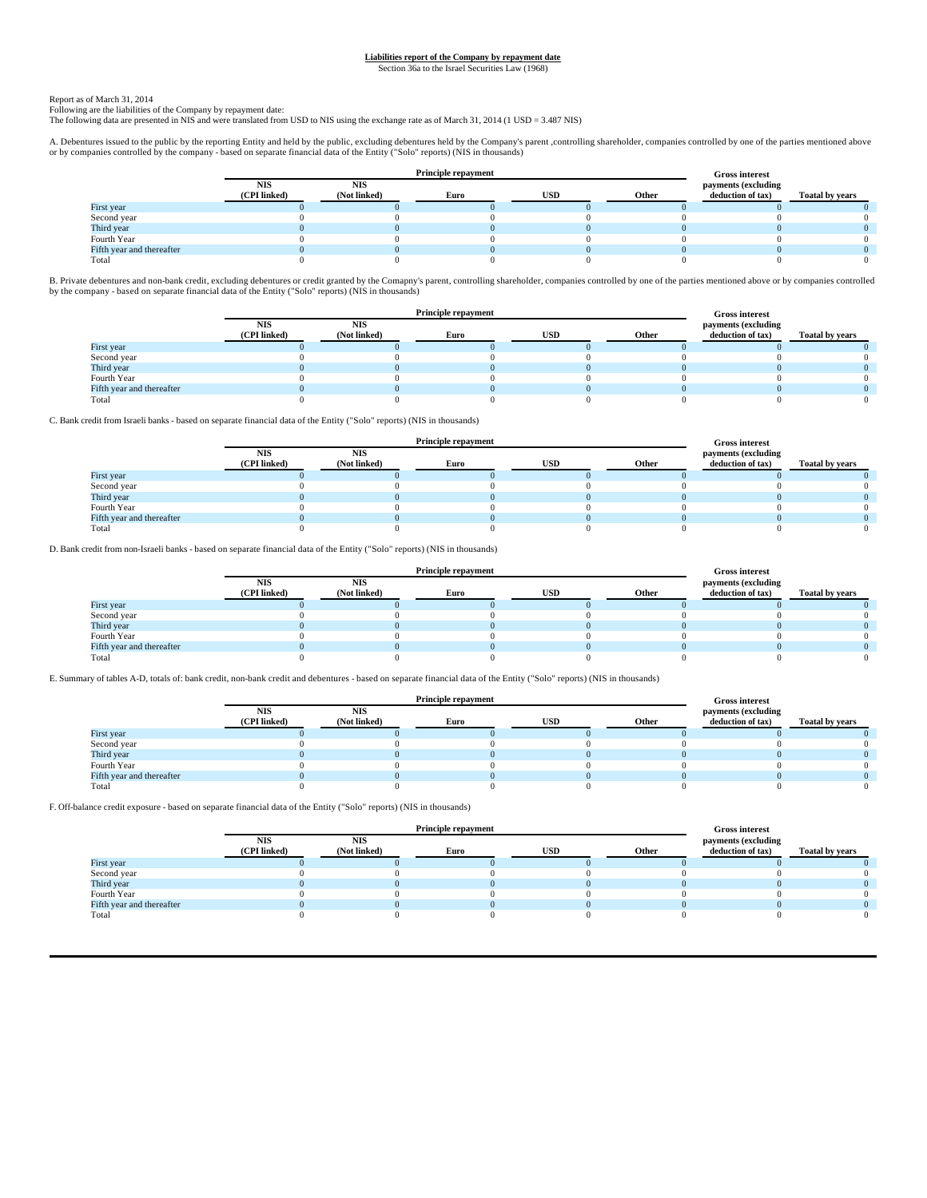**Liabilities report of the Company by repayment date**

Section 36a to the Israel Securities Law (1968)

Report as of March 31, 2014

Following are the liabilities of the Company by repayment date:

The following data are presented in NIS and were translated from USD to NIS using the exchange rate as of March 31, 2014 (1 USD = 3.487 NIS)

A. Debentures issued to the public by the reporting Entity and held by the public, excluding debentures held by the Company's parent ,controlling shareholder, companies controlled by one of the parties mentioned above or by companies controlled by the company - based on separate financial data of the Entity ("Solo" reports) (NIS in thousands)

| | Principle repayment | | | | | Gross interest payments (excluding deduction of tax) | Toatal by years |
|---|---|---|---|---|---|---|---|
| | NIS (CPI linked) | NIS (Not linked) | Euro | USD | Other | | |
| First year | 0 | 0 | 0 | 0 | 0 | 0 | 0 |
| Second year | 0 | 0 | 0 | 0 | 0 | 0 | 0 |
| Third year | 0 | 0 | 0 | 0 | 0 | 0 | 0 |
| Fourth Year | 0 | 0 | 0 | 0 | 0 | 0 | 0 |
| Fifth year and thereafter | 0 | 0 | 0 | 0 | 0 | 0 | 0 |
| Total | 0 | 0 | 0 | 0 | 0 | 0 | 0 |

B. Private debentures and non-bank credit, excluding debentures or credit granted by the Comapny's parent, controlling shareholder, companies controlled by one of the parties mentioned above or by companies controlled by the company - based on separate financial data of the Entity ("Solo" reports) (NIS in thousands)

| | Principle repayment | | | | | Gross interest payments (excluding deduction of tax) | Toatal by years |
|---|---|---|---|---|---|---|---|
| | NIS (CPI linked) | NIS (Not linked) | Euro | USD | Other | | |
| First year | 0 | 0 | 0 | 0 | 0 | 0 | 0 |
| Second year | 0 | 0 | 0 | 0 | 0 | 0 | 0 |
| Third year | 0 | 0 | 0 | 0 | 0 | 0 | 0 |
| Fourth Year | 0 | 0 | 0 | 0 | 0 | 0 | 0 |
| Fifth year and thereafter | 0 | 0 | 0 | 0 | 0 | 0 | 0 |
| Total | 0 | 0 | 0 | 0 | 0 | 0 | 0 |

C. Bank credit from Israeli banks - based on separate financial data of the Entity ("Solo" reports) (NIS in thousands)

| | Principle repayment | | | | | Gross interest payments (excluding deduction of tax) | Toatal by years |
|---|---|---|---|---|---|---|---|
| | NIS (CPI linked) | NIS (Not linked) | Euro | USD | Other | | |
| First year | 0 | 0 | 0 | 0 | 0 | 0 | 0 |
| Second year | 0 | 0 | 0 | 0 | 0 | 0 | 0 |
| Third year | 0 | 0 | 0 | 0 | 0 | 0 | 0 |
| Fourth Year | 0 | 0 | 0 | 0 | 0 | 0 | 0 |
| Fifth year and thereafter | 0 | 0 | 0 | 0 | 0 | 0 | 0 |
| Total | 0 | 0 | 0 | 0 | 0 | 0 | 0 |

D. Bank credit from non-Israeli banks - based on separate financial data of the Entity ("Solo" reports) (NIS in thousands)

| | Principle repayment | | | | | Gross interest payments (excluding deduction of tax) | Toatal by years |
|---|---|---|---|---|---|---|---|
| | NIS (CPI linked) | NIS (Not linked) | Euro | USD | Other | | |
| First year | 0 | 0 | 0 | 0 | 0 | 0 | 0 |
| Second year | 0 | 0 | 0 | 0 | 0 | 0 | 0 |
| Third year | 0 | 0 | 0 | 0 | 0 | 0 | 0 |
| Fourth Year | 0 | 0 | 0 | 0 | 0 | 0 | 0 |
| Fifth year and thereafter | 0 | 0 | 0 | 0 | 0 | 0 | 0 |
| Total | 0 | 0 | 0 | 0 | 0 | 0 | 0 |

E. Summary of tables A-D, totals of: bank credit, non-bank credit and debentures - based on separate financial data of the Entity ("Solo" reports) (NIS in thousands)

| | Principle repayment | | | | | Gross interest payments (excluding deduction of tax) | Toatal by years |
|---|---|---|---|---|---|---|---|
| | NIS (CPI linked) | NIS (Not linked) | Euro | USD | Other | | |
| First year | 0 | 0 | 0 | 0 | 0 | 0 | 0 |
| Second year | 0 | 0 | 0 | 0 | 0 | 0 | 0 |
| Third year | 0 | 0 | 0 | 0 | 0 | 0 | 0 |
| Fourth Year | 0 | 0 | 0 | 0 | 0 | 0 | 0 |
| Fifth year and thereafter | 0 | 0 | 0 | 0 | 0 | 0 | 0 |
| Total | 0 | 0 | 0 | 0 | 0 | 0 | 0 |

F. Off-balance credit exposure - based on separate financial data of the Entity ("Solo" reports) (NIS in thousands)

| | Principle repayment | | | | | Gross interest payments (excluding deduction of tax) | Toatal by years |
|---|---|---|---|---|---|---|---|
| | NIS (CPI linked) | NIS (Not linked) | Euro | USD | Other | | |
| First year | 0 | 0 | 0 | 0 | 0 | 0 | 0 |
| Second year | 0 | 0 | 0 | 0 | 0 | 0 | 0 |
| Third year | 0 | 0 | 0 | 0 | 0 | 0 | 0 |
| Fourth Year | 0 | 0 | 0 | 0 | 0 | 0 | 0 |
| Fifth year and thereafter | 0 | 0 | 0 | 0 | 0 | 0 | 0 |
| Total | 0 | 0 | 0 | 0 | 0 | 0 | 0 |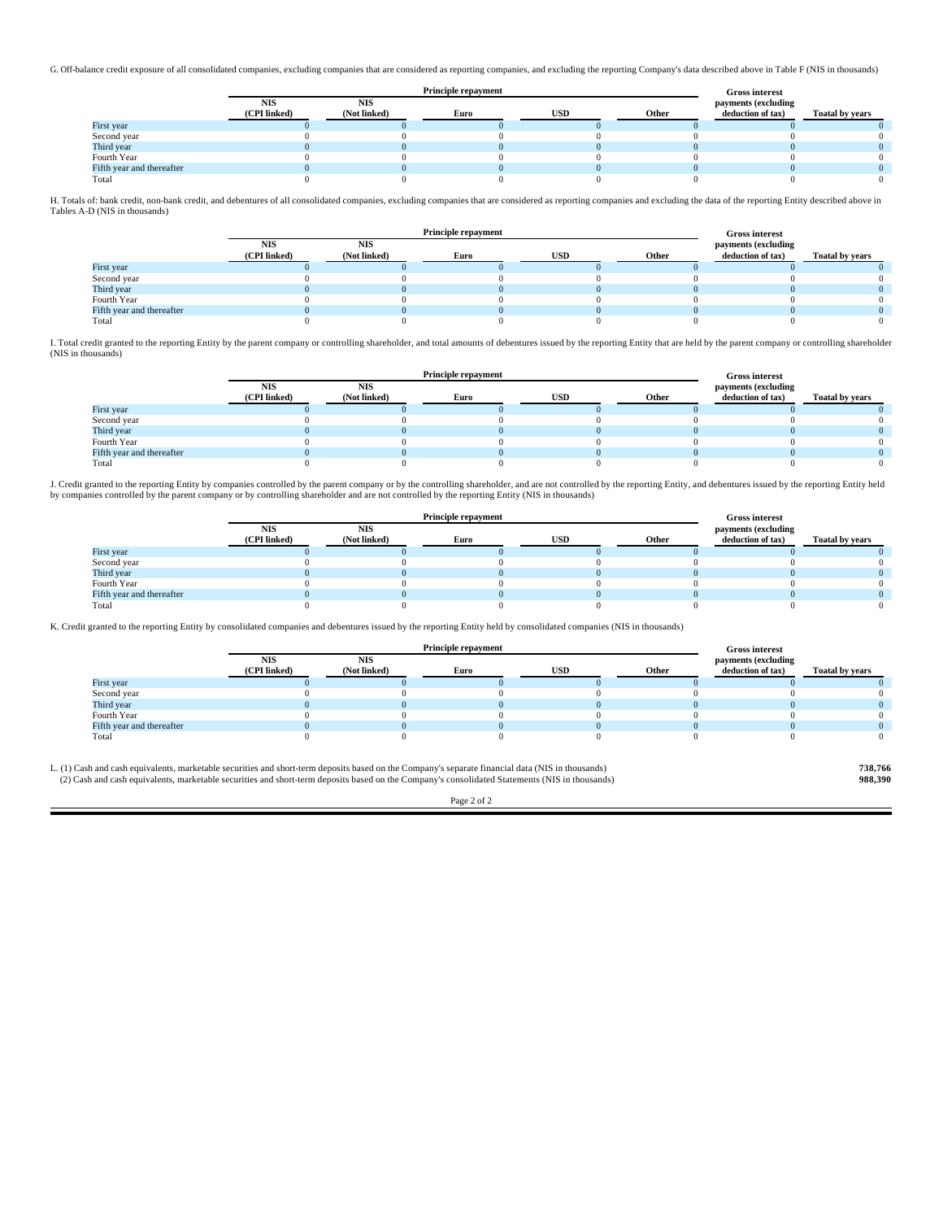G. Off-balance credit exposure of all consolidated companies, excluding companies that are considered as reporting companies, and excluding the reporting Company's data described above in Table F (NIS in thousands)

| | Principle repayment | | | | | Gross interest payments (excluding deduction of tax) | Toatal by years |
|---|---|---|---|---|---|---|---|
| | NIS (CPI linked) | NIS (Not linked) | Euro | USD | Other | | |
| First year | 0 | 0 | 0 | 0 | 0 | 0 | 0 |
| Second year | 0 | 0 | 0 | 0 | 0 | 0 | 0 |
| Third year | 0 | 0 | 0 | 0 | 0 | 0 | 0 |
| Fourth Year | 0 | 0 | 0 | 0 | 0 | 0 | 0 |
| Fifth year and thereafter | 0 | 0 | 0 | 0 | 0 | 0 | 0 |
| Total | 0 | 0 | 0 | 0 | 0 | 0 | 0 |

H. Totals of: bank credit, non-bank credit, and debentures of all consolidated companies, excluding companies that are considered as reporting companies and excluding the data of the reporting Entity described above in Tables A-D (NIS in thousands)

| | Principle repayment | | | | | Gross interest payments (excluding deduction of tax) | Toatal by years |
|---|---|---|---|---|---|---|---|
| | NIS (CPI linked) | NIS (Not linked) | Euro | USD | Other | | |
| First year | 0 | 0 | 0 | 0 | 0 | 0 | 0 |
| Second year | 0 | 0 | 0 | 0 | 0 | 0 | 0 |
| Third year | 0 | 0 | 0 | 0 | 0 | 0 | 0 |
| Fourth Year | 0 | 0 | 0 | 0 | 0 | 0 | 0 |
| Fifth year and thereafter | 0 | 0 | 0 | 0 | 0 | 0 | 0 |
| Total | 0 | 0 | 0 | 0 | 0 | 0 | 0 |

I. Total credit granted to the reporting Entity by the parent company or controlling shareholder, and total amounts of debentures issued by the reporting Entity that are held by the parent company or controlling shareholder (NIS in thousands)

| | Principle repayment | | | | | Gross interest payments (excluding deduction of tax) | Toatal by years |
|---|---|---|---|---|---|---|---|
| | NIS (CPI linked) | NIS (Not linked) | Euro | USD | Other | | |
| First year | 0 | 0 | 0 | 0 | 0 | 0 | 0 |
| Second year | 0 | 0 | 0 | 0 | 0 | 0 | 0 |
| Third year | 0 | 0 | 0 | 0 | 0 | 0 | 0 |
| Fourth Year | 0 | 0 | 0 | 0 | 0 | 0 | 0 |
| Fifth year and thereafter | 0 | 0 | 0 | 0 | 0 | 0 | 0 |
| Total | 0 | 0 | 0 | 0 | 0 | 0 | 0 |

J. Credit granted to the reporting Entity by companies controlled by the parent company or by the controlling shareholder, and are not controlled by the reporting Entity, and debentures issued by the reporting Entity held by companies controlled by the parent company or by controlling shareholder and are not controlled by the reporting Entity (NIS in thousands)

| | Principle repayment | | | | | Gross interest payments (excluding deduction of tax) | Toatal by years |
|---|---|---|---|---|---|---|---|
| | NIS (CPI linked) | NIS (Not linked) | Euro | USD | Other | | |
| First year | 0 | 0 | 0 | 0 | 0 | 0 | 0 |
| Second year | 0 | 0 | 0 | 0 | 0 | 0 | 0 |
| Third year | 0 | 0 | 0 | 0 | 0 | 0 | 0 |
| Fourth Year | 0 | 0 | 0 | 0 | 0 | 0 | 0 |
| Fifth year and thereafter | 0 | 0 | 0 | 0 | 0 | 0 | 0 |
| Total | 0 | 0 | 0 | 0 | 0 | 0 | 0 |

K. Credit granted to the reporting Entity by consolidated companies and debentures issued by the reporting Entity held by consolidated companies (NIS in thousands)

| | Principle repayment | | | | | Gross interest payments (excluding deduction of tax) | Toatal by years |
|---|---|---|---|---|---|---|---|
| | NIS (CPI linked) | NIS (Not linked) | Euro | USD | Other | | |
| First year | 0 | 0 | 0 | 0 | 0 | 0 | 0 |
| Second year | 0 | 0 | 0 | 0 | 0 | 0 | 0 |
| Third year | 0 | 0 | 0 | 0 | 0 | 0 | 0 |
| Fourth Year | 0 | 0 | 0 | 0 | 0 | 0 | 0 |
| Fifth year and thereafter | 0 | 0 | 0 | 0 | 0 | 0 | 0 |
| Total | 0 | 0 | 0 | 0 | 0 | 0 | 0 |

| | |
|---|---|
| L. (1) Cash and cash equivalents, marketable securities and short-term deposits based on the Company's separate financial data (NIS in thousands) | **738,766** |
| (2) Cash and cash equivalents, marketable securities and short-term deposits based on the Company's consolidated Statements (NIS in thousands) | **988,390** |